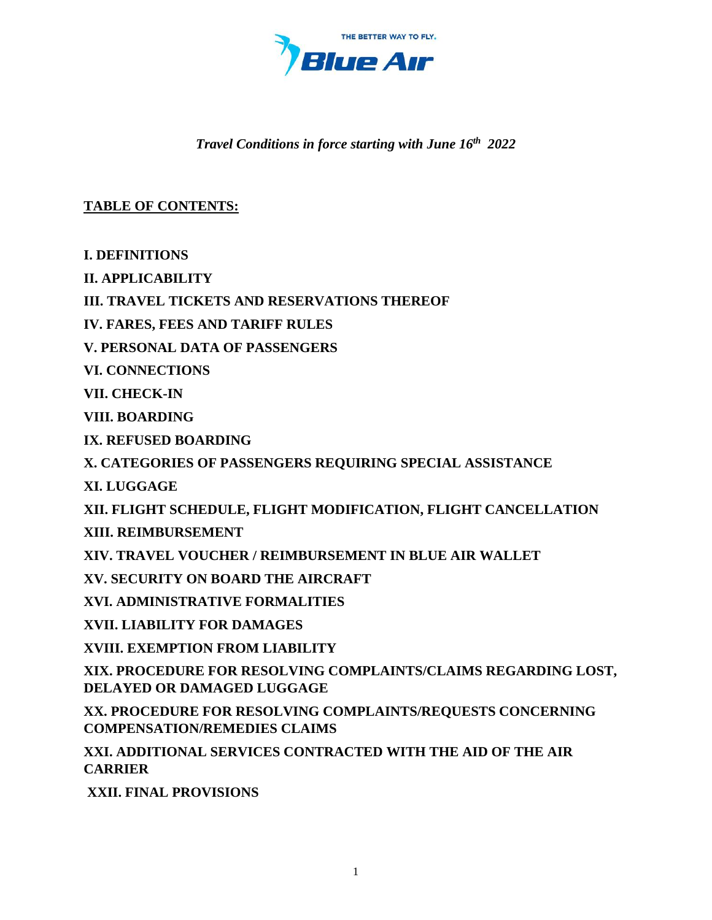THE BETTER WAY TO FLY.

Blue Air

*Travel Conditions in force starting with June 16th 2022*

## TABLE OF CONTENTS:

**I. DEFINITIONS**

**II. APPLICABILITY**

**III. TRAVEL TICKETS AND RESERVATIONS THEREOF**

**IV. FARES, FEES AND TARIFF RULES**

**V. PERSONAL DATA OF PASSENGERS**

**VI. CONNECTIONS**

**VII. CHECK-IN**

**VIII. BOARDING**

**IX. REFUSED BOARDING**

**X. CATEGORIES OF PASSENGERS REQUIRING SPECIAL ASSISTANCE**

**XI. LUGGAGE**

**XII. FLIGHT SCHEDULE, FLIGHT MODIFICATION, FLIGHT CANCELLATION**

**XIII. REIMBURSEMENT**

**XIV. TRAVEL VOUCHER / REIMBURSEMENT IN BLUE AIR WALLET**

**XV. SECURITY ON BOARD THE AIRCRAFT**

**XVI. ADMINISTRATIVE FORMALITIES**

**XVII. LIABILITY FOR DAMAGES**

**XVIII. EXEMPTION FROM LIABILITY**

**XIX. PROCEDURE FOR RESOLVING COMPLAINTS/CLAIMS REGARDING LOST, DELAYED OR DAMAGED LUGGAGE**

**XX. PROCEDURE FOR RESOLVING COMPLAINTS/REQUESTS CONCERNING COMPENSATION/REMEDIES CLAIMS**

**XXI. ADDITIONAL SERVICES CONTRACTED WITH THE AID OF THE AIR CARRIER**

**XXII. FINAL PROVISIONS**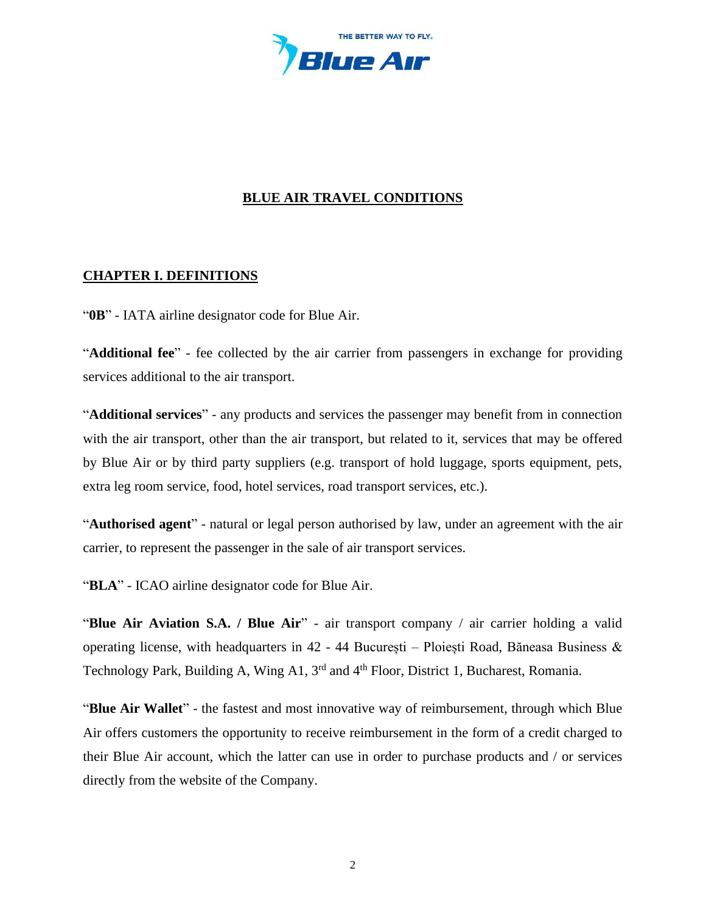# BLUE AIR TRAVEL CONDITIONS

## CHAPTER I. DEFINITIONS

"**0B**" - IATA airline designator code for Blue Air.

"**Additional fee**" - fee collected by the air carrier from passengers in exchange for providing services additional to the air transport.

"**Additional services**" - any products and services the passenger may benefit from in connection with the air transport, other than the air transport, but related to it, services that may be offered by Blue Air or by third party suppliers (e.g. transport of hold luggage, sports equipment, pets, extra leg room service, food, hotel services, road transport services, etc.).

"**Authorised agent**" - natural or legal person authorised by law, under an agreement with the air carrier, to represent the passenger in the sale of air transport services.

"**BLA**" - ICAO airline designator code for Blue Air.

"**Blue Air Aviation S.A. / Blue Air**" - air transport company / air carrier holding a valid operating license, with headquarters in 42 - 44 București – Ploiești Road, Băneasa Business & Technology Park, Building A, Wing A1, 3rd and 4th Floor, District 1, Bucharest, Romania.

"**Blue Air Wallet**" - the fastest and most innovative way of reimbursement, through which Blue Air offers customers the opportunity to receive reimbursement in the form of a credit charged to their Blue Air account, which the latter can use in order to purchase products and / or services directly from the website of the Company.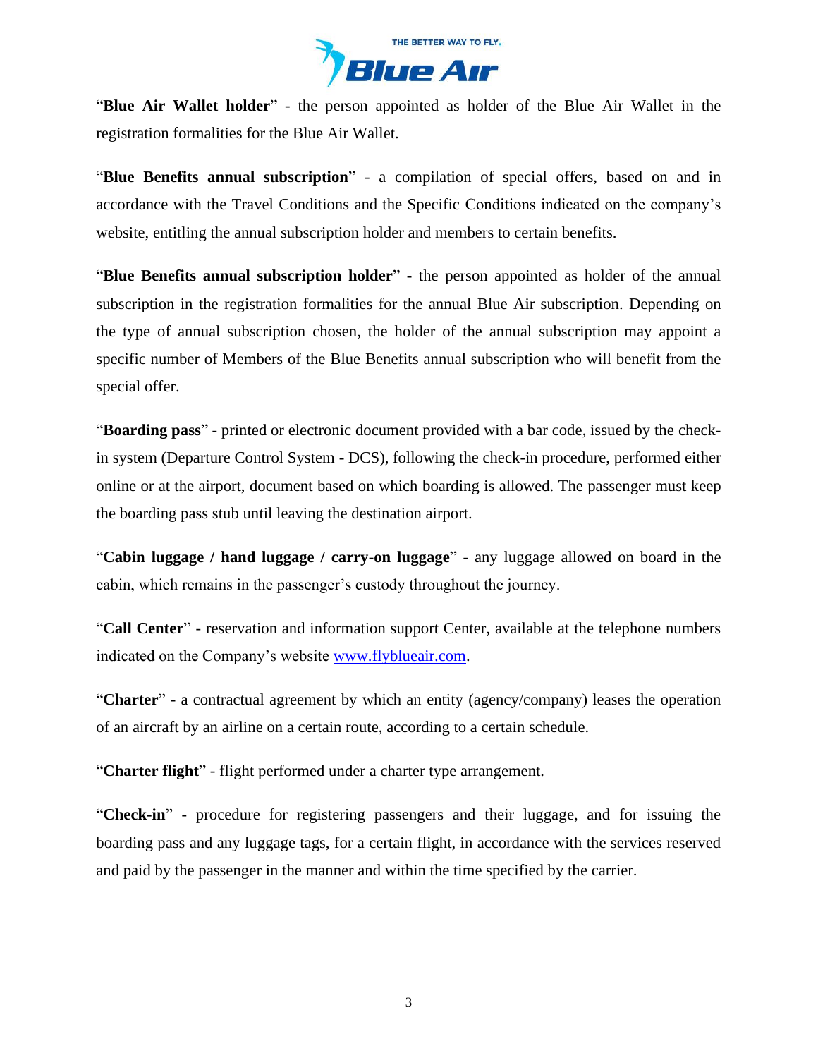"**Blue Air Wallet holder**" - the person appointed as holder of the Blue Air Wallet in the registration formalities for the Blue Air Wallet.

"**Blue Benefits annual subscription**" - a compilation of special offers, based on and in accordance with the Travel Conditions and the Specific Conditions indicated on the company's website, entitling the annual subscription holder and members to certain benefits.

"**Blue Benefits annual subscription holder**" - the person appointed as holder of the annual subscription in the registration formalities for the annual Blue Air subscription. Depending on the type of annual subscription chosen, the holder of the annual subscription may appoint a specific number of Members of the Blue Benefits annual subscription who will benefit from the special offer.

"**Boarding pass**" - printed or electronic document provided with a bar code, issued by the check-in system (Departure Control System - DCS), following the check-in procedure, performed either online or at the airport, document based on which boarding is allowed. The passenger must keep the boarding pass stub until leaving the destination airport.

"**Cabin luggage / hand luggage / carry-on luggage**" - any luggage allowed on board in the cabin, which remains in the passenger's custody throughout the journey.

"**Call Center**" - reservation and information support Center, available at the telephone numbers indicated on the Company's website [www.flyblueair.com](http://www.flyblueair.com).

"**Charter**" - a contractual agreement by which an entity (agency/company) leases the operation of an aircraft by an airline on a certain route, according to a certain schedule.

"**Charter flight**" - flight performed under a charter type arrangement.

"**Check-in**" - procedure for registering passengers and their luggage, and for issuing the boarding pass and any luggage tags, for a certain flight, in accordance with the services reserved and paid by the passenger in the manner and within the time specified by the carrier.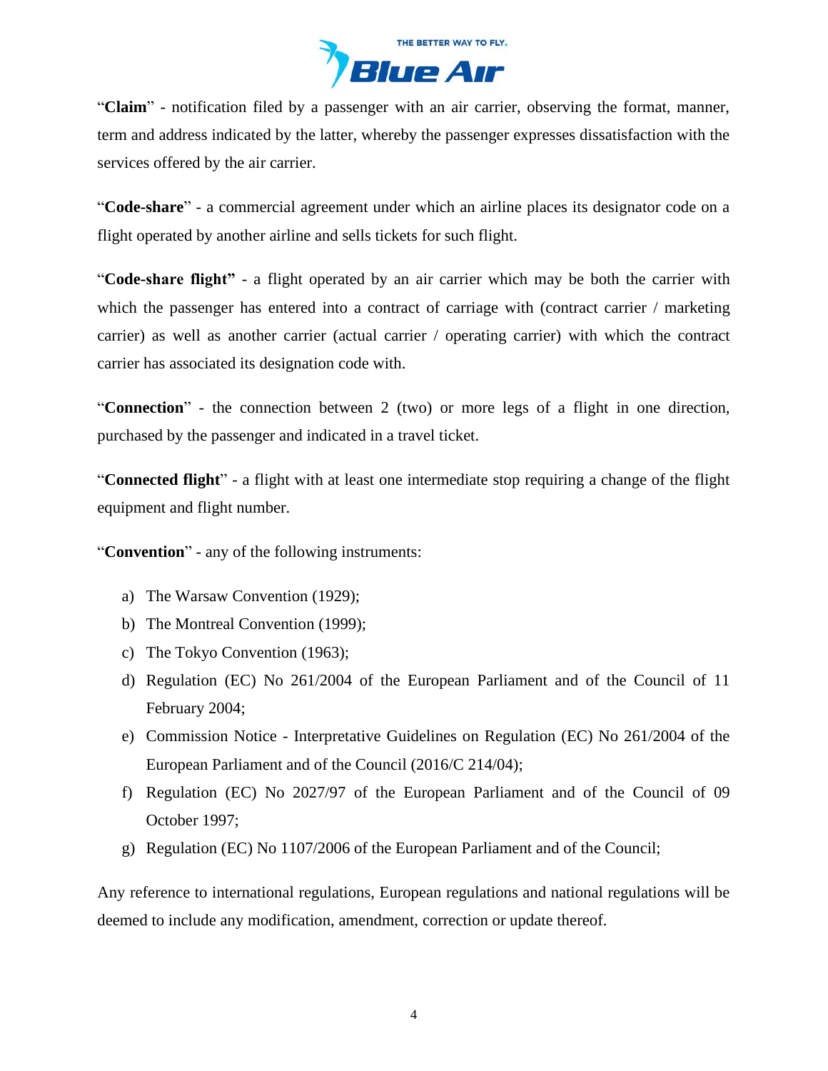"**Claim**" - notification filed by a passenger with an air carrier, observing the format, manner, term and address indicated by the latter, whereby the passenger expresses dissatisfaction with the services offered by the air carrier.

"**Code-share**" - a commercial agreement under which an airline places its designator code on a flight operated by another airline and sells tickets for such flight.

"**Code-share flight"** - a flight operated by an air carrier which may be both the carrier with which the passenger has entered into a contract of carriage with (contract carrier / marketing carrier) as well as another carrier (actual carrier / operating carrier) with which the contract carrier has associated its designation code with.

"**Connection**" - the connection between 2 (two) or more legs of a flight in one direction, purchased by the passenger and indicated in a travel ticket.

"**Connected flight**" - a flight with at least one intermediate stop requiring a change of the flight equipment and flight number.

"**Convention**" - any of the following instruments:

a) The Warsaw Convention (1929);
b) The Montreal Convention (1999);
c) The Tokyo Convention (1963);
d) Regulation (EC) No 261/2004 of the European Parliament and of the Council of 11 February 2004;
e) Commission Notice - Interpretative Guidelines on Regulation (EC) No 261/2004 of the European Parliament and of the Council (2016/C 214/04);
f) Regulation (EC) No 2027/97 of the European Parliament and of the Council of 09 October 1997;
g) Regulation (EC) No 1107/2006 of the European Parliament and of the Council;

Any reference to international regulations, European regulations and national regulations will be deemed to include any modification, amendment, correction or update thereof.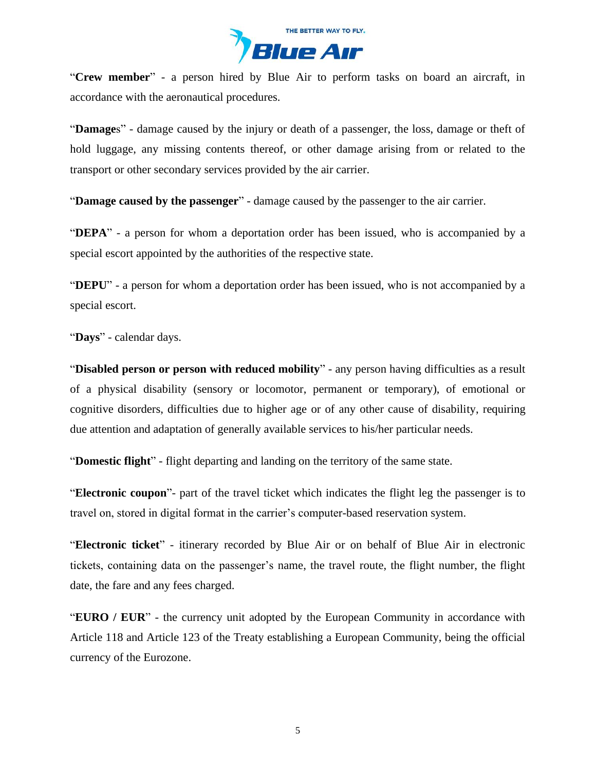"**Crew member**" - a person hired by Blue Air to perform tasks on board an aircraft, in accordance with the aeronautical procedures.

"**Damage**s" - damage caused by the injury or death of a passenger, the loss, damage or theft of hold luggage, any missing contents thereof, or other damage arising from or related to the transport or other secondary services provided by the air carrier.

"**Damage caused by the passenger**" - damage caused by the passenger to the air carrier.

"**DEPA**" - a person for whom a deportation order has been issued, who is accompanied by a special escort appointed by the authorities of the respective state.

"**DEPU**" - a person for whom a deportation order has been issued, who is not accompanied by a special escort.

"**Days**" - calendar days.

"**Disabled person or person with reduced mobility**" - any person having difficulties as a result of a physical disability (sensory or locomotor, permanent or temporary), of emotional or cognitive disorders, difficulties due to higher age or of any other cause of disability, requiring due attention and adaptation of generally available services to his/her particular needs.

"**Domestic flight**" - flight departing and landing on the territory of the same state.

"**Electronic coupon**"- part of the travel ticket which indicates the flight leg the passenger is to travel on, stored in digital format in the carrier's computer-based reservation system.

"**Electronic ticket**" - itinerary recorded by Blue Air or on behalf of Blue Air in electronic tickets, containing data on the passenger's name, the travel route, the flight number, the flight date, the fare and any fees charged.

"**EURO / EUR**" - the currency unit adopted by the European Community in accordance with Article 118 and Article 123 of the Treaty establishing a European Community, being the official currency of the Eurozone.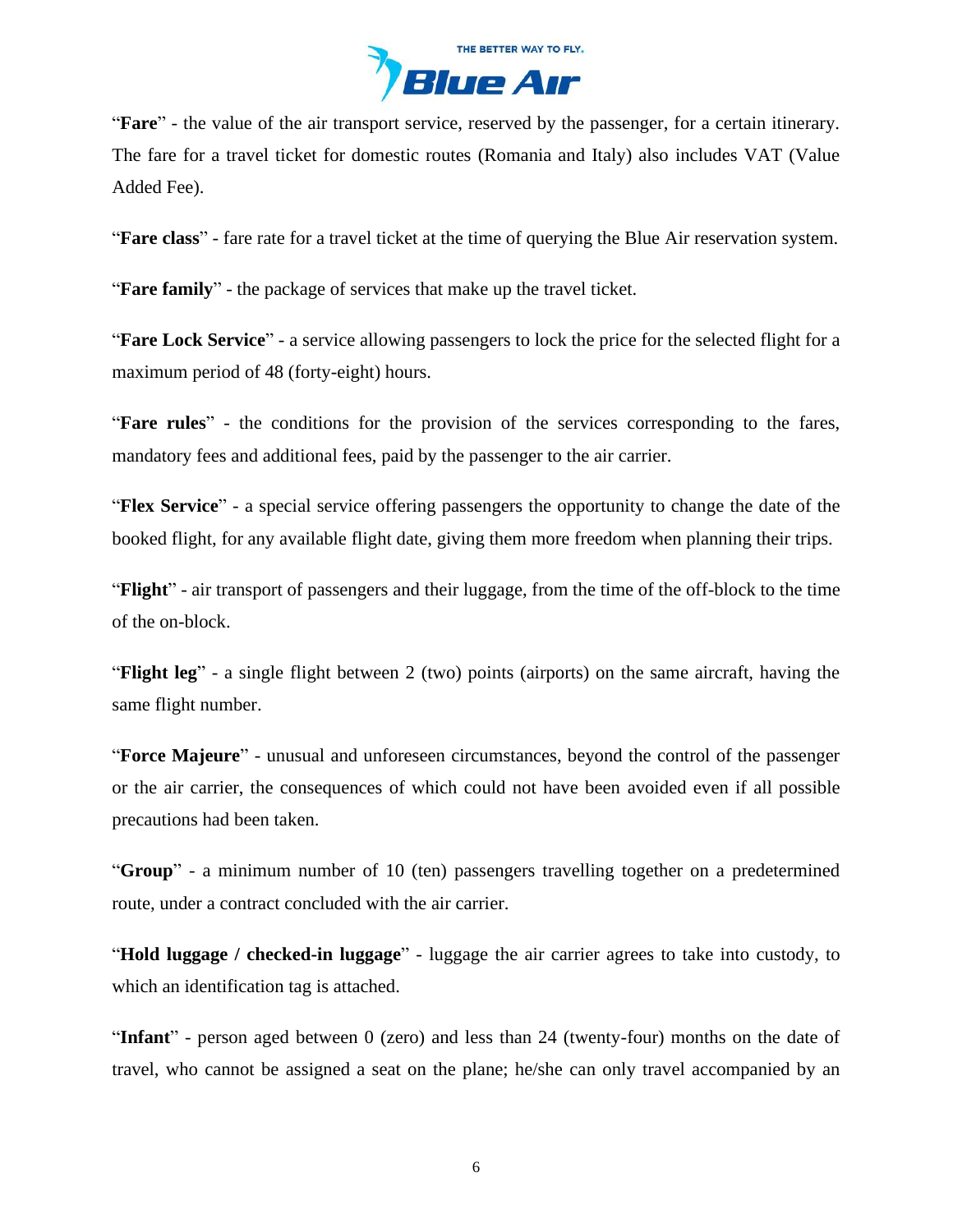"**Fare**" - the value of the air transport service, reserved by the passenger, for a certain itinerary. The fare for a travel ticket for domestic routes (Romania and Italy) also includes VAT (Value Added Fee).

"**Fare class**" - fare rate for a travel ticket at the time of querying the Blue Air reservation system.

"**Fare family**" - the package of services that make up the travel ticket.

"**Fare Lock Service**" - a service allowing passengers to lock the price for the selected flight for a maximum period of 48 (forty-eight) hours.

"**Fare rules**" - the conditions for the provision of the services corresponding to the fares, mandatory fees and additional fees, paid by the passenger to the air carrier.

"**Flex Service**" - a special service offering passengers the opportunity to change the date of the booked flight, for any available flight date, giving them more freedom when planning their trips.

"**Flight**" - air transport of passengers and their luggage, from the time of the off-block to the time of the on-block.

"**Flight leg**" - a single flight between 2 (two) points (airports) on the same aircraft, having the same flight number.

"**Force Majeure**" - unusual and unforeseen circumstances, beyond the control of the passenger or the air carrier, the consequences of which could not have been avoided even if all possible precautions had been taken.

"**Group**" - a minimum number of 10 (ten) passengers travelling together on a predetermined route, under a contract concluded with the air carrier.

"**Hold luggage / checked-in luggage**" - luggage the air carrier agrees to take into custody, to which an identification tag is attached.

"**Infant**" - person aged between 0 (zero) and less than 24 (twenty-four) months on the date of travel, who cannot be assigned a seat on the plane; he/she can only travel accompanied by an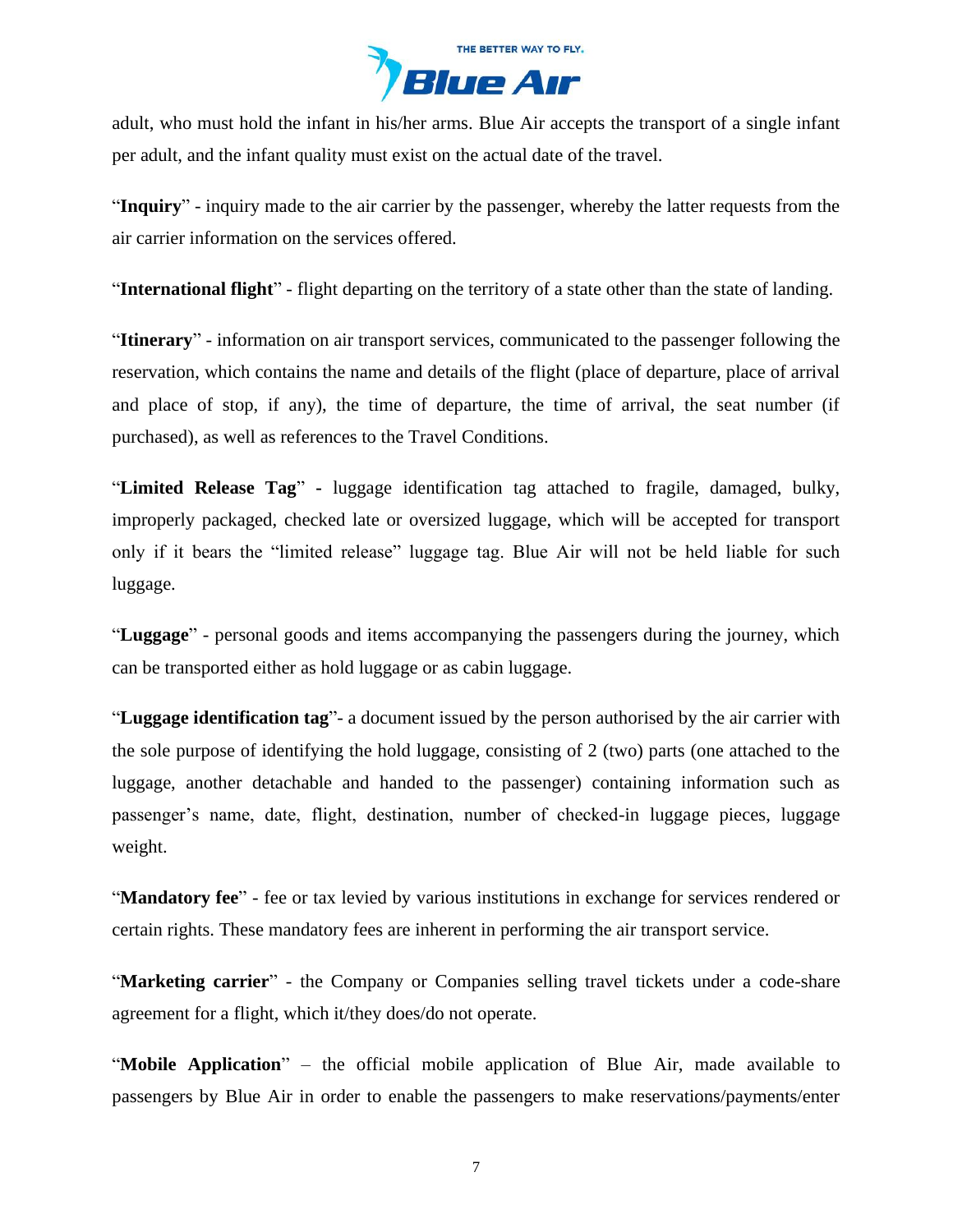adult, who must hold the infant in his/her arms. Blue Air accepts the transport of a single infant per adult, and the infant quality must exist on the actual date of the travel.

"**Inquiry**" - inquiry made to the air carrier by the passenger, whereby the latter requests from the air carrier information on the services offered.

"**International flight**" - flight departing on the territory of a state other than the state of landing.

"**Itinerary**" - information on air transport services, communicated to the passenger following the reservation, which contains the name and details of the flight (place of departure, place of arrival and place of stop, if any), the time of departure, the time of arrival, the seat number (if purchased), as well as references to the Travel Conditions.

"**Limited Release Tag**" **-** luggage identification tag attached to fragile, damaged, bulky, improperly packaged, checked late or oversized luggage, which will be accepted for transport only if it bears the "limited release" luggage tag. Blue Air will not be held liable for such luggage.

"**Luggage**" - personal goods and items accompanying the passengers during the journey, which can be transported either as hold luggage or as cabin luggage.

"**Luggage identification tag**"- a document issued by the person authorised by the air carrier with the sole purpose of identifying the hold luggage, consisting of 2 (two) parts (one attached to the luggage, another detachable and handed to the passenger) containing information such as passenger's name, date, flight, destination, number of checked-in luggage pieces, luggage weight.

"**Mandatory fee**" - fee or tax levied by various institutions in exchange for services rendered or certain rights. These mandatory fees are inherent in performing the air transport service.

"**Marketing carrier**" - the Company or Companies selling travel tickets under a code-share agreement for a flight, which it/they does/do not operate.

"**Mobile Application**" – the official mobile application of Blue Air, made available to passengers by Blue Air in order to enable the passengers to make reservations/payments/enter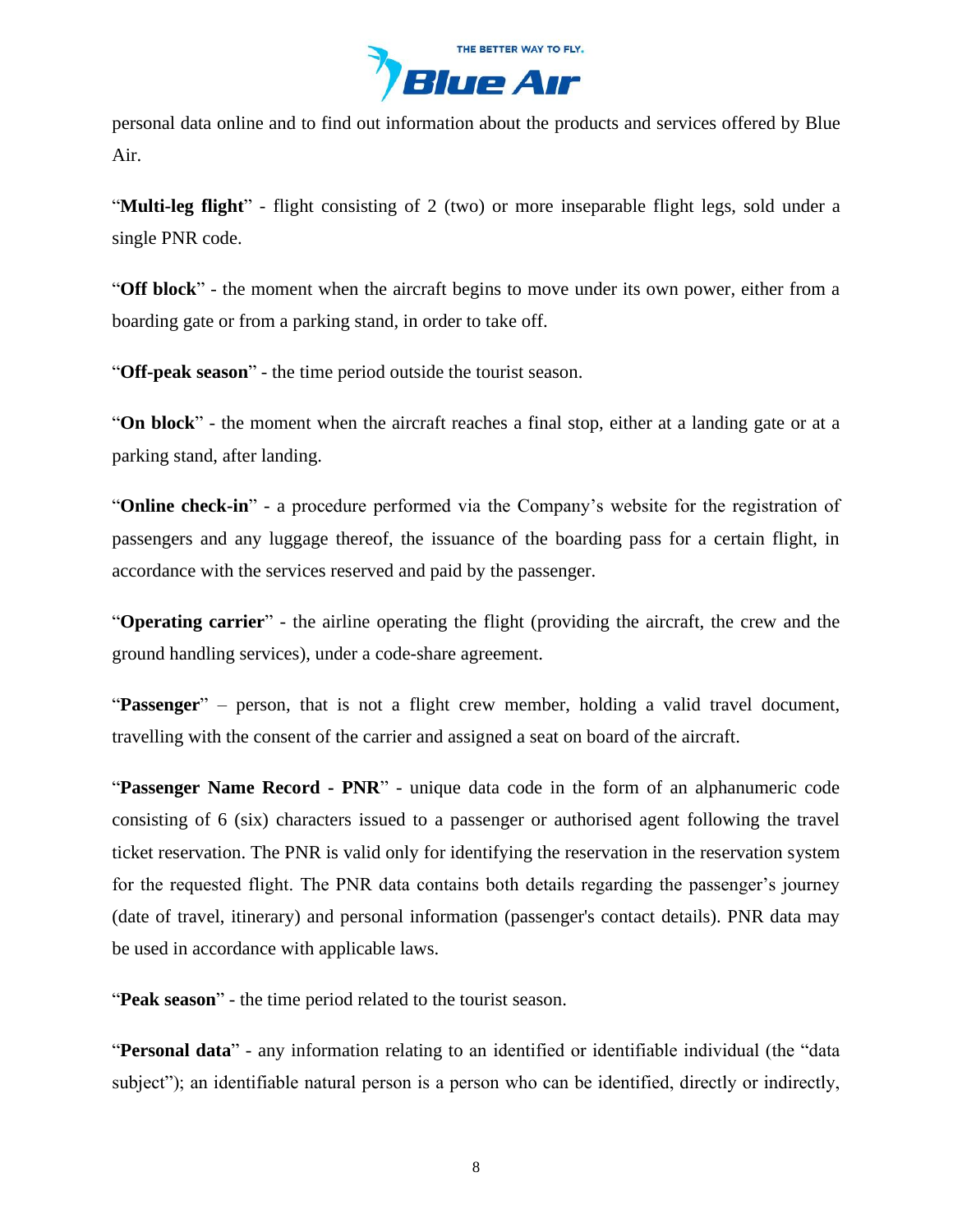personal data online and to find out information about the products and services offered by Blue Air.

“**Multi-leg flight**” - flight consisting of 2 (two) or more inseparable flight legs, sold under a single PNR code.

“**Off block**” - the moment when the aircraft begins to move under its own power, either from a boarding gate or from a parking stand, in order to take off.

“**Off-peak season**” - the time period outside the tourist season.

“**On block**” - the moment when the aircraft reaches a final stop, either at a landing gate or at a parking stand, after landing.

“**Online check-in**” - a procedure performed via the Company’s website for the registration of passengers and any luggage thereof, the issuance of the boarding pass for a certain flight, in accordance with the services reserved and paid by the passenger.

“**Operating carrier**” - the airline operating the flight (providing the aircraft, the crew and the ground handling services), under a code-share agreement.

“**Passenger**” – person, that is not a flight crew member, holding a valid travel document, travelling with the consent of the carrier and assigned a seat on board of the aircraft.

“**Passenger Name Record - PNR**” - unique data code in the form of an alphanumeric code consisting of 6 (six) characters issued to a passenger or authorised agent following the travel ticket reservation. The PNR is valid only for identifying the reservation in the reservation system for the requested flight. The PNR data contains both details regarding the passenger’s journey (date of travel, itinerary) and personal information (passenger's contact details). PNR data may be used in accordance with applicable laws.

“**Peak season**” - the time period related to the tourist season.

“**Personal data**” - any information relating to an identified or identifiable individual (the “data subject”); an identifiable natural person is a person who can be identified, directly or indirectly,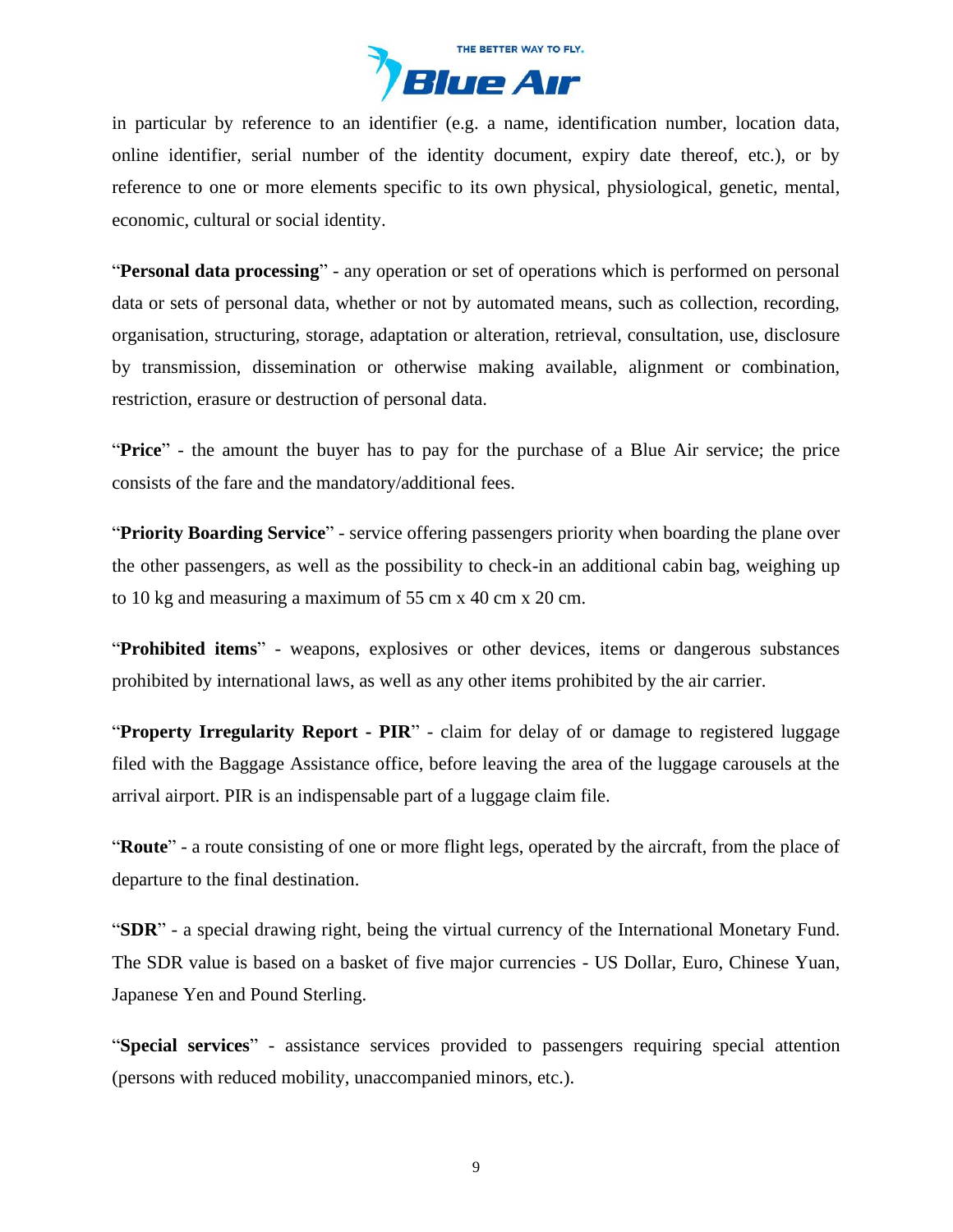in particular by reference to an identifier (e.g. a name, identification number, location data, online identifier, serial number of the identity document, expiry date thereof, etc.), or by reference to one or more elements specific to its own physical, physiological, genetic, mental, economic, cultural or social identity.

"**Personal data processing**" - any operation or set of operations which is performed on personal data or sets of personal data, whether or not by automated means, such as collection, recording, organisation, structuring, storage, adaptation or alteration, retrieval, consultation, use, disclosure by transmission, dissemination or otherwise making available, alignment or combination, restriction, erasure or destruction of personal data.

"**Price**" - the amount the buyer has to pay for the purchase of a Blue Air service; the price consists of the fare and the mandatory/additional fees.

"**Priority Boarding Service**" - service offering passengers priority when boarding the plane over the other passengers, as well as the possibility to check-in an additional cabin bag, weighing up to 10 kg and measuring a maximum of 55 cm x 40 cm x 20 cm.

"**Prohibited items**" - weapons, explosives or other devices, items or dangerous substances prohibited by international laws, as well as any other items prohibited by the air carrier.

"**Property Irregularity Report - PIR**" - claim for delay of or damage to registered luggage filed with the Baggage Assistance office, before leaving the area of the luggage carousels at the arrival airport. PIR is an indispensable part of a luggage claim file.

"**Route**" - a route consisting of one or more flight legs, operated by the aircraft, from the place of departure to the final destination.

"**SDR**" - a special drawing right, being the virtual currency of the International Monetary Fund. The SDR value is based on a basket of five major currencies - US Dollar, Euro, Chinese Yuan, Japanese Yen and Pound Sterling.

"**Special services**" - assistance services provided to passengers requiring special attention (persons with reduced mobility, unaccompanied minors, etc.).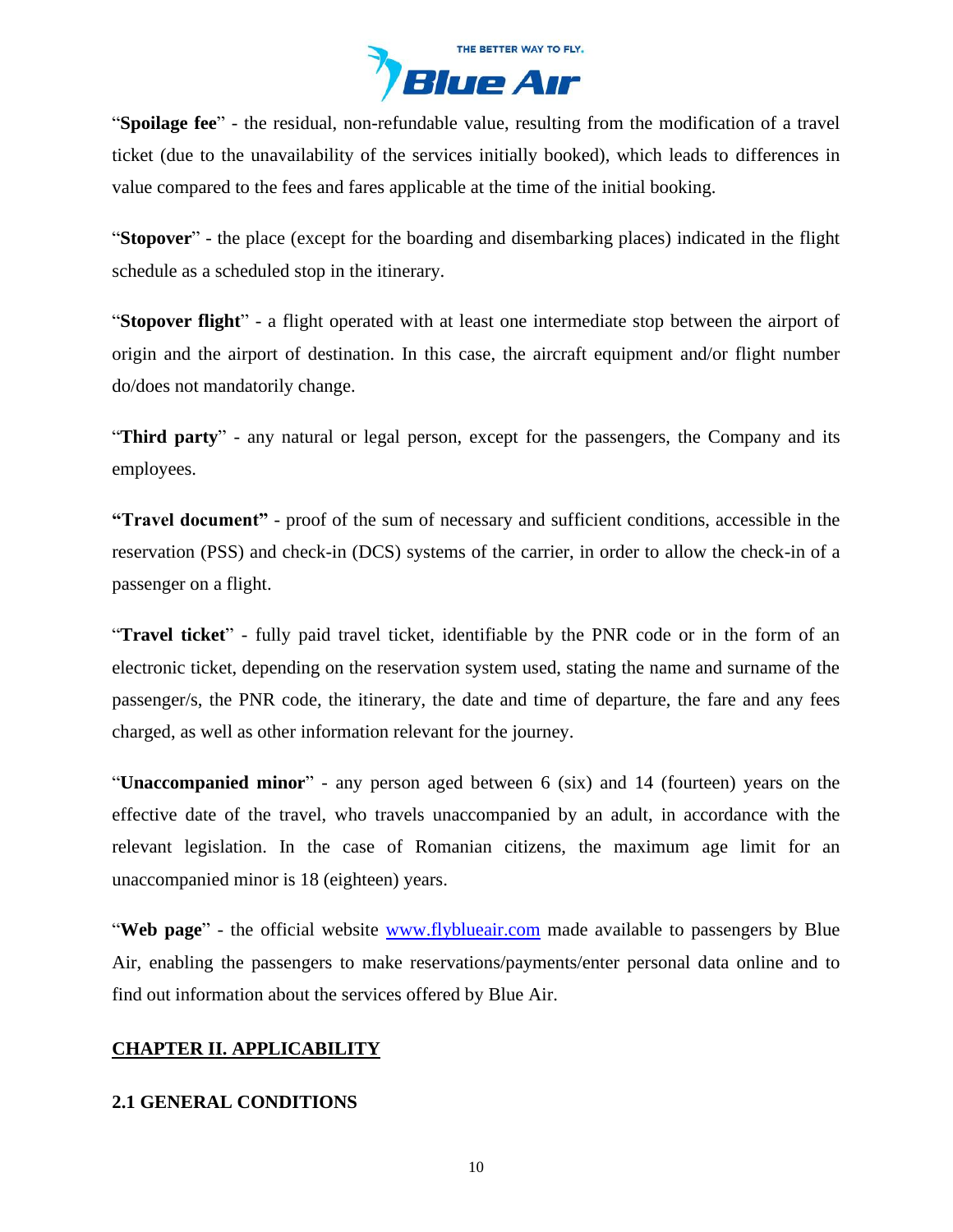"**Spoilage fee**" - the residual, non-refundable value, resulting from the modification of a travel ticket (due to the unavailability of the services initially booked), which leads to differences in value compared to the fees and fares applicable at the time of the initial booking.

"**Stopover**" - the place (except for the boarding and disembarking places) indicated in the flight schedule as a scheduled stop in the itinerary.

"**Stopover flight**" - a flight operated with at least one intermediate stop between the airport of origin and the airport of destination. In this case, the aircraft equipment and/or flight number do/does not mandatorily change.

"**Third party**" - any natural or legal person, except for the passengers, the Company and its employees.

**"Travel document"** - proof of the sum of necessary and sufficient conditions, accessible in the reservation (PSS) and check-in (DCS) systems of the carrier, in order to allow the check-in of a passenger on a flight.

"**Travel ticket**" - fully paid travel ticket, identifiable by the PNR code or in the form of an electronic ticket, depending on the reservation system used, stating the name and surname of the passenger/s, the PNR code, the itinerary, the date and time of departure, the fare and any fees charged, as well as other information relevant for the journey.

"**Unaccompanied minor**" - any person aged between 6 (six) and 14 (fourteen) years on the effective date of the travel, who travels unaccompanied by an adult, in accordance with the relevant legislation. In the case of Romanian citizens, the maximum age limit for an unaccompanied minor is 18 (eighteen) years.

"**Web page**" - the official website [www.flyblueair.com](http://www.flyblueair.com) made available to passengers by Blue Air, enabling the passengers to make reservations/payments/enter personal data online and to find out information about the services offered by Blue Air.

## CHAPTER II. APPLICABILITY

### 2.1 GENERAL CONDITIONS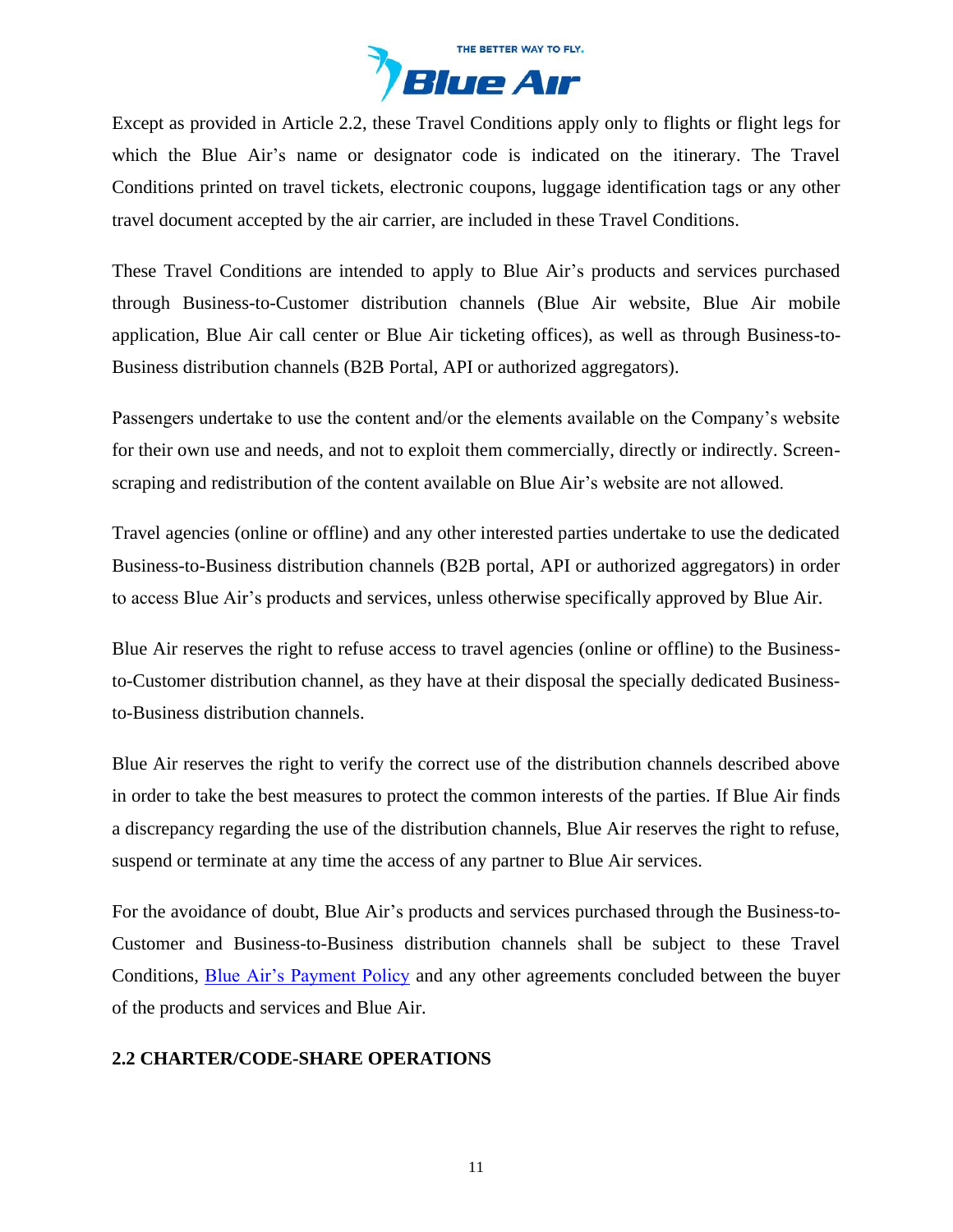Except as provided in Article 2.2, these Travel Conditions apply only to flights or flight legs for which the Blue Air's name or designator code is indicated on the itinerary. The Travel Conditions printed on travel tickets, electronic coupons, luggage identification tags or any other travel document accepted by the air carrier, are included in these Travel Conditions.

These Travel Conditions are intended to apply to Blue Air's products and services purchased through Business-to-Customer distribution channels (Blue Air website, Blue Air mobile application, Blue Air call center or Blue Air ticketing offices), as well as through Business-to-Business distribution channels (B2B Portal, API or authorized aggregators).

Passengers undertake to use the content and/or the elements available on the Company's website for their own use and needs, and not to exploit them commercially, directly or indirectly. Screen-scraping and redistribution of the content available on Blue Air's website are not allowed.

Travel agencies (online or offline) and any other interested parties undertake to use the dedicated Business-to-Business distribution channels (B2B portal, API or authorized aggregators) in order to access Blue Air's products and services, unless otherwise specifically approved by Blue Air.

Blue Air reserves the right to refuse access to travel agencies (online or offline) to the Business-to-Customer distribution channel, as they have at their disposal the specially dedicated Business-to-Business distribution channels.

Blue Air reserves the right to verify the correct use of the distribution channels described above in order to take the best measures to protect the common interests of the parties. If Blue Air finds a discrepancy regarding the use of the distribution channels, Blue Air reserves the right to refuse, suspend or terminate at any time the access of any partner to Blue Air services.

For the avoidance of doubt, Blue Air's products and services purchased through the Business-to-Customer and Business-to-Business distribution channels shall be subject to these Travel Conditions, Blue Air's Payment Policy and any other agreements concluded between the buyer of the products and services and Blue Air.

## 2.2 CHARTER/CODE-SHARE OPERATIONS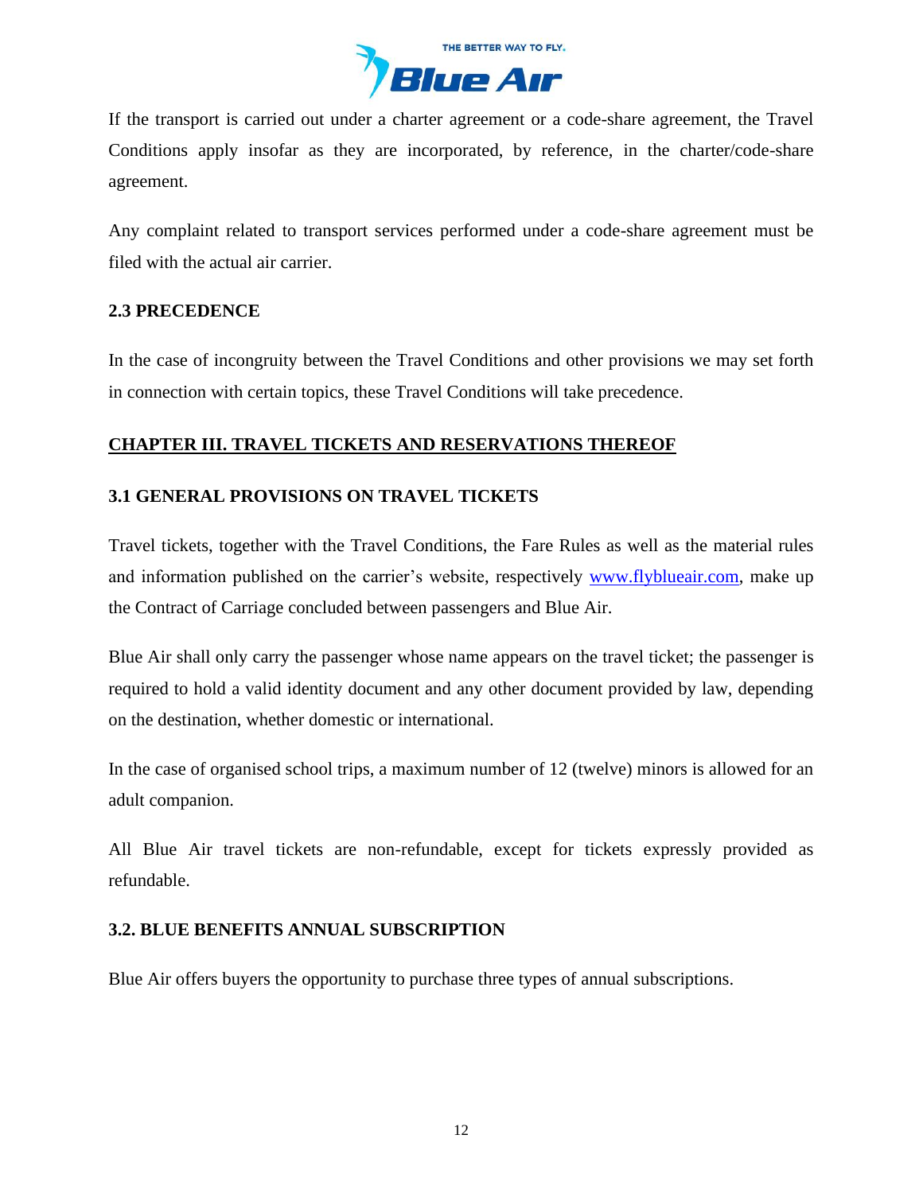If the transport is carried out under a charter agreement or a code-share agreement, the Travel Conditions apply insofar as they are incorporated, by reference, in the charter/code-share agreement.

Any complaint related to transport services performed under a code-share agreement must be filed with the actual air carrier.

### 2.3 PRECEDENCE

In the case of incongruity between the Travel Conditions and other provisions we may set forth in connection with certain topics, these Travel Conditions will take precedence.

## CHAPTER III. TRAVEL TICKETS AND RESERVATIONS THEREOF

### 3.1 GENERAL PROVISIONS ON TRAVEL TICKETS

Travel tickets, together with the Travel Conditions, the Fare Rules as well as the material rules and information published on the carrier's website, respectively [www.flyblueair.com](http://www.flyblueair.com), make up the Contract of Carriage concluded between passengers and Blue Air.

Blue Air shall only carry the passenger whose name appears on the travel ticket; the passenger is required to hold a valid identity document and any other document provided by law, depending on the destination, whether domestic or international.

In the case of organised school trips, a maximum number of 12 (twelve) minors is allowed for an adult companion.

All Blue Air travel tickets are non-refundable, except for tickets expressly provided as refundable.

### 3.2. BLUE BENEFITS ANNUAL SUBSCRIPTION

Blue Air offers buyers the opportunity to purchase three types of annual subscriptions.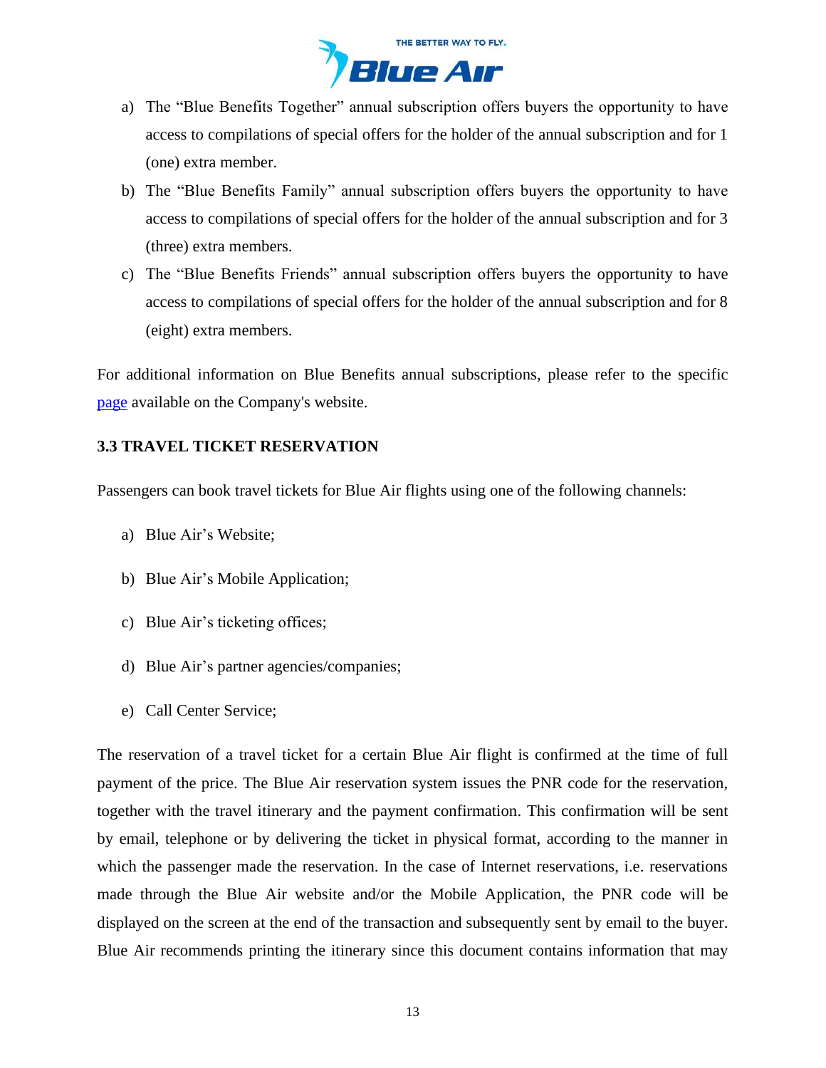a) The "Blue Benefits Together" annual subscription offers buyers the opportunity to have access to compilations of special offers for the holder of the annual subscription and for 1 (one) extra member.

b) The "Blue Benefits Family" annual subscription offers buyers the opportunity to have access to compilations of special offers for the holder of the annual subscription and for 3 (three) extra members.

c) The "Blue Benefits Friends" annual subscription offers buyers the opportunity to have access to compilations of special offers for the holder of the annual subscription and for 8 (eight) extra members.

For additional information on Blue Benefits annual subscriptions, please refer to the specific page available on the Company's website.

### 3.3 TRAVEL TICKET RESERVATION

Passengers can book travel tickets for Blue Air flights using one of the following channels:

a) Blue Air's Website;

b) Blue Air's Mobile Application;

c) Blue Air's ticketing offices;

d) Blue Air's partner agencies/companies;

e) Call Center Service;

The reservation of a travel ticket for a certain Blue Air flight is confirmed at the time of full payment of the price. The Blue Air reservation system issues the PNR code for the reservation, together with the travel itinerary and the payment confirmation. This confirmation will be sent by email, telephone or by delivering the ticket in physical format, according to the manner in which the passenger made the reservation. In the case of Internet reservations, i.e. reservations made through the Blue Air website and/or the Mobile Application, the PNR code will be displayed on the screen at the end of the transaction and subsequently sent by email to the buyer. Blue Air recommends printing the itinerary since this document contains information that may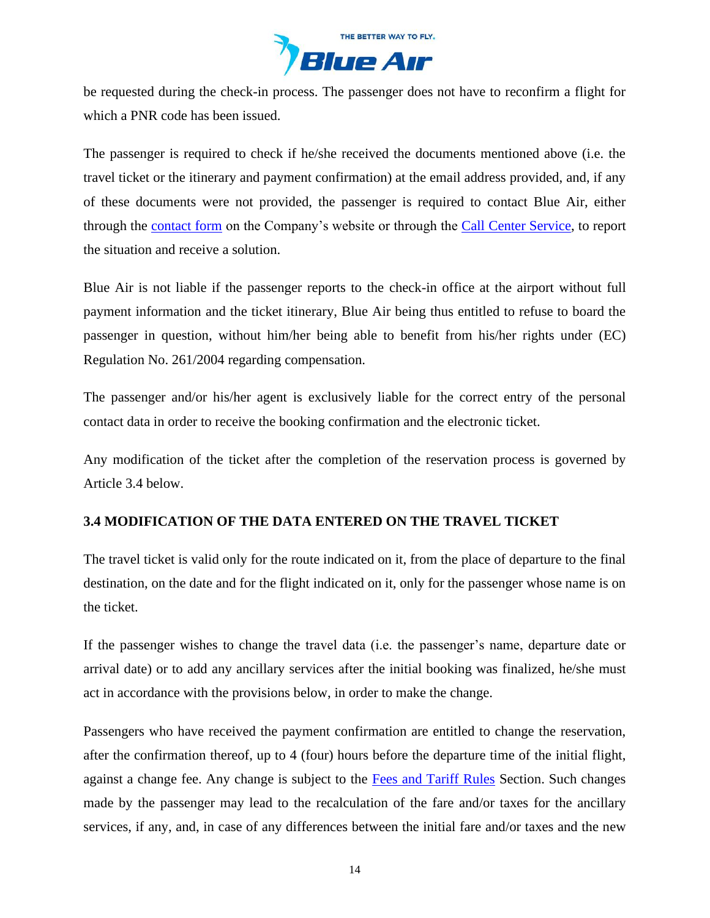be requested during the check-in process. The passenger does not have to reconfirm a flight for which a PNR code has been issued.

The passenger is required to check if he/she received the documents mentioned above (i.e. the travel ticket or the itinerary and payment confirmation) at the email address provided, and, if any of these documents were not provided, the passenger is required to contact Blue Air, either through the contact form on the Company's website or through the Call Center Service, to report the situation and receive a solution.

Blue Air is not liable if the passenger reports to the check-in office at the airport without full payment information and the ticket itinerary, Blue Air being thus entitled to refuse to board the passenger in question, without him/her being able to benefit from his/her rights under (EC) Regulation No. 261/2004 regarding compensation.

The passenger and/or his/her agent is exclusively liable for the correct entry of the personal contact data in order to receive the booking confirmation and the electronic ticket.

Any modification of the ticket after the completion of the reservation process is governed by Article 3.4 below.

### 3.4 MODIFICATION OF THE DATA ENTERED ON THE TRAVEL TICKET

The travel ticket is valid only for the route indicated on it, from the place of departure to the final destination, on the date and for the flight indicated on it, only for the passenger whose name is on the ticket.

If the passenger wishes to change the travel data (i.e. the passenger's name, departure date or arrival date) or to add any ancillary services after the initial booking was finalized, he/she must act in accordance with the provisions below, in order to make the change.

Passengers who have received the payment confirmation are entitled to change the reservation, after the confirmation thereof, up to 4 (four) hours before the departure time of the initial flight, against a change fee. Any change is subject to the Fees and Tariff Rules Section. Such changes made by the passenger may lead to the recalculation of the fare and/or taxes for the ancillary services, if any, and, in case of any differences between the initial fare and/or taxes and the new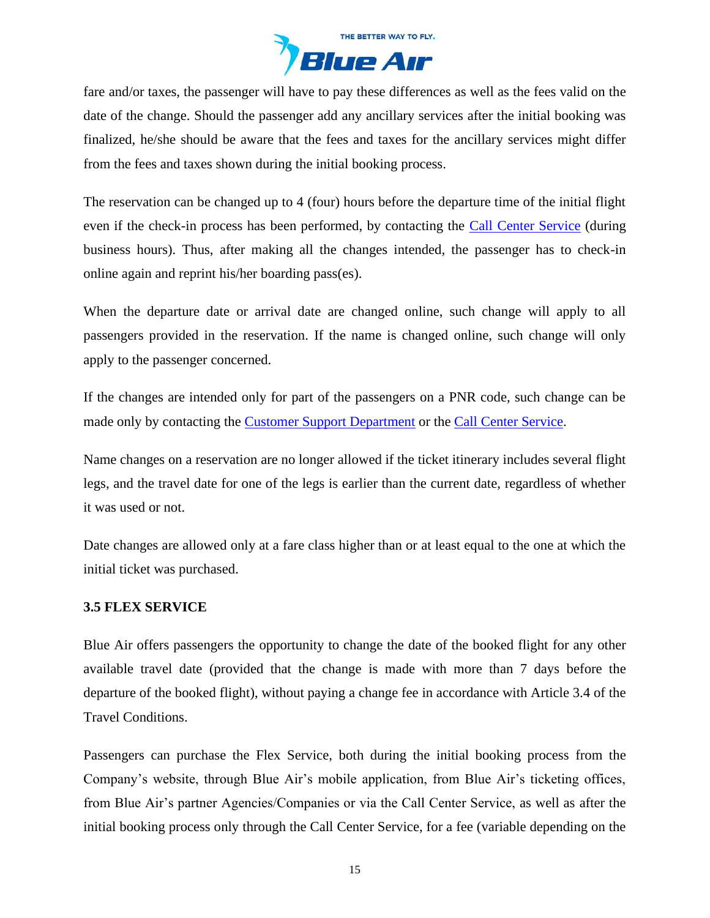fare and/or taxes, the passenger will have to pay these differences as well as the fees valid on the date of the change. Should the passenger add any ancillary services after the initial booking was finalized, he/she should be aware that the fees and taxes for the ancillary services might differ from the fees and taxes shown during the initial booking process.

The reservation can be changed up to 4 (four) hours before the departure time of the initial flight even if the check-in process has been performed, by contacting the Call Center Service (during business hours). Thus, after making all the changes intended, the passenger has to check-in online again and reprint his/her boarding pass(es).

When the departure date or arrival date are changed online, such change will apply to all passengers provided in the reservation. If the name is changed online, such change will only apply to the passenger concerned.

If the changes are intended only for part of the passengers on a PNR code, such change can be made only by contacting the Customer Support Department or the Call Center Service.

Name changes on a reservation are no longer allowed if the ticket itinerary includes several flight legs, and the travel date for one of the legs is earlier than the current date, regardless of whether it was used or not.

Date changes are allowed only at a fare class higher than or at least equal to the one at which the initial ticket was purchased.

### 3.5 FLEX SERVICE

Blue Air offers passengers the opportunity to change the date of the booked flight for any other available travel date (provided that the change is made with more than 7 days before the departure of the booked flight), without paying a change fee in accordance with Article 3.4 of the Travel Conditions.

Passengers can purchase the Flex Service, both during the initial booking process from the Company's website, through Blue Air's mobile application, from Blue Air's ticketing offices, from Blue Air's partner Agencies/Companies or via the Call Center Service, as well as after the initial booking process only through the Call Center Service, for a fee (variable depending on the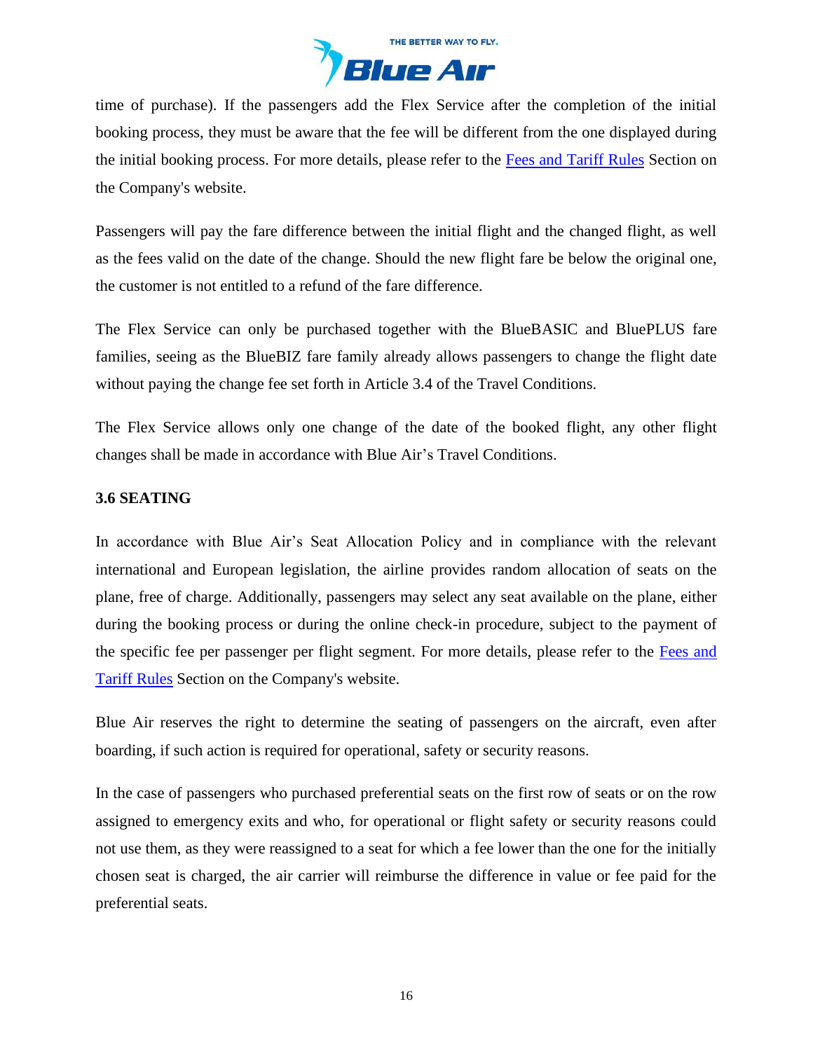time of purchase). If the passengers add the Flex Service after the completion of the initial booking process, they must be aware that the fee will be different from the one displayed during the initial booking process. For more details, please refer to the [Fees and Tariff Rules]() Section on the Company's website.

Passengers will pay the fare difference between the initial flight and the changed flight, as well as the fees valid on the date of the change. Should the new flight fare be below the original one, the customer is not entitled to a refund of the fare difference.

The Flex Service can only be purchased together with the BlueBASIC and BluePLUS fare families, seeing as the BlueBIZ fare family already allows passengers to change the flight date without paying the change fee set forth in Article 3.4 of the Travel Conditions.

The Flex Service allows only one change of the date of the booked flight, any other flight changes shall be made in accordance with Blue Air's Travel Conditions.

### 3.6 SEATING

In accordance with Blue Air's Seat Allocation Policy and in compliance with the relevant international and European legislation, the airline provides random allocation of seats on the plane, free of charge. Additionally, passengers may select any seat available on the plane, either during the booking process or during the online check-in procedure, subject to the payment of the specific fee per passenger per flight segment. For more details, please refer to the [Fees and Tariff Rules]() Section on the Company's website.

Blue Air reserves the right to determine the seating of passengers on the aircraft, even after boarding, if such action is required for operational, safety or security reasons.

In the case of passengers who purchased preferential seats on the first row of seats or on the row assigned to emergency exits and who, for operational or flight safety or security reasons could not use them, as they were reassigned to a seat for which a fee lower than the one for the initially chosen seat is charged, the air carrier will reimburse the difference in value or fee paid for the preferential seats.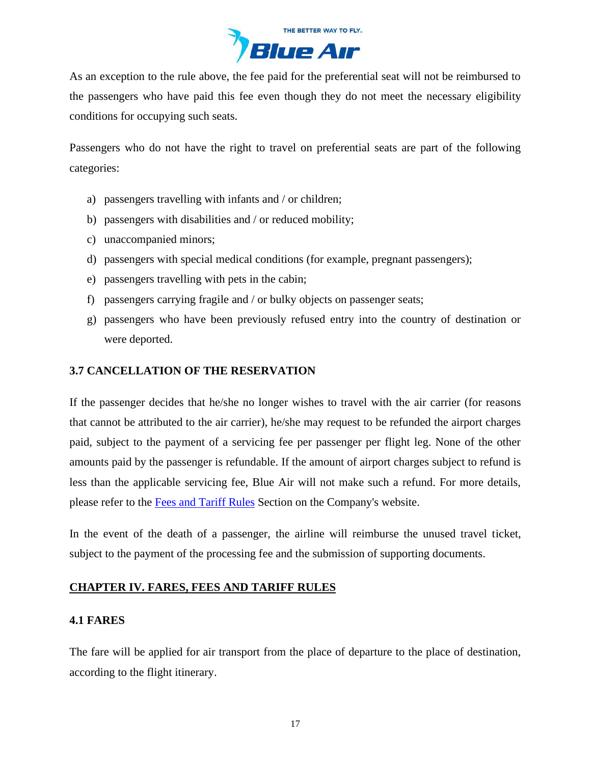As an exception to the rule above, the fee paid for the preferential seat will not be reimbursed to the passengers who have paid this fee even though they do not meet the necessary eligibility conditions for occupying such seats.

Passengers who do not have the right to travel on preferential seats are part of the following categories:

a) passengers travelling with infants and / or children;
b) passengers with disabilities and / or reduced mobility;
c) unaccompanied minors;
d) passengers with special medical conditions (for example, pregnant passengers);
e) passengers travelling with pets in the cabin;
f) passengers carrying fragile and / or bulky objects on passenger seats;
g) passengers who have been previously refused entry into the country of destination or were deported.

### 3.7 CANCELLATION OF THE RESERVATION

If the passenger decides that he/she no longer wishes to travel with the air carrier (for reasons that cannot be attributed to the air carrier), he/she may request to be refunded the airport charges paid, subject to the payment of a servicing fee per passenger per flight leg. None of the other amounts paid by the passenger is refundable. If the amount of airport charges subject to refund is less than the applicable servicing fee, Blue Air will not make such a refund. For more details, please refer to the Fees and Tariff Rules Section on the Company's website.

In the event of the death of a passenger, the airline will reimburse the unused travel ticket, subject to the payment of the processing fee and the submission of supporting documents.

## CHAPTER IV. FARES, FEES AND TARIFF RULES

### 4.1 FARES

The fare will be applied for air transport from the place of departure to the place of destination, according to the flight itinerary.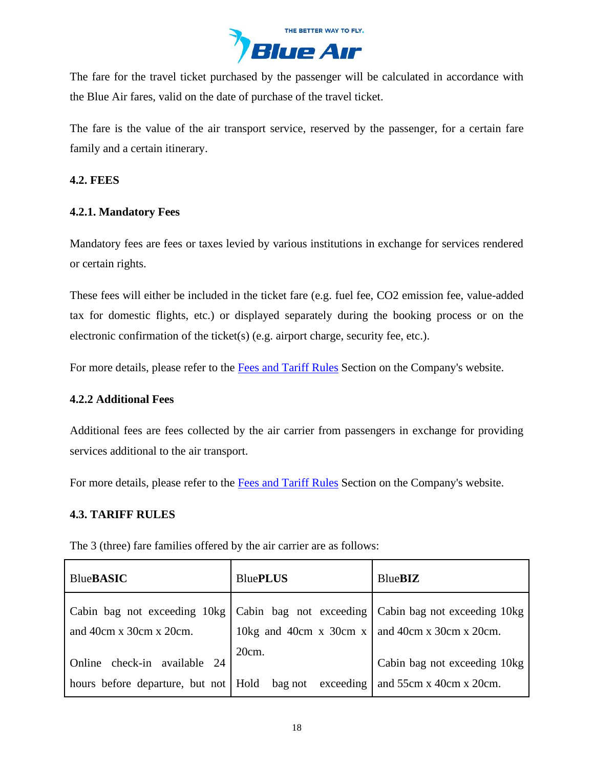The fare for the travel ticket purchased by the passenger will be calculated in accordance with the Blue Air fares, valid on the date of purchase of the travel ticket.

The fare is the value of the air transport service, reserved by the passenger, for a certain fare family and a certain itinerary.

### 4.2. FEES

#### 4.2.1. Mandatory Fees

Mandatory fees are fees or taxes levied by various institutions in exchange for services rendered or certain rights.

These fees will either be included in the ticket fare (e.g. fuel fee, $CO_2$ emission fee, value-added tax for domestic flights, etc.) or displayed separately during the booking process or on the electronic confirmation of the ticket(s) (e.g. airport charge, security fee, etc.).

For more details, please refer to the Fees and Tariff Rules Section on the Company's website.

#### 4.2.2 Additional Fees

Additional fees are fees collected by the air carrier from passengers in exchange for providing services additional to the air transport.

For more details, please refer to the Fees and Tariff Rules Section on the Company's website.

### 4.3. TARIFF RULES

The 3 (three) fare families offered by the air carrier are as follows:

| Blue**BASIC** | Blue**PLUS** | Blue**BIZ** |
|---|---|---|
| Cabin bag not exceeding 10kg and 40cm x 30cm x 20cm.<br><br>Online check-in available 24 hours before departure, but not | Cabin bag not exceeding 10kg and 40cm x 30cm x 20cm.<br><br>Hold bag not exceeding | Cabin bag not exceeding 10kg and 40cm x 30cm x 20cm.<br><br>Cabin bag not exceeding 10kg and 55cm x 40cm x 20cm. |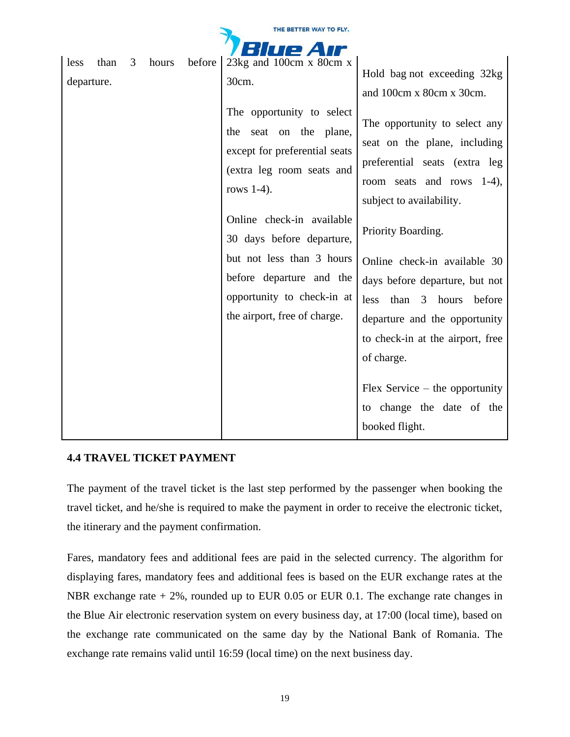| | | |
|---|---|---|
| less than 3 hours before departure. | 23kg and 100cm x 80cm x 30cm.<br><br>The opportunity to select the seat on the plane, except for preferential seats (extra leg room seats and rows 1-4).<br><br>Online check-in available 30 days before departure, but not less than 3 hours before departure and the opportunity to check-in at the airport, free of charge. | Hold bag not exceeding 32kg and 100cm x 80cm x 30cm.<br><br>The opportunity to select any seat on the plane, including preferential seats (extra leg room seats and rows 1-4), subject to availability.<br><br>Priority Boarding.<br><br>Online check-in available 30 days before departure, but not less than 3 hours before departure and the opportunity to check-in at the airport, free of charge.<br><br>Flex Service – the opportunity to change the date of the booked flight. |

### 4.4 TRAVEL TICKET PAYMENT

The payment of the travel ticket is the last step performed by the passenger when booking the travel ticket, and he/she is required to make the payment in order to receive the electronic ticket, the itinerary and the payment confirmation.

Fares, mandatory fees and additional fees are paid in the selected currency. The algorithm for displaying fares, mandatory fees and additional fees is based on the EUR exchange rates at the NBR exchange rate + 2%, rounded up to EUR 0.05 or EUR 0.1. The exchange rate changes in the Blue Air electronic reservation system on every business day, at 17:00 (local time), based on the exchange rate communicated on the same day by the National Bank of Romania. The exchange rate remains valid until 16:59 (local time) on the next business day.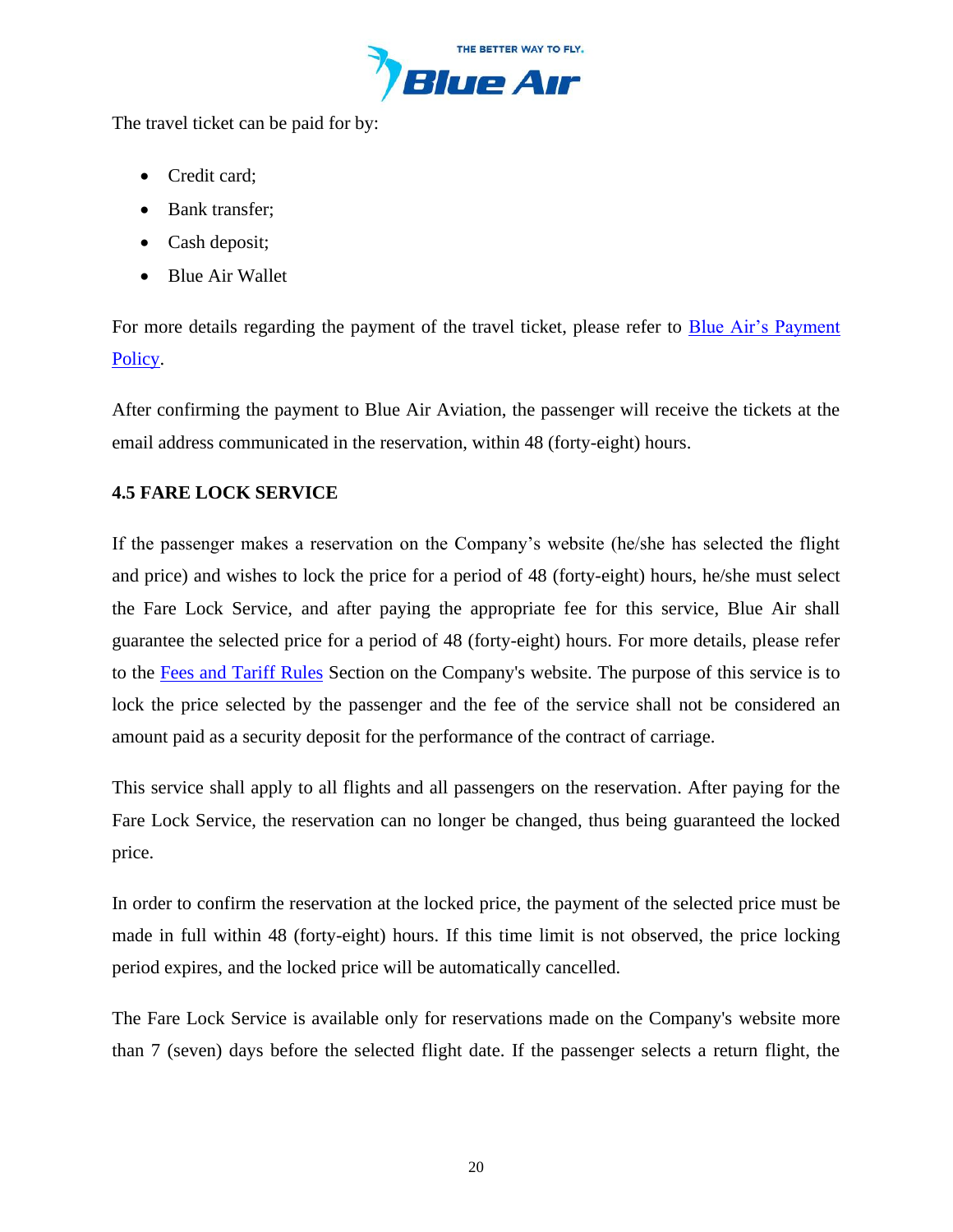The travel ticket can be paid for by:

- Credit card;
- Bank transfer;
- Cash deposit;
- Blue Air Wallet

For more details regarding the payment of the travel ticket, please refer to [Blue Air's Payment Policy](#).

After confirming the payment to Blue Air Aviation, the passenger will receive the tickets at the email address communicated in the reservation, within 48 (forty-eight) hours.

### 4.5 FARE LOCK SERVICE

If the passenger makes a reservation on the Company's website (he/she has selected the flight and price) and wishes to lock the price for a period of 48 (forty-eight) hours, he/she must select the Fare Lock Service, and after paying the appropriate fee for this service, Blue Air shall guarantee the selected price for a period of 48 (forty-eight) hours. For more details, please refer to the [Fees and Tariff Rules](#) Section on the Company's website. The purpose of this service is to lock the price selected by the passenger and the fee of the service shall not be considered an amount paid as a security deposit for the performance of the contract of carriage.

This service shall apply to all flights and all passengers on the reservation. After paying for the Fare Lock Service, the reservation can no longer be changed, thus being guaranteed the locked price.

In order to confirm the reservation at the locked price, the payment of the selected price must be made in full within 48 (forty-eight) hours. If this time limit is not observed, the price locking period expires, and the locked price will be automatically cancelled.

The Fare Lock Service is available only for reservations made on the Company's website more than 7 (seven) days before the selected flight date. If the passenger selects a return flight, the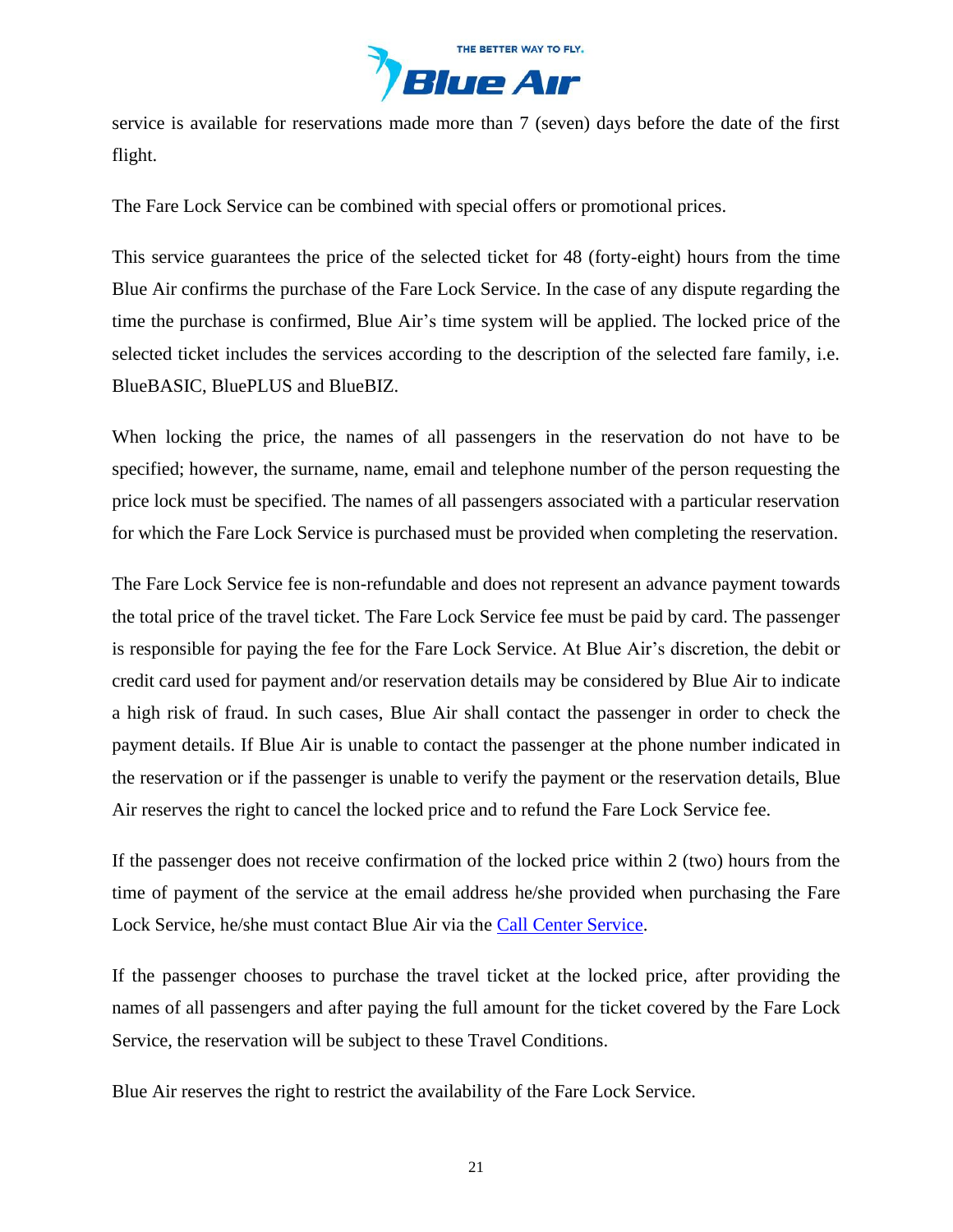service is available for reservations made more than 7 (seven) days before the date of the first flight.

The Fare Lock Service can be combined with special offers or promotional prices.

This service guarantees the price of the selected ticket for 48 (forty-eight) hours from the time Blue Air confirms the purchase of the Fare Lock Service. In the case of any dispute regarding the time the purchase is confirmed, Blue Air's time system will be applied. The locked price of the selected ticket includes the services according to the description of the selected fare family, i.e. BlueBASIC, BluePLUS and BlueBIZ.

When locking the price, the names of all passengers in the reservation do not have to be specified; however, the surname, name, email and telephone number of the person requesting the price lock must be specified. The names of all passengers associated with a particular reservation for which the Fare Lock Service is purchased must be provided when completing the reservation.

The Fare Lock Service fee is non-refundable and does not represent an advance payment towards the total price of the travel ticket. The Fare Lock Service fee must be paid by card. The passenger is responsible for paying the fee for the Fare Lock Service. At Blue Air's discretion, the debit or credit card used for payment and/or reservation details may be considered by Blue Air to indicate a high risk of fraud. In such cases, Blue Air shall contact the passenger in order to check the payment details. If Blue Air is unable to contact the passenger at the phone number indicated in the reservation or if the passenger is unable to verify the payment or the reservation details, Blue Air reserves the right to cancel the locked price and to refund the Fare Lock Service fee.

If the passenger does not receive confirmation of the locked price within 2 (two) hours from the time of payment of the service at the email address he/she provided when purchasing the Fare Lock Service, he/she must contact Blue Air via the Call Center Service.

If the passenger chooses to purchase the travel ticket at the locked price, after providing the names of all passengers and after paying the full amount for the ticket covered by the Fare Lock Service, the reservation will be subject to these Travel Conditions.

Blue Air reserves the right to restrict the availability of the Fare Lock Service.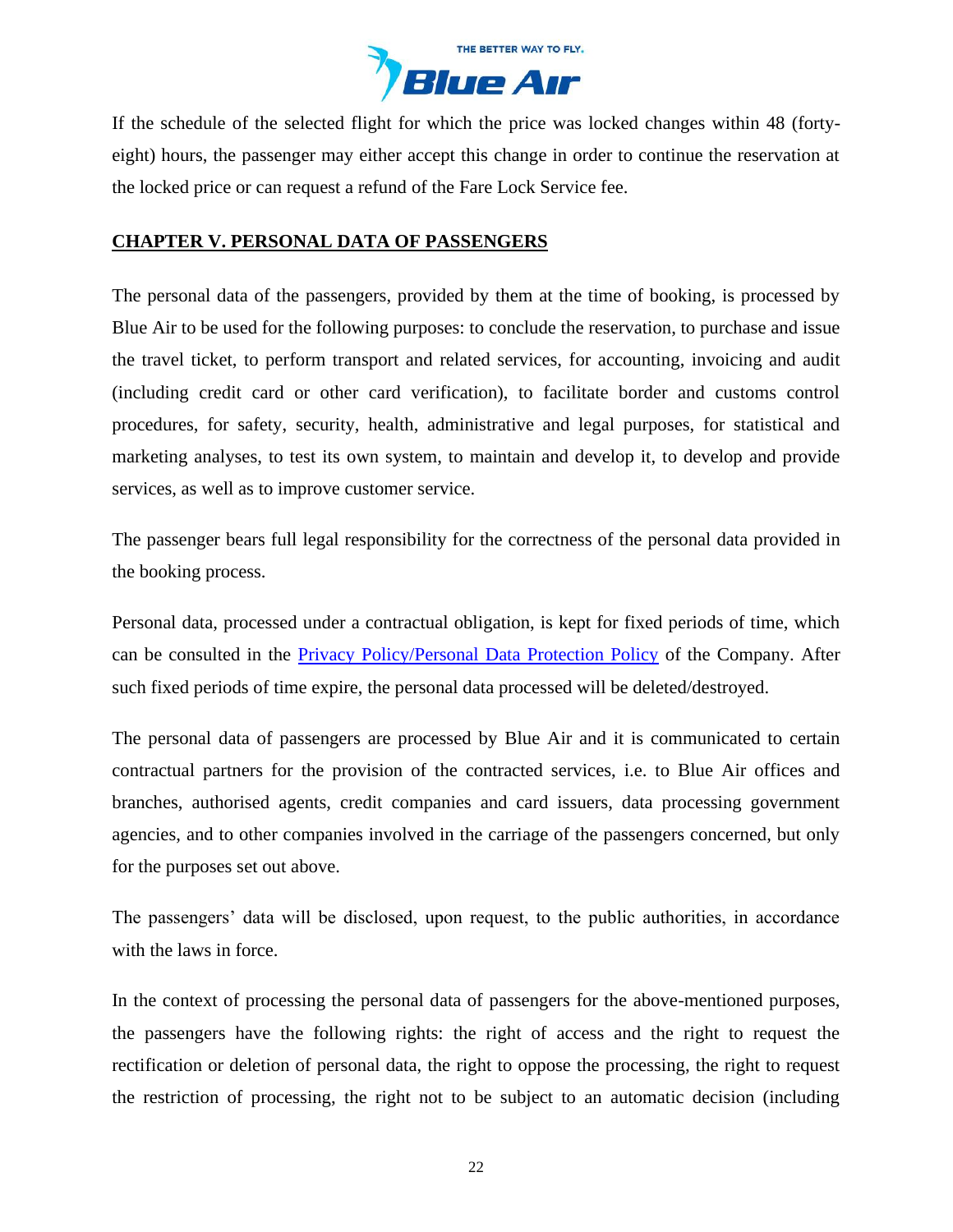If the schedule of the selected flight for which the price was locked changes within 48 (forty-eight) hours, the passenger may either accept this change in order to continue the reservation at the locked price or can request a refund of the Fare Lock Service fee.

## CHAPTER V. PERSONAL DATA OF PASSENGERS

The personal data of the passengers, provided by them at the time of booking, is processed by Blue Air to be used for the following purposes: to conclude the reservation, to purchase and issue the travel ticket, to perform transport and related services, for accounting, invoicing and audit (including credit card or other card verification), to facilitate border and customs control procedures, for safety, security, health, administrative and legal purposes, for statistical and marketing analyses, to test its own system, to maintain and develop it, to develop and provide services, as well as to improve customer service.

The passenger bears full legal responsibility for the correctness of the personal data provided in the booking process.

Personal data, processed under a contractual obligation, is kept for fixed periods of time, which can be consulted in the Privacy Policy/Personal Data Protection Policy of the Company. After such fixed periods of time expire, the personal data processed will be deleted/destroyed.

The personal data of passengers are processed by Blue Air and it is communicated to certain contractual partners for the provision of the contracted services, i.e. to Blue Air offices and branches, authorised agents, credit companies and card issuers, data processing government agencies, and to other companies involved in the carriage of the passengers concerned, but only for the purposes set out above.

The passengers' data will be disclosed, upon request, to the public authorities, in accordance with the laws in force.

In the context of processing the personal data of passengers for the above-mentioned purposes, the passengers have the following rights: the right of access and the right to request the rectification or deletion of personal data, the right to oppose the processing, the right to request the restriction of processing, the right not to be subject to an automatic decision (including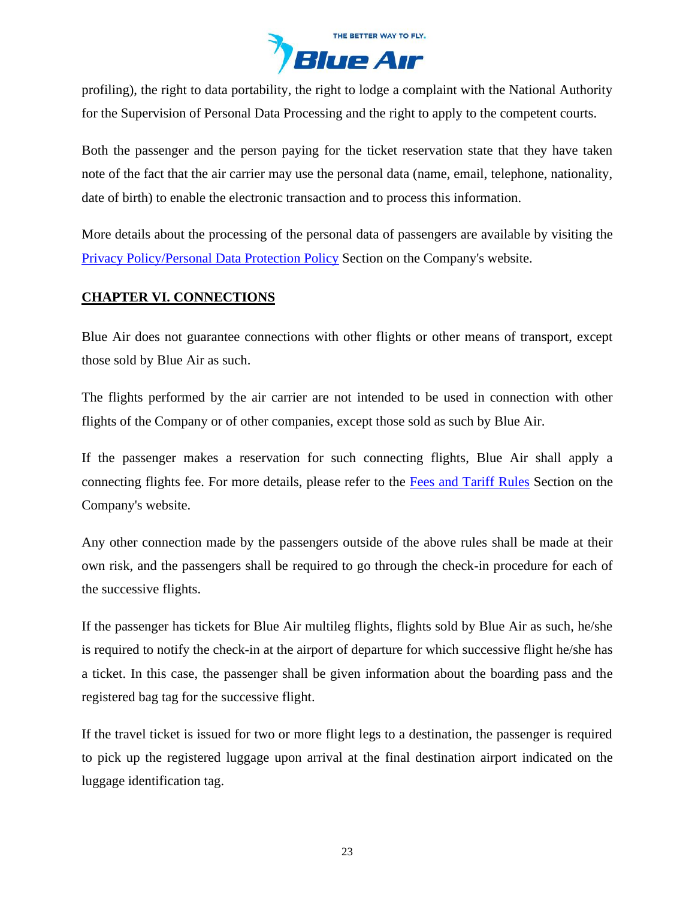profiling), the right to data portability, the right to lodge a complaint with the National Authority for the Supervision of Personal Data Processing and the right to apply to the competent courts.

Both the passenger and the person paying for the ticket reservation state that they have taken note of the fact that the air carrier may use the personal data (name, email, telephone, nationality, date of birth) to enable the electronic transaction and to process this information.

More details about the processing of the personal data of passengers are available by visiting the Privacy Policy/Personal Data Protection Policy Section on the Company's website.

## CHAPTER VI. CONNECTIONS

Blue Air does not guarantee connections with other flights or other means of transport, except those sold by Blue Air as such.

The flights performed by the air carrier are not intended to be used in connection with other flights of the Company or of other companies, except those sold as such by Blue Air.

If the passenger makes a reservation for such connecting flights, Blue Air shall apply a connecting flights fee. For more details, please refer to the Fees and Tariff Rules Section on the Company's website.

Any other connection made by the passengers outside of the above rules shall be made at their own risk, and the passengers shall be required to go through the check-in procedure for each of the successive flights.

If the passenger has tickets for Blue Air multileg flights, flights sold by Blue Air as such, he/she is required to notify the check-in at the airport of departure for which successive flight he/she has a ticket. In this case, the passenger shall be given information about the boarding pass and the registered bag tag for the successive flight.

If the travel ticket is issued for two or more flight legs to a destination, the passenger is required to pick up the registered luggage upon arrival at the final destination airport indicated on the luggage identification tag.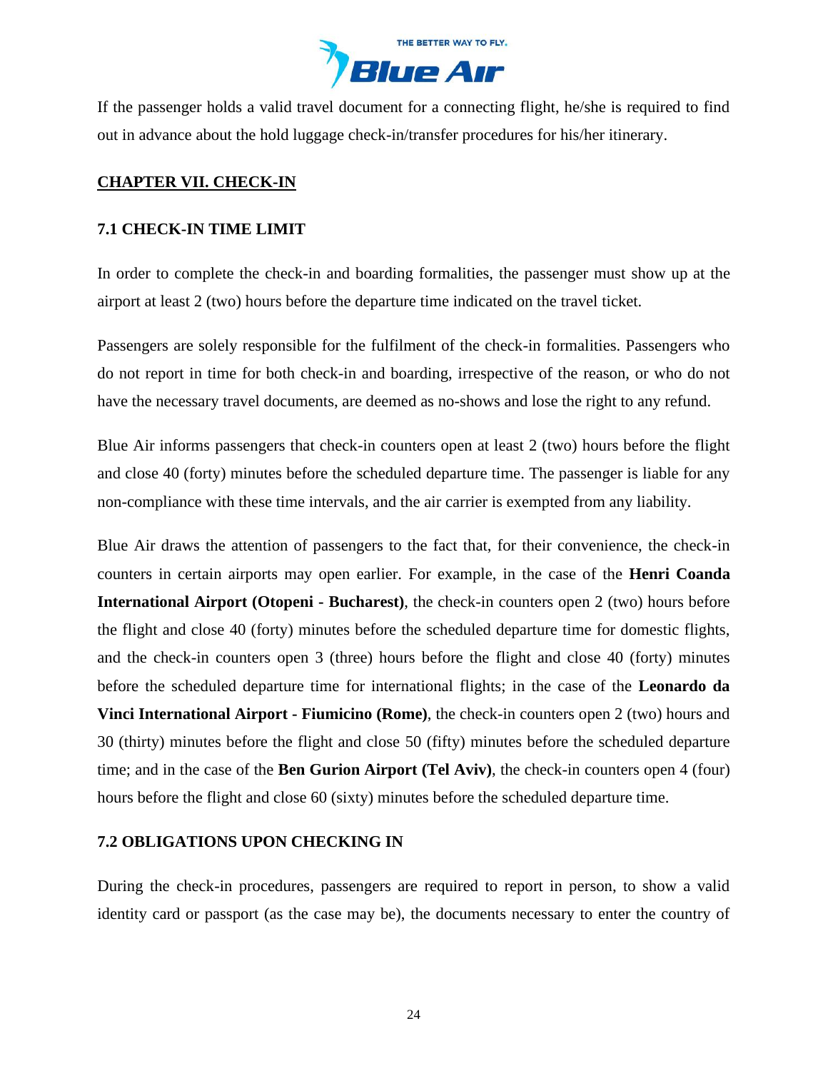If the passenger holds a valid travel document for a connecting flight, he/she is required to find out in advance about the hold luggage check-in/transfer procedures for his/her itinerary.

## CHAPTER VII. CHECK-IN

### 7.1 CHECK-IN TIME LIMIT

In order to complete the check-in and boarding formalities, the passenger must show up at the airport at least 2 (two) hours before the departure time indicated on the travel ticket.

Passengers are solely responsible for the fulfilment of the check-in formalities. Passengers who do not report in time for both check-in and boarding, irrespective of the reason, or who do not have the necessary travel documents, are deemed as no-shows and lose the right to any refund.

Blue Air informs passengers that check-in counters open at least 2 (two) hours before the flight and close 40 (forty) minutes before the scheduled departure time. The passenger is liable for any non-compliance with these time intervals, and the air carrier is exempted from any liability.

Blue Air draws the attention of passengers to the fact that, for their convenience, the check-in counters in certain airports may open earlier. For example, in the case of the **Henri Coanda International Airport (Otopeni - Bucharest)**, the check-in counters open 2 (two) hours before the flight and close 40 (forty) minutes before the scheduled departure time for domestic flights, and the check-in counters open 3 (three) hours before the flight and close 40 (forty) minutes before the scheduled departure time for international flights; in the case of the **Leonardo da Vinci International Airport - Fiumicino (Rome)**, the check-in counters open 2 (two) hours and 30 (thirty) minutes before the flight and close 50 (fifty) minutes before the scheduled departure time; and in the case of the **Ben Gurion Airport (Tel Aviv)**, the check-in counters open 4 (four) hours before the flight and close 60 (sixty) minutes before the scheduled departure time.

### 7.2 OBLIGATIONS UPON CHECKING IN

During the check-in procedures, passengers are required to report in person, to show a valid identity card or passport (as the case may be), the documents necessary to enter the country of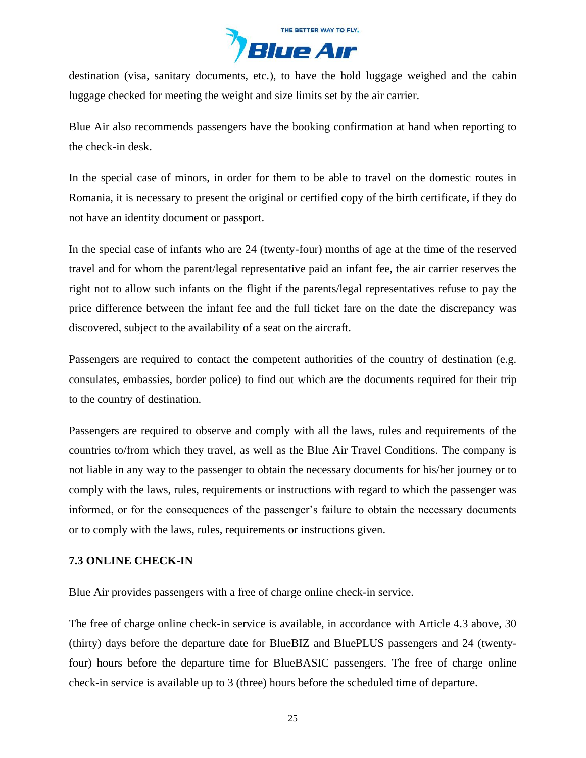destination (visa, sanitary documents, etc.), to have the hold luggage weighed and the cabin luggage checked for meeting the weight and size limits set by the air carrier.

Blue Air also recommends passengers have the booking confirmation at hand when reporting to the check-in desk.

In the special case of minors, in order for them to be able to travel on the domestic routes in Romania, it is necessary to present the original or certified copy of the birth certificate, if they do not have an identity document or passport.

In the special case of infants who are 24 (twenty-four) months of age at the time of the reserved travel and for whom the parent/legal representative paid an infant fee, the air carrier reserves the right not to allow such infants on the flight if the parents/legal representatives refuse to pay the price difference between the infant fee and the full ticket fare on the date the discrepancy was discovered, subject to the availability of a seat on the aircraft.

Passengers are required to contact the competent authorities of the country of destination (e.g. consulates, embassies, border police) to find out which are the documents required for their trip to the country of destination.

Passengers are required to observe and comply with all the laws, rules and requirements of the countries to/from which they travel, as well as the Blue Air Travel Conditions. The company is not liable in any way to the passenger to obtain the necessary documents for his/her journey or to comply with the laws, rules, requirements or instructions with regard to which the passenger was informed, or for the consequences of the passenger's failure to obtain the necessary documents or to comply with the laws, rules, requirements or instructions given.

### 7.3 ONLINE CHECK-IN

Blue Air provides passengers with a free of charge online check-in service.

The free of charge online check-in service is available, in accordance with Article 4.3 above, 30 (thirty) days before the departure date for BlueBIZ and BluePLUS passengers and 24 (twenty-four) hours before the departure time for BlueBASIC passengers. The free of charge online check-in service is available up to 3 (three) hours before the scheduled time of departure.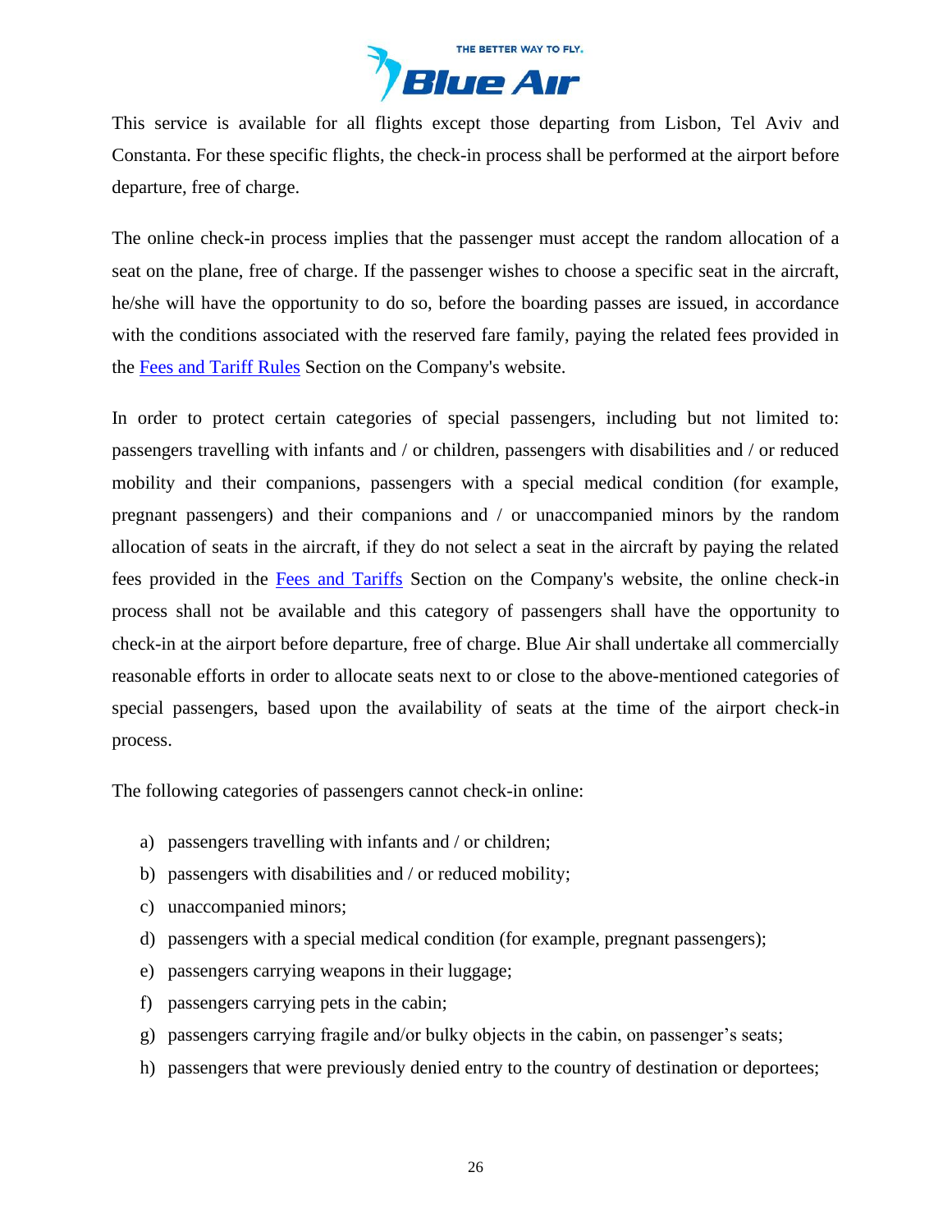This service is available for all flights except those departing from Lisbon, Tel Aviv and Constanta. For these specific flights, the check-in process shall be performed at the airport before departure, free of charge.

The online check-in process implies that the passenger must accept the random allocation of a seat on the plane, free of charge. If the passenger wishes to choose a specific seat in the aircraft, he/she will have the opportunity to do so, before the boarding passes are issued, in accordance with the conditions associated with the reserved fare family, paying the related fees provided in the Fees and Tariff Rules Section on the Company's website.

In order to protect certain categories of special passengers, including but not limited to: passengers travelling with infants and / or children, passengers with disabilities and / or reduced mobility and their companions, passengers with a special medical condition (for example, pregnant passengers) and their companions and / or unaccompanied minors by the random allocation of seats in the aircraft, if they do not select a seat in the aircraft by paying the related fees provided in the Fees and Tariffs Section on the Company's website, the online check-in process shall not be available and this category of passengers shall have the opportunity to check-in at the airport before departure, free of charge. Blue Air shall undertake all commercially reasonable efforts in order to allocate seats next to or close to the above-mentioned categories of special passengers, based upon the availability of seats at the time of the airport check-in process.

The following categories of passengers cannot check-in online:

a) passengers travelling with infants and / or children;
b) passengers with disabilities and / or reduced mobility;
c) unaccompanied minors;
d) passengers with a special medical condition (for example, pregnant passengers);
e) passengers carrying weapons in their luggage;
f) passengers carrying pets in the cabin;
g) passengers carrying fragile and/or bulky objects in the cabin, on passenger's seats;
h) passengers that were previously denied entry to the country of destination or deportees;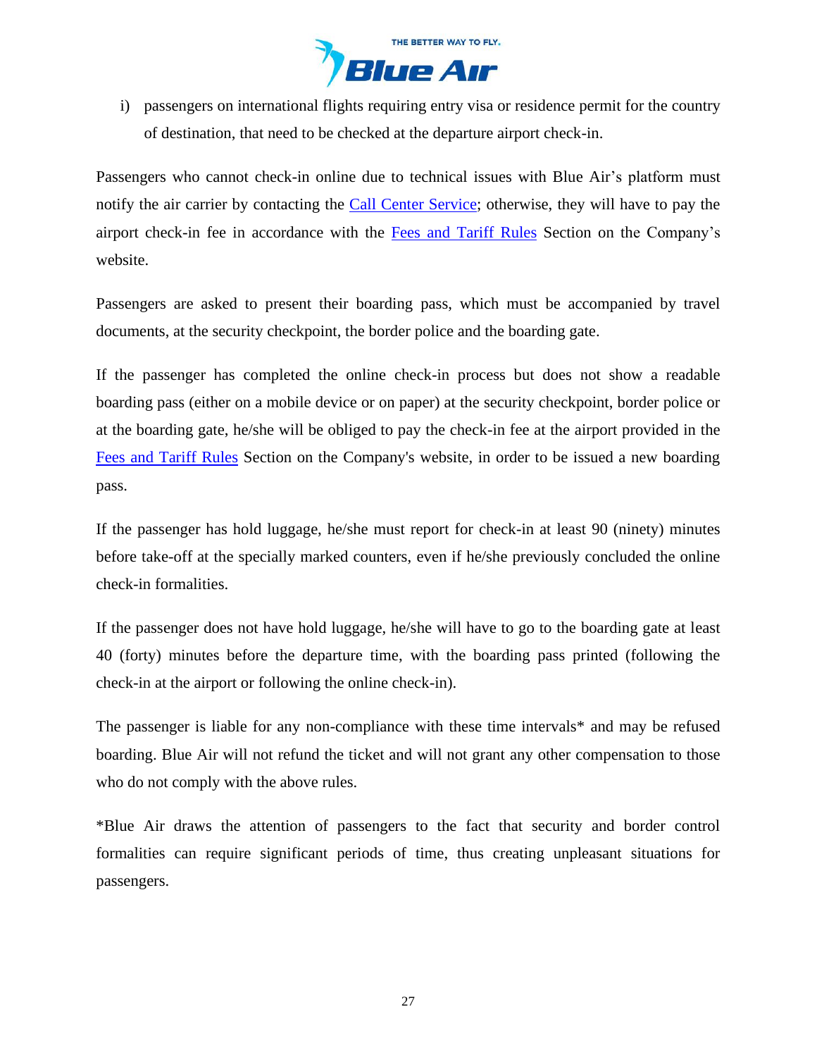i) passengers on international flights requiring entry visa or residence permit for the country of destination, that need to be checked at the departure airport check-in.

Passengers who cannot check-in online due to technical issues with Blue Air's platform must notify the air carrier by contacting the Call Center Service; otherwise, they will have to pay the airport check-in fee in accordance with the Fees and Tariff Rules Section on the Company's website.

Passengers are asked to present their boarding pass, which must be accompanied by travel documents, at the security checkpoint, the border police and the boarding gate.

If the passenger has completed the online check-in process but does not show a readable boarding pass (either on a mobile device or on paper) at the security checkpoint, border police or at the boarding gate, he/she will be obliged to pay the check-in fee at the airport provided in the Fees and Tariff Rules Section on the Company's website, in order to be issued a new boarding pass.

If the passenger has hold luggage, he/she must report for check-in at least 90 (ninety) minutes before take-off at the specially marked counters, even if he/she previously concluded the online check-in formalities.

If the passenger does not have hold luggage, he/she will have to go to the boarding gate at least 40 (forty) minutes before the departure time, with the boarding pass printed (following the check-in at the airport or following the online check-in).

The passenger is liable for any non-compliance with these time intervals* and may be refused boarding. Blue Air will not refund the ticket and will not grant any other compensation to those who do not comply with the above rules.

*Blue Air draws the attention of passengers to the fact that security and border control formalities can require significant periods of time, thus creating unpleasant situations for passengers.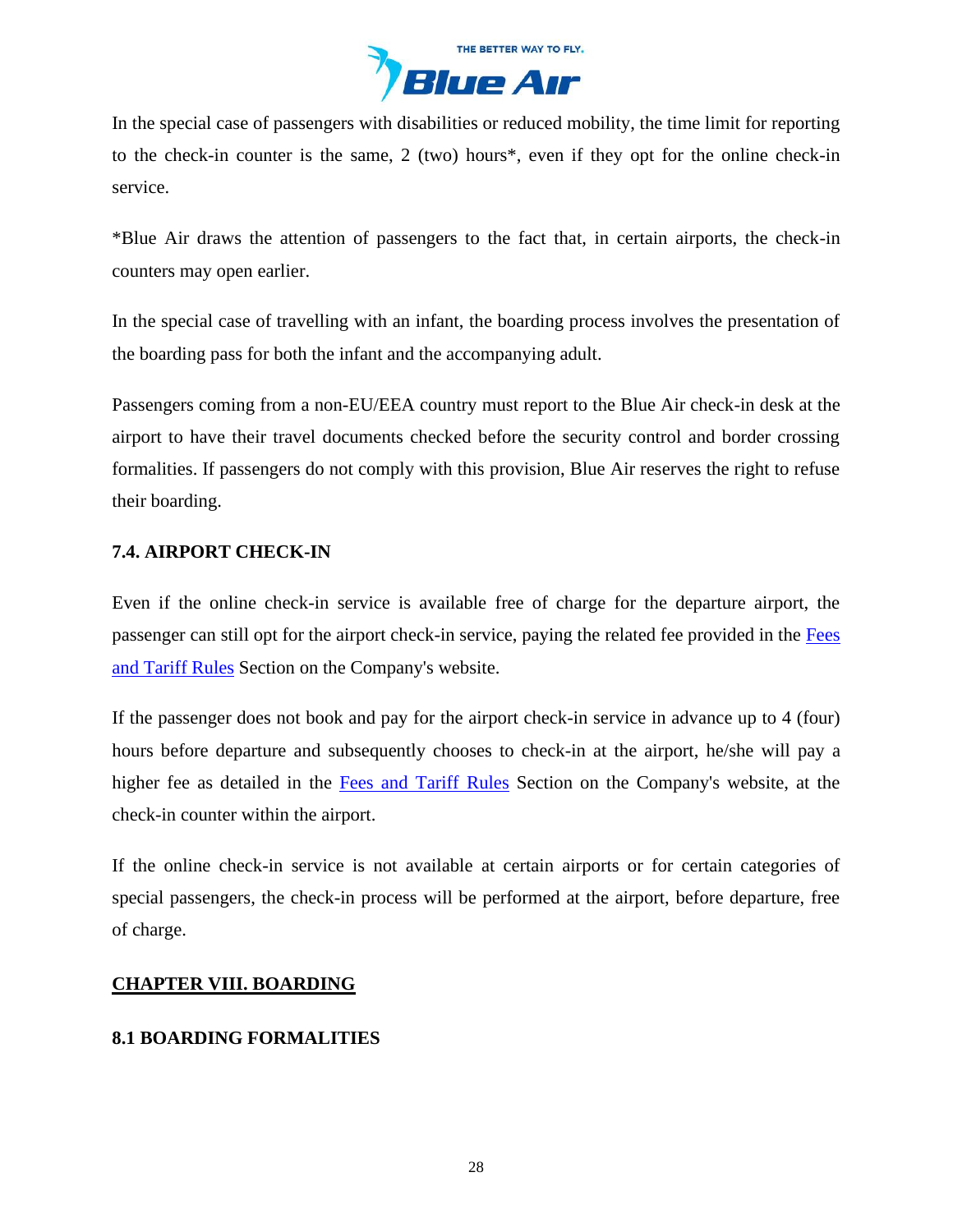In the special case of passengers with disabilities or reduced mobility, the time limit for reporting to the check-in counter is the same, 2 (two) hours*, even if they opt for the online check-in service.

*Blue Air draws the attention of passengers to the fact that, in certain airports, the check-in counters may open earlier.

In the special case of travelling with an infant, the boarding process involves the presentation of the boarding pass for both the infant and the accompanying adult.

Passengers coming from a non-EU/EEA country must report to the Blue Air check-in desk at the airport to have their travel documents checked before the security control and border crossing formalities. If passengers do not comply with this provision, Blue Air reserves the right to refuse their boarding.

### 7.4. AIRPORT CHECK-IN

Even if the online check-in service is available free of charge for the departure airport, the passenger can still opt for the airport check-in service, paying the related fee provided in the Fees and Tariff Rules Section on the Company's website.

If the passenger does not book and pay for the airport check-in service in advance up to 4 (four) hours before departure and subsequently chooses to check-in at the airport, he/she will pay a higher fee as detailed in the Fees and Tariff Rules Section on the Company's website, at the check-in counter within the airport.

If the online check-in service is not available at certain airports or for certain categories of special passengers, the check-in process will be performed at the airport, before departure, free of charge.

## CHAPTER VIII. BOARDING

### 8.1 BOARDING FORMALITIES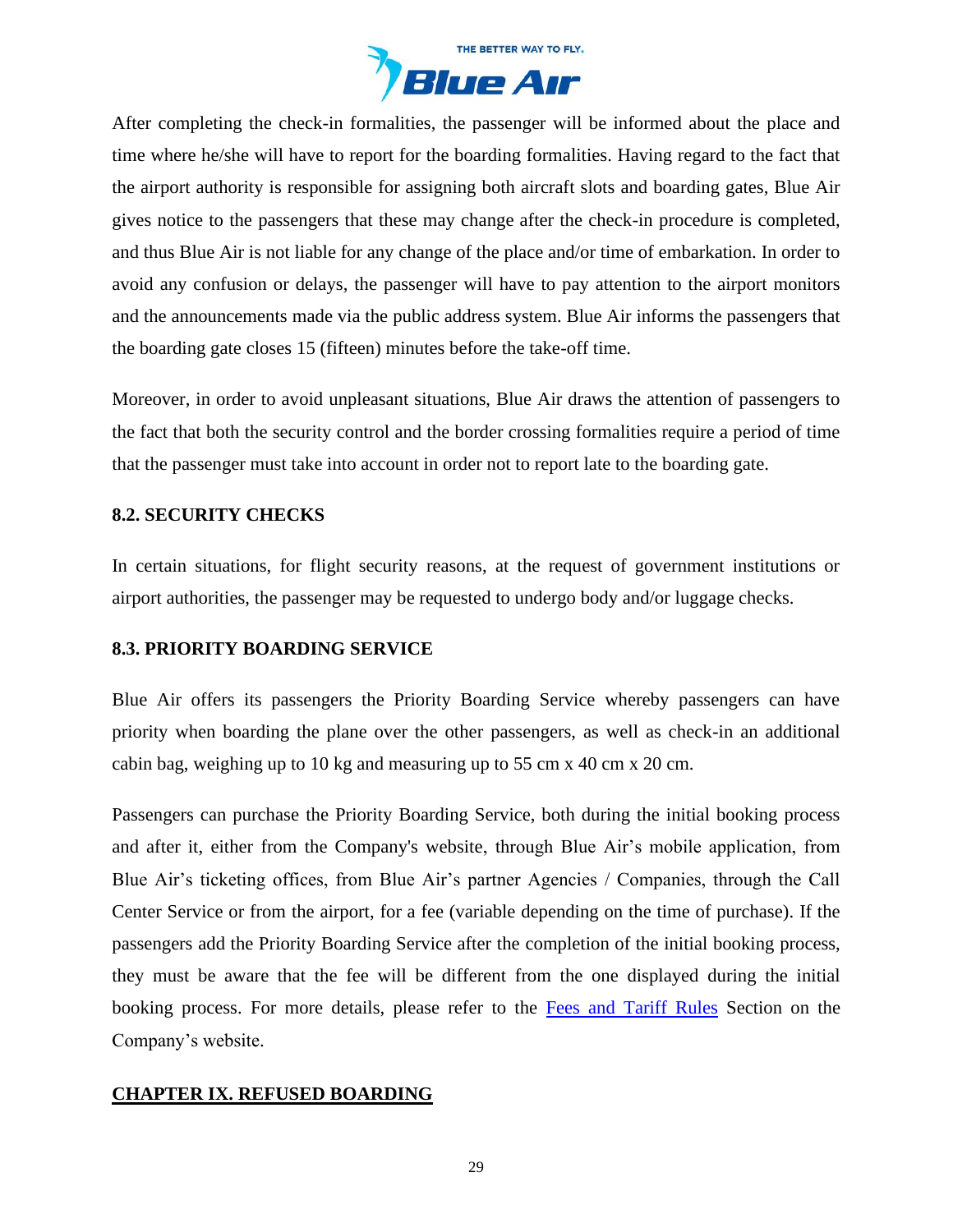After completing the check-in formalities, the passenger will be informed about the place and time where he/she will have to report for the boarding formalities. Having regard to the fact that the airport authority is responsible for assigning both aircraft slots and boarding gates, Blue Air gives notice to the passengers that these may change after the check-in procedure is completed, and thus Blue Air is not liable for any change of the place and/or time of embarkation. In order to avoid any confusion or delays, the passenger will have to pay attention to the airport monitors and the announcements made via the public address system. Blue Air informs the passengers that the boarding gate closes 15 (fifteen) minutes before the take-off time.

Moreover, in order to avoid unpleasant situations, Blue Air draws the attention of passengers to the fact that both the security control and the border crossing formalities require a period of time that the passenger must take into account in order not to report late to the boarding gate.

### 8.2. SECURITY CHECKS

In certain situations, for flight security reasons, at the request of government institutions or airport authorities, the passenger may be requested to undergo body and/or luggage checks.

### 8.3. PRIORITY BOARDING SERVICE

Blue Air offers its passengers the Priority Boarding Service whereby passengers can have priority when boarding the plane over the other passengers, as well as check-in an additional cabin bag, weighing up to 10 kg and measuring up to 55 cm x 40 cm x 20 cm.

Passengers can purchase the Priority Boarding Service, both during the initial booking process and after it, either from the Company's website, through Blue Air's mobile application, from Blue Air's ticketing offices, from Blue Air's partner Agencies / Companies, through the Call Center Service or from the airport, for a fee (variable depending on the time of purchase). If the passengers add the Priority Boarding Service after the completion of the initial booking process, they must be aware that the fee will be different from the one displayed during the initial booking process. For more details, please refer to the Fees and Tariff Rules Section on the Company's website.

## CHAPTER IX. REFUSED BOARDING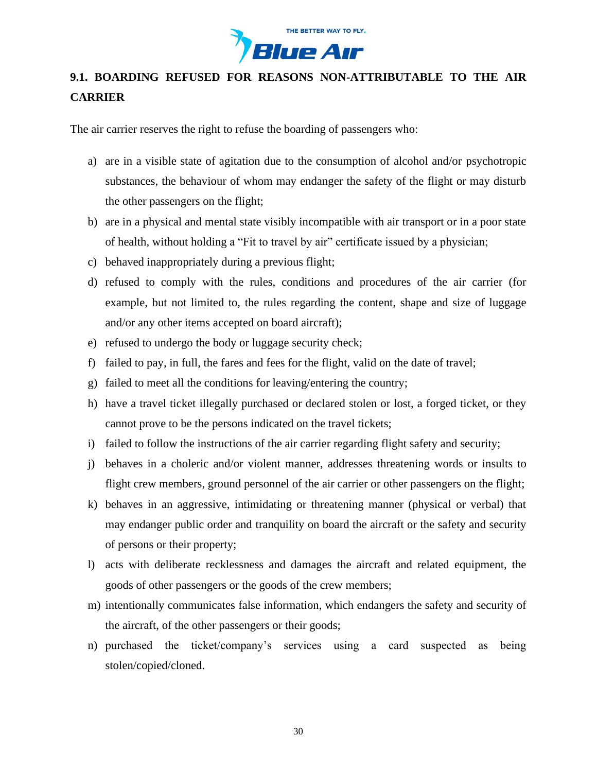## 9.1. BOARDING REFUSED FOR REASONS NON-ATTRIBUTABLE TO THE AIR CARRIER

The air carrier reserves the right to refuse the boarding of passengers who:

a) are in a visible state of agitation due to the consumption of alcohol and/or psychotropic substances, the behaviour of whom may endanger the safety of the flight or may disturb the other passengers on the flight;
b) are in a physical and mental state visibly incompatible with air transport or in a poor state of health, without holding a "Fit to travel by air" certificate issued by a physician;
c) behaved inappropriately during a previous flight;
d) refused to comply with the rules, conditions and procedures of the air carrier (for example, but not limited to, the rules regarding the content, shape and size of luggage and/or any other items accepted on board aircraft);
e) refused to undergo the body or luggage security check;
f) failed to pay, in full, the fares and fees for the flight, valid on the date of travel;
g) failed to meet all the conditions for leaving/entering the country;
h) have a travel ticket illegally purchased or declared stolen or lost, a forged ticket, or they cannot prove to be the persons indicated on the travel tickets;
i) failed to follow the instructions of the air carrier regarding flight safety and security;
j) behaves in a choleric and/or violent manner, addresses threatening words or insults to flight crew members, ground personnel of the air carrier or other passengers on the flight;
k) behaves in an aggressive, intimidating or threatening manner (physical or verbal) that may endanger public order and tranquility on board the aircraft or the safety and security of persons or their property;
l) acts with deliberate recklessness and damages the aircraft and related equipment, the goods of other passengers or the goods of the crew members;
m) intentionally communicates false information, which endangers the safety and security of the aircraft, of the other passengers or their goods;
n) purchased the ticket/company's services using a card suspected as being stolen/copied/cloned.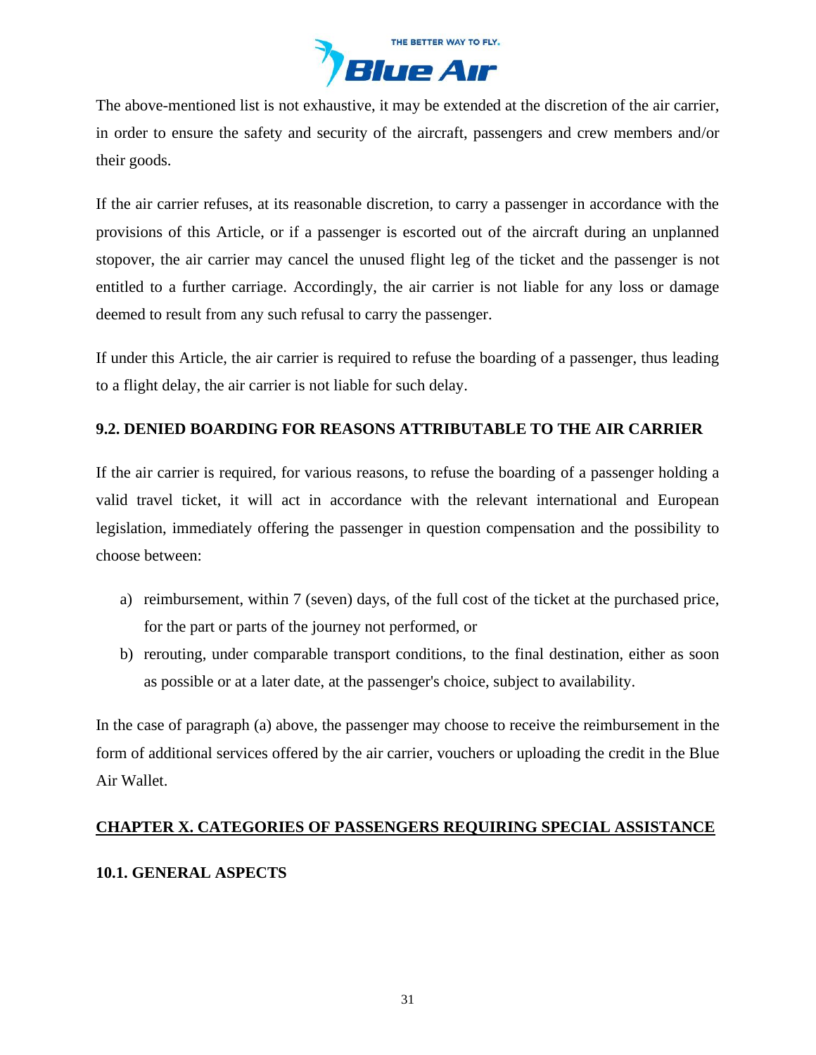The above-mentioned list is not exhaustive, it may be extended at the discretion of the air carrier, in order to ensure the safety and security of the aircraft, passengers and crew members and/or their goods.

If the air carrier refuses, at its reasonable discretion, to carry a passenger in accordance with the provisions of this Article, or if a passenger is escorted out of the aircraft during an unplanned stopover, the air carrier may cancel the unused flight leg of the ticket and the passenger is not entitled to a further carriage. Accordingly, the air carrier is not liable for any loss or damage deemed to result from any such refusal to carry the passenger.

If under this Article, the air carrier is required to refuse the boarding of a passenger, thus leading to a flight delay, the air carrier is not liable for such delay.

### 9.2. DENIED BOARDING FOR REASONS ATTRIBUTABLE TO THE AIR CARRIER

If the air carrier is required, for various reasons, to refuse the boarding of a passenger holding a valid travel ticket, it will act in accordance with the relevant international and European legislation, immediately offering the passenger in question compensation and the possibility to choose between:

a) reimbursement, within 7 (seven) days, of the full cost of the ticket at the purchased price, for the part or parts of the journey not performed, or
b) rerouting, under comparable transport conditions, to the final destination, either as soon as possible or at a later date, at the passenger's choice, subject to availability.

In the case of paragraph (a) above, the passenger may choose to receive the reimbursement in the form of additional services offered by the air carrier, vouchers or uploading the credit in the Blue Air Wallet.

## CHAPTER X. CATEGORIES OF PASSENGERS REQUIRING SPECIAL ASSISTANCE

### 10.1. GENERAL ASPECTS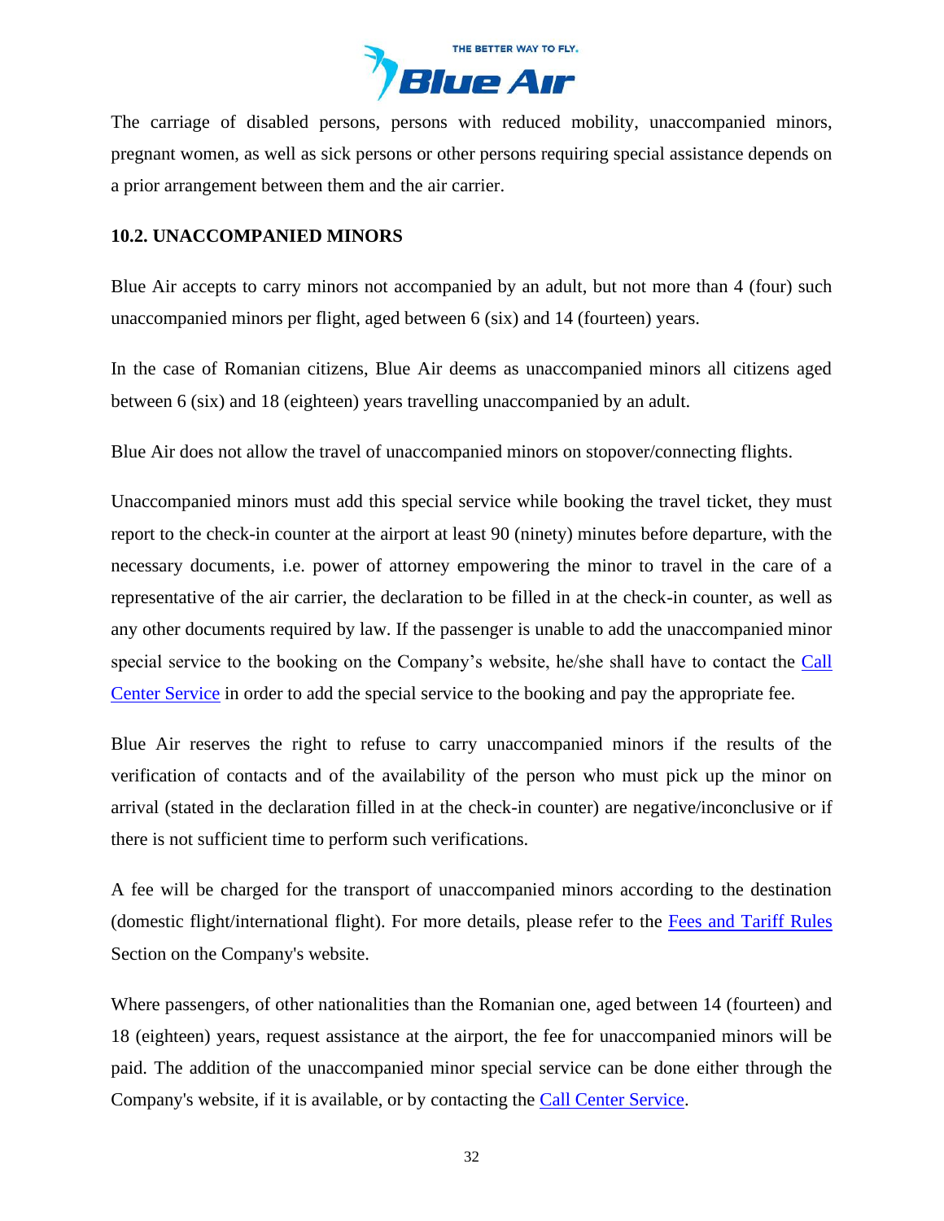The carriage of disabled persons, persons with reduced mobility, unaccompanied minors, pregnant women, as well as sick persons or other persons requiring special assistance depends on a prior arrangement between them and the air carrier.

### 10.2. UNACCOMPANIED MINORS

Blue Air accepts to carry minors not accompanied by an adult, but not more than 4 (four) such unaccompanied minors per flight, aged between 6 (six) and 14 (fourteen) years.

In the case of Romanian citizens, Blue Air deems as unaccompanied minors all citizens aged between 6 (six) and 18 (eighteen) years travelling unaccompanied by an adult.

Blue Air does not allow the travel of unaccompanied minors on stopover/connecting flights.

Unaccompanied minors must add this special service while booking the travel ticket, they must report to the check-in counter at the airport at least 90 (ninety) minutes before departure, with the necessary documents, i.e. power of attorney empowering the minor to travel in the care of a representative of the air carrier, the declaration to be filled in at the check-in counter, as well as any other documents required by law. If the passenger is unable to add the unaccompanied minor special service to the booking on the Company's website, he/she shall have to contact the Call Center Service in order to add the special service to the booking and pay the appropriate fee.

Blue Air reserves the right to refuse to carry unaccompanied minors if the results of the verification of contacts and of the availability of the person who must pick up the minor on arrival (stated in the declaration filled in at the check-in counter) are negative/inconclusive or if there is not sufficient time to perform such verifications.

A fee will be charged for the transport of unaccompanied minors according to the destination (domestic flight/international flight). For more details, please refer to the Fees and Tariff Rules Section on the Company's website.

Where passengers, of other nationalities than the Romanian one, aged between 14 (fourteen) and 18 (eighteen) years, request assistance at the airport, the fee for unaccompanied minors will be paid. The addition of the unaccompanied minor special service can be done either through the Company's website, if it is available, or by contacting the Call Center Service.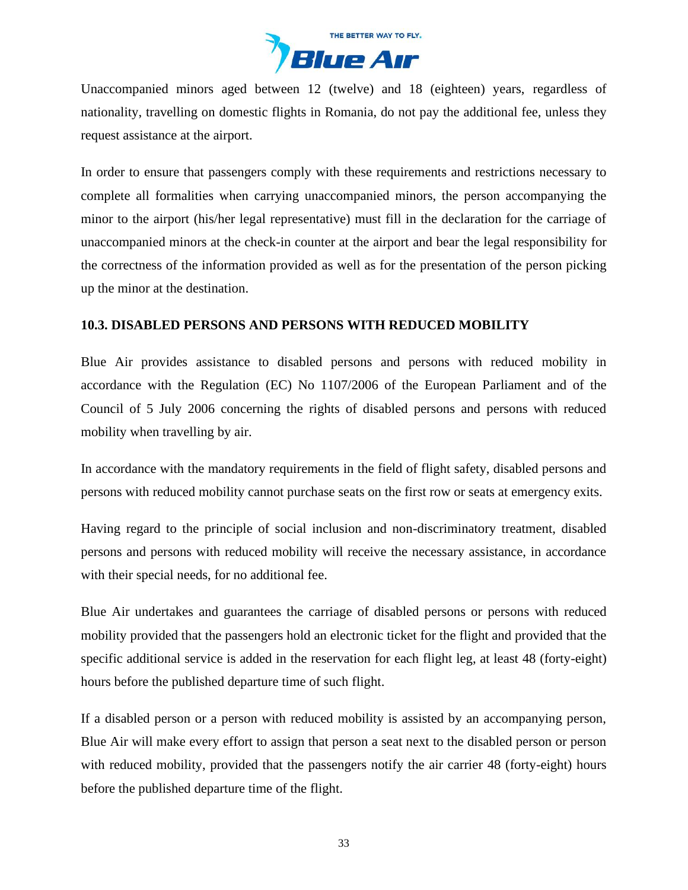Unaccompanied minors aged between 12 (twelve) and 18 (eighteen) years, regardless of nationality, travelling on domestic flights in Romania, do not pay the additional fee, unless they request assistance at the airport.

In order to ensure that passengers comply with these requirements and restrictions necessary to complete all formalities when carrying unaccompanied minors, the person accompanying the minor to the airport (his/her legal representative) must fill in the declaration for the carriage of unaccompanied minors at the check-in counter at the airport and bear the legal responsibility for the correctness of the information provided as well as for the presentation of the person picking up the minor at the destination.

### 10.3. DISABLED PERSONS AND PERSONS WITH REDUCED MOBILITY

Blue Air provides assistance to disabled persons and persons with reduced mobility in accordance with the Regulation (EC) No 1107/2006 of the European Parliament and of the Council of 5 July 2006 concerning the rights of disabled persons and persons with reduced mobility when travelling by air.

In accordance with the mandatory requirements in the field of flight safety, disabled persons and persons with reduced mobility cannot purchase seats on the first row or seats at emergency exits.

Having regard to the principle of social inclusion and non-discriminatory treatment, disabled persons and persons with reduced mobility will receive the necessary assistance, in accordance with their special needs, for no additional fee.

Blue Air undertakes and guarantees the carriage of disabled persons or persons with reduced mobility provided that the passengers hold an electronic ticket for the flight and provided that the specific additional service is added in the reservation for each flight leg, at least 48 (forty-eight) hours before the published departure time of such flight.

If a disabled person or a person with reduced mobility is assisted by an accompanying person, Blue Air will make every effort to assign that person a seat next to the disabled person or person with reduced mobility, provided that the passengers notify the air carrier 48 (forty-eight) hours before the published departure time of the flight.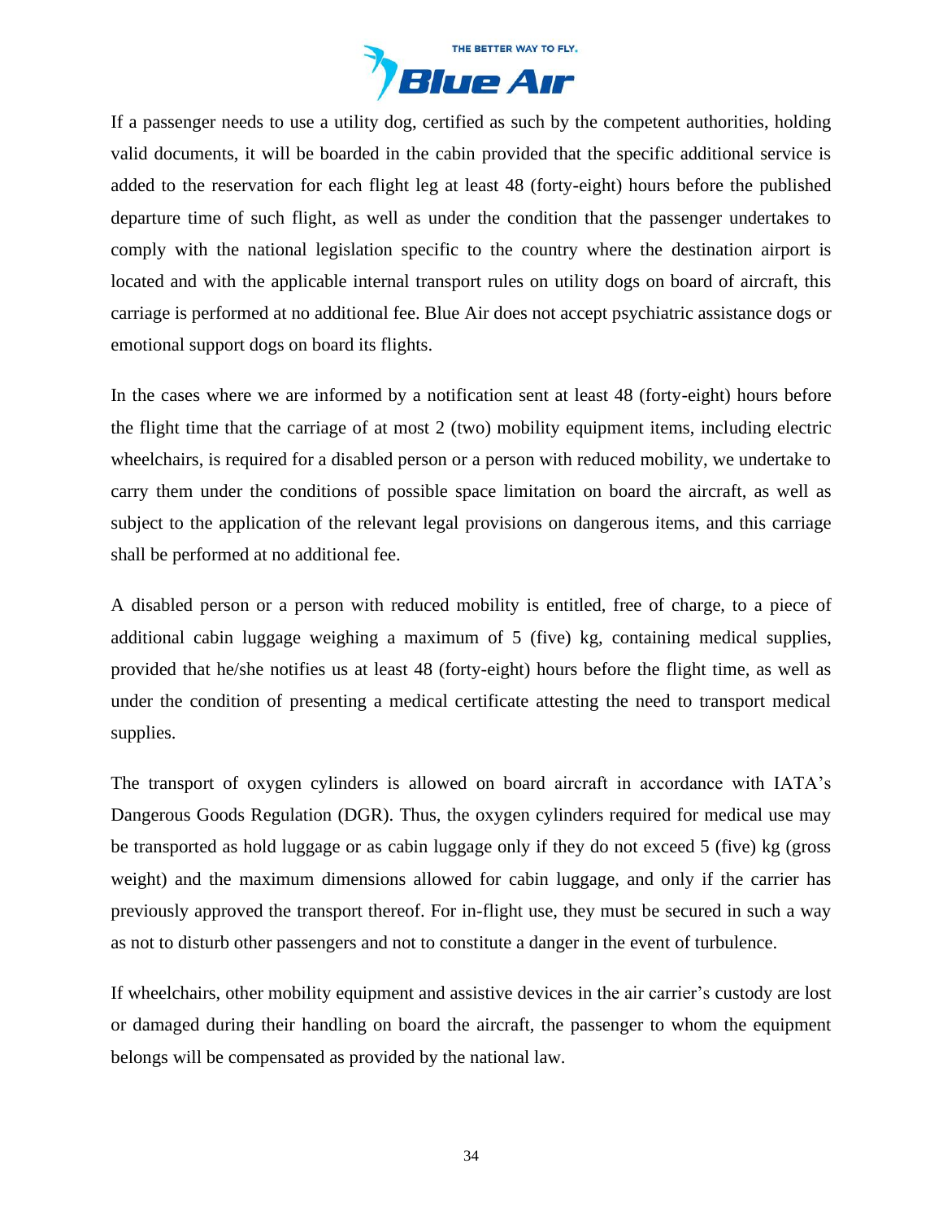If a passenger needs to use a utility dog, certified as such by the competent authorities, holding valid documents, it will be boarded in the cabin provided that the specific additional service is added to the reservation for each flight leg at least 48 (forty-eight) hours before the published departure time of such flight, as well as under the condition that the passenger undertakes to comply with the national legislation specific to the country where the destination airport is located and with the applicable internal transport rules on utility dogs on board of aircraft, this carriage is performed at no additional fee. Blue Air does not accept psychiatric assistance dogs or emotional support dogs on board its flights.

In the cases where we are informed by a notification sent at least 48 (forty-eight) hours before the flight time that the carriage of at most 2 (two) mobility equipment items, including electric wheelchairs, is required for a disabled person or a person with reduced mobility, we undertake to carry them under the conditions of possible space limitation on board the aircraft, as well as subject to the application of the relevant legal provisions on dangerous items, and this carriage shall be performed at no additional fee.

A disabled person or a person with reduced mobility is entitled, free of charge, to a piece of additional cabin luggage weighing a maximum of 5 (five) kg, containing medical supplies, provided that he/she notifies us at least 48 (forty-eight) hours before the flight time, as well as under the condition of presenting a medical certificate attesting the need to transport medical supplies.

The transport of oxygen cylinders is allowed on board aircraft in accordance with IATA's Dangerous Goods Regulation (DGR). Thus, the oxygen cylinders required for medical use may be transported as hold luggage or as cabin luggage only if they do not exceed 5 (five) kg (gross weight) and the maximum dimensions allowed for cabin luggage, and only if the carrier has previously approved the transport thereof. For in-flight use, they must be secured in such a way as not to disturb other passengers and not to constitute a danger in the event of turbulence.

If wheelchairs, other mobility equipment and assistive devices in the air carrier's custody are lost or damaged during their handling on board the aircraft, the passenger to whom the equipment belongs will be compensated as provided by the national law.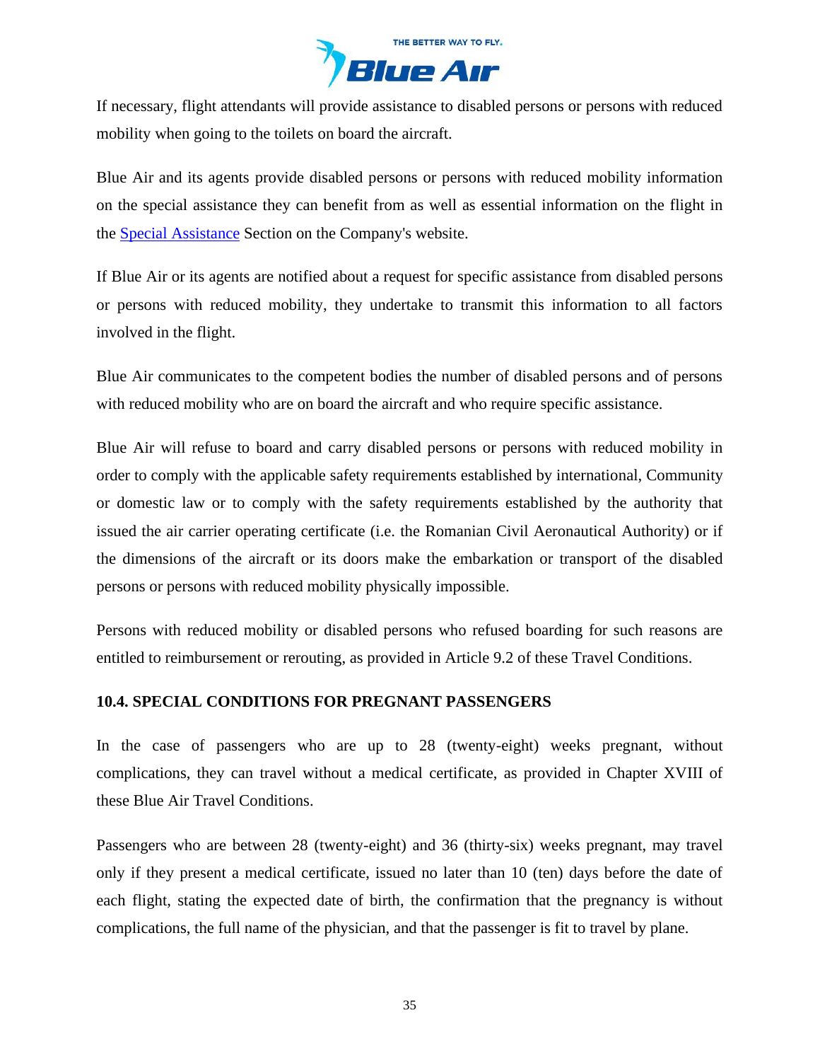If necessary, flight attendants will provide assistance to disabled persons or persons with reduced mobility when going to the toilets on board the aircraft.

Blue Air and its agents provide disabled persons or persons with reduced mobility information on the special assistance they can benefit from as well as essential information on the flight in the Special Assistance Section on the Company's website.

If Blue Air or its agents are notified about a request for specific assistance from disabled persons or persons with reduced mobility, they undertake to transmit this information to all factors involved in the flight.

Blue Air communicates to the competent bodies the number of disabled persons and of persons with reduced mobility who are on board the aircraft and who require specific assistance.

Blue Air will refuse to board and carry disabled persons or persons with reduced mobility in order to comply with the applicable safety requirements established by international, Community or domestic law or to comply with the safety requirements established by the authority that issued the air carrier operating certificate (i.e. the Romanian Civil Aeronautical Authority) or if the dimensions of the aircraft or its doors make the embarkation or transport of the disabled persons or persons with reduced mobility physically impossible.

Persons with reduced mobility or disabled persons who refused boarding for such reasons are entitled to reimbursement or rerouting, as provided in Article 9.2 of these Travel Conditions.

### 10.4. SPECIAL CONDITIONS FOR PREGNANT PASSENGERS

In the case of passengers who are up to 28 (twenty-eight) weeks pregnant, without complications, they can travel without a medical certificate, as provided in Chapter XVIII of these Blue Air Travel Conditions.

Passengers who are between 28 (twenty-eight) and 36 (thirty-six) weeks pregnant, may travel only if they present a medical certificate, issued no later than 10 (ten) days before the date of each flight, stating the expected date of birth, the confirmation that the pregnancy is without complications, the full name of the physician, and that the passenger is fit to travel by plane.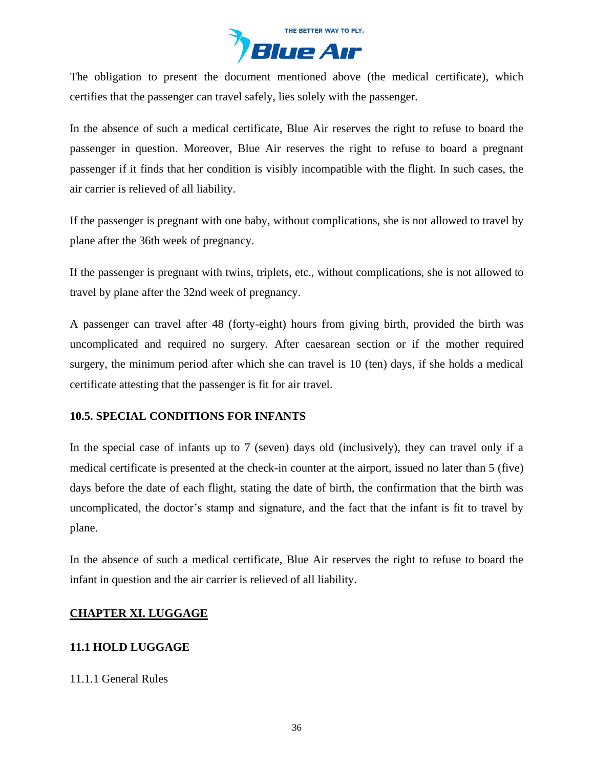The obligation to present the document mentioned above (the medical certificate), which certifies that the passenger can travel safely, lies solely with the passenger.

In the absence of such a medical certificate, Blue Air reserves the right to refuse to board the passenger in question. Moreover, Blue Air reserves the right to refuse to board a pregnant passenger if it finds that her condition is visibly incompatible with the flight. In such cases, the air carrier is relieved of all liability.

If the passenger is pregnant with one baby, without complications, she is not allowed to travel by plane after the 36th week of pregnancy.

If the passenger is pregnant with twins, triplets, etc., without complications, she is not allowed to travel by plane after the 32nd week of pregnancy.

A passenger can travel after 48 (forty-eight) hours from giving birth, provided the birth was uncomplicated and required no surgery. After caesarean section or if the mother required surgery, the minimum period after which she can travel is 10 (ten) days, if she holds a medical certificate attesting that the passenger is fit for air travel.

### 10.5. SPECIAL CONDITIONS FOR INFANTS

In the special case of infants up to 7 (seven) days old (inclusively), they can travel only if a medical certificate is presented at the check-in counter at the airport, issued no later than 5 (five) days before the date of each flight, stating the date of birth, the confirmation that the birth was uncomplicated, the doctor's stamp and signature, and the fact that the infant is fit to travel by plane.

In the absence of such a medical certificate, Blue Air reserves the right to refuse to board the infant in question and the air carrier is relieved of all liability.

## CHAPTER XI. LUGGAGE

### 11.1 HOLD LUGGAGE

11.1.1 General Rules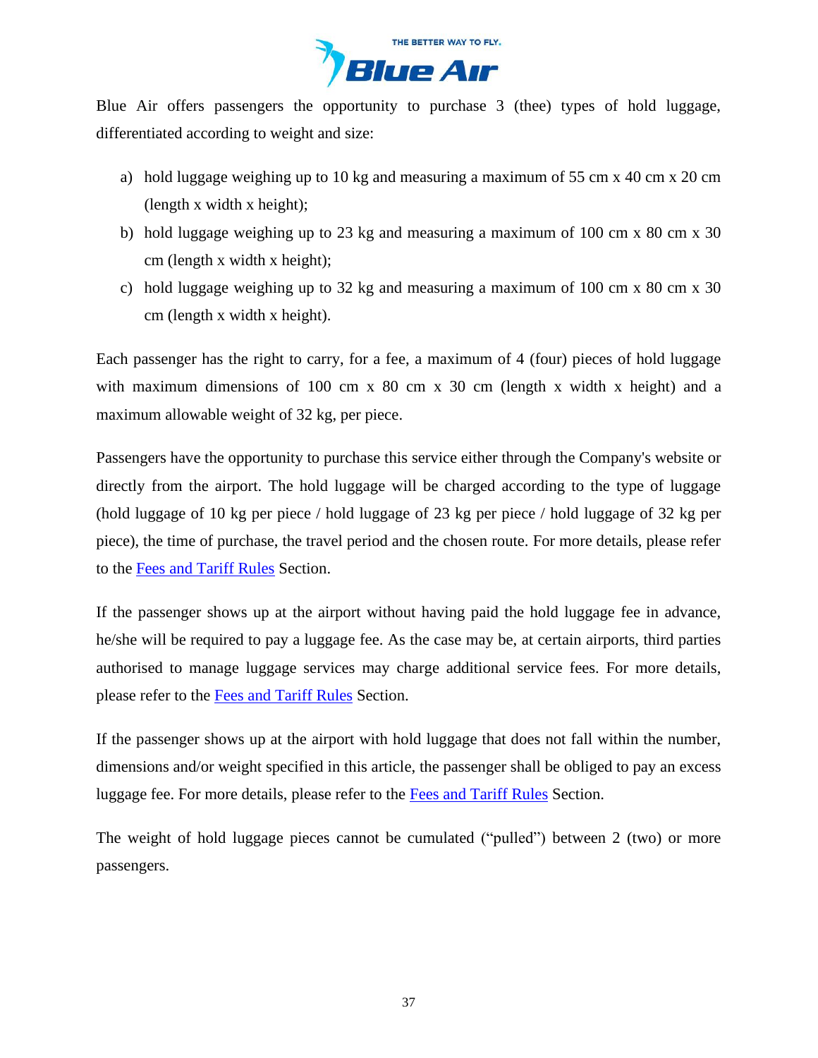Blue Air offers passengers the opportunity to purchase 3 (thee) types of hold luggage, differentiated according to weight and size:

a) hold luggage weighing up to 10 kg and measuring a maximum of 55 cm x 40 cm x 20 cm (length x width x height);
b) hold luggage weighing up to 23 kg and measuring a maximum of 100 cm x 80 cm x 30 cm (length x width x height);
c) hold luggage weighing up to 32 kg and measuring a maximum of 100 cm x 80 cm x 30 cm (length x width x height).

Each passenger has the right to carry, for a fee, a maximum of 4 (four) pieces of hold luggage with maximum dimensions of 100 cm x 80 cm x 30 cm (length x width x height) and a maximum allowable weight of 32 kg, per piece.

Passengers have the opportunity to purchase this service either through the Company's website or directly from the airport. The hold luggage will be charged according to the type of luggage (hold luggage of 10 kg per piece / hold luggage of 23 kg per piece / hold luggage of 32 kg per piece), the time of purchase, the travel period and the chosen route. For more details, please refer to the Fees and Tariff Rules Section.

If the passenger shows up at the airport without having paid the hold luggage fee in advance, he/she will be required to pay a luggage fee. As the case may be, at certain airports, third parties authorised to manage luggage services may charge additional service fees. For more details, please refer to the Fees and Tariff Rules Section.

If the passenger shows up at the airport with hold luggage that does not fall within the number, dimensions and/or weight specified in this article, the passenger shall be obliged to pay an excess luggage fee. For more details, please refer to the Fees and Tariff Rules Section.

The weight of hold luggage pieces cannot be cumulated ("pulled") between 2 (two) or more passengers.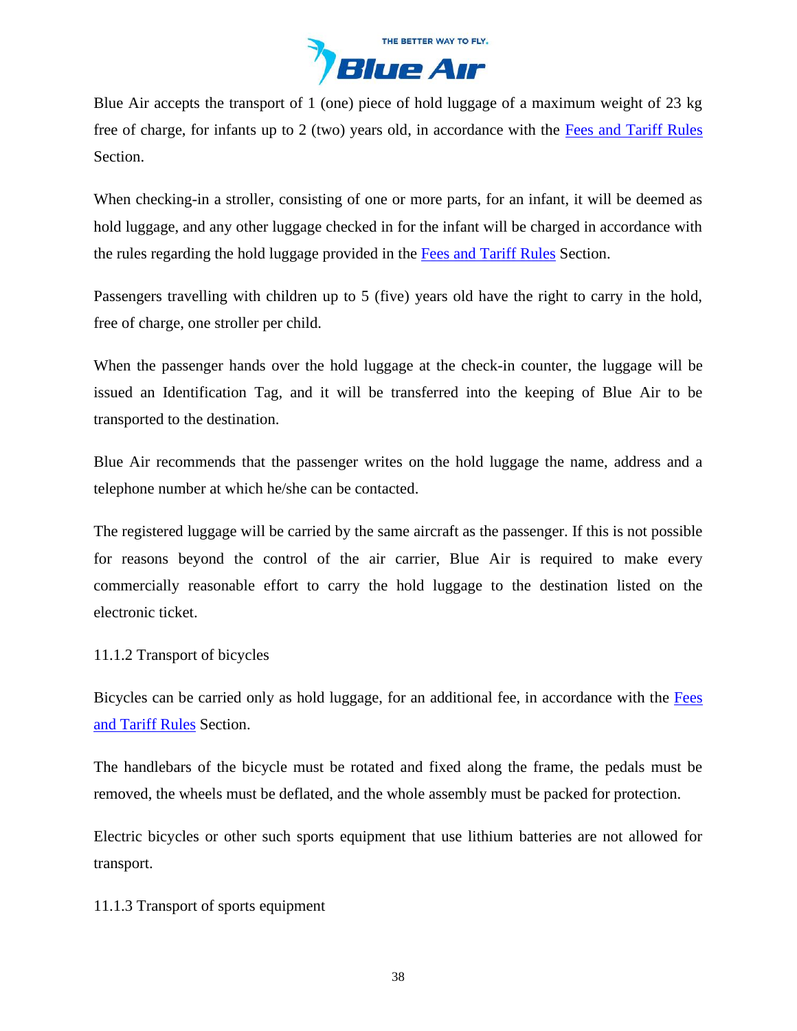Blue Air accepts the transport of 1 (one) piece of hold luggage of a maximum weight of 23 kg free of charge, for infants up to 2 (two) years old, in accordance with the Fees and Tariff Rules Section.

When checking-in a stroller, consisting of one or more parts, for an infant, it will be deemed as hold luggage, and any other luggage checked in for the infant will be charged in accordance with the rules regarding the hold luggage provided in the Fees and Tariff Rules Section.

Passengers travelling with children up to 5 (five) years old have the right to carry in the hold, free of charge, one stroller per child.

When the passenger hands over the hold luggage at the check-in counter, the luggage will be issued an Identification Tag, and it will be transferred into the keeping of Blue Air to be transported to the destination.

Blue Air recommends that the passenger writes on the hold luggage the name, address and a telephone number at which he/she can be contacted.

The registered luggage will be carried by the same aircraft as the passenger. If this is not possible for reasons beyond the control of the air carrier, Blue Air is required to make every commercially reasonable effort to carry the hold luggage to the destination listed on the electronic ticket.

### 11.1.2 Transport of bicycles

Bicycles can be carried only as hold luggage, for an additional fee, in accordance with the Fees and Tariff Rules Section.

The handlebars of the bicycle must be rotated and fixed along the frame, the pedals must be removed, the wheels must be deflated, and the whole assembly must be packed for protection.

Electric bicycles or other such sports equipment that use lithium batteries are not allowed for transport.

### 11.1.3 Transport of sports equipment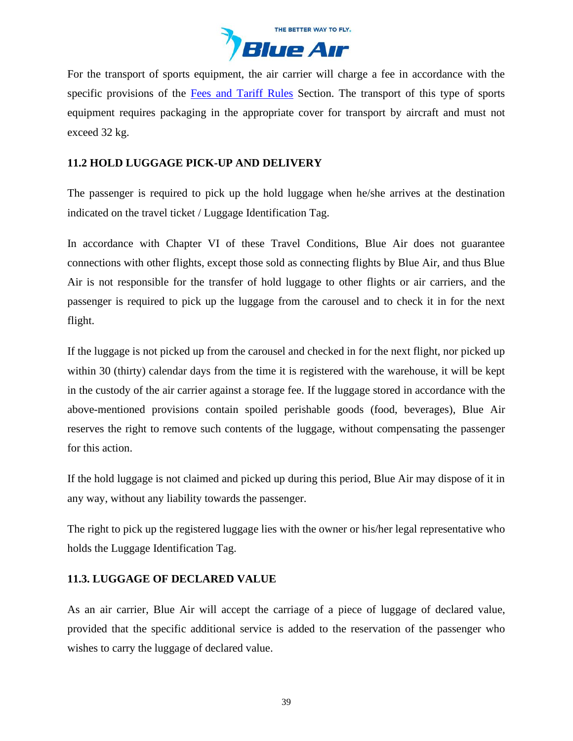For the transport of sports equipment, the air carrier will charge a fee in accordance with the specific provisions of the Fees and Tariff Rules Section. The transport of this type of sports equipment requires packaging in the appropriate cover for transport by aircraft and must not exceed 32 kg.

### 11.2 HOLD LUGGAGE PICK-UP AND DELIVERY

The passenger is required to pick up the hold luggage when he/she arrives at the destination indicated on the travel ticket / Luggage Identification Tag.

In accordance with Chapter VI of these Travel Conditions, Blue Air does not guarantee connections with other flights, except those sold as connecting flights by Blue Air, and thus Blue Air is not responsible for the transfer of hold luggage to other flights or air carriers, and the passenger is required to pick up the luggage from the carousel and to check it in for the next flight.

If the luggage is not picked up from the carousel and checked in for the next flight, nor picked up within 30 (thirty) calendar days from the time it is registered with the warehouse, it will be kept in the custody of the air carrier against a storage fee. If the luggage stored in accordance with the above-mentioned provisions contain spoiled perishable goods (food, beverages), Blue Air reserves the right to remove such contents of the luggage, without compensating the passenger for this action.

If the hold luggage is not claimed and picked up during this period, Blue Air may dispose of it in any way, without any liability towards the passenger.

The right to pick up the registered luggage lies with the owner or his/her legal representative who holds the Luggage Identification Tag.

### 11.3. LUGGAGE OF DECLARED VALUE

As an air carrier, Blue Air will accept the carriage of a piece of luggage of declared value, provided that the specific additional service is added to the reservation of the passenger who wishes to carry the luggage of declared value.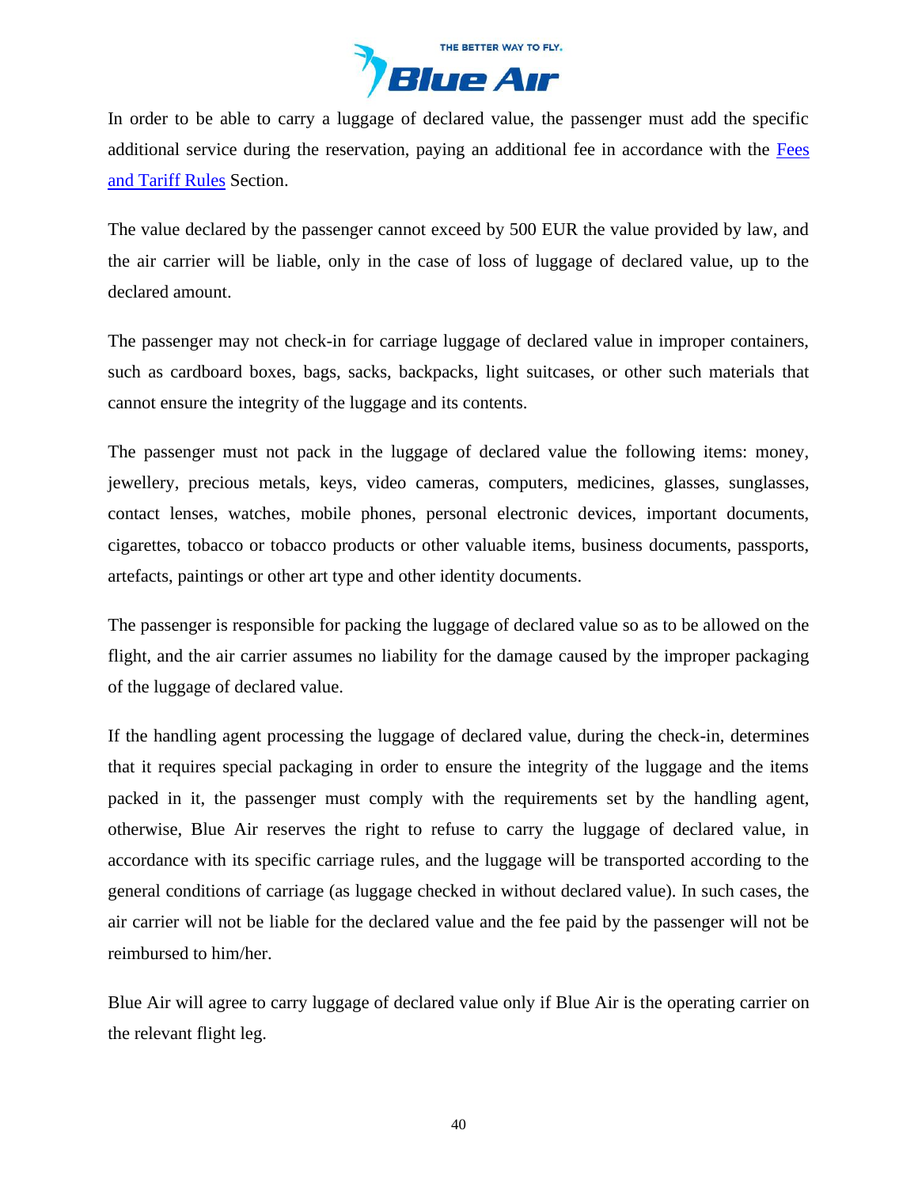In order to be able to carry a luggage of declared value, the passenger must add the specific additional service during the reservation, paying an additional fee in accordance with the Fees and Tariff Rules Section.

The value declared by the passenger cannot exceed by 500 EUR the value provided by law, and the air carrier will be liable, only in the case of loss of luggage of declared value, up to the declared amount.

The passenger may not check-in for carriage luggage of declared value in improper containers, such as cardboard boxes, bags, sacks, backpacks, light suitcases, or other such materials that cannot ensure the integrity of the luggage and its contents.

The passenger must not pack in the luggage of declared value the following items: money, jewellery, precious metals, keys, video cameras, computers, medicines, glasses, sunglasses, contact lenses, watches, mobile phones, personal electronic devices, important documents, cigarettes, tobacco or tobacco products or other valuable items, business documents, passports, artefacts, paintings or other art type and other identity documents.

The passenger is responsible for packing the luggage of declared value so as to be allowed on the flight, and the air carrier assumes no liability for the damage caused by the improper packaging of the luggage of declared value.

If the handling agent processing the luggage of declared value, during the check-in, determines that it requires special packaging in order to ensure the integrity of the luggage and the items packed in it, the passenger must comply with the requirements set by the handling agent, otherwise, Blue Air reserves the right to refuse to carry the luggage of declared value, in accordance with its specific carriage rules, and the luggage will be transported according to the general conditions of carriage (as luggage checked in without declared value). In such cases, the air carrier will not be liable for the declared value and the fee paid by the passenger will not be reimbursed to him/her.

Blue Air will agree to carry luggage of declared value only if Blue Air is the operating carrier on the relevant flight leg.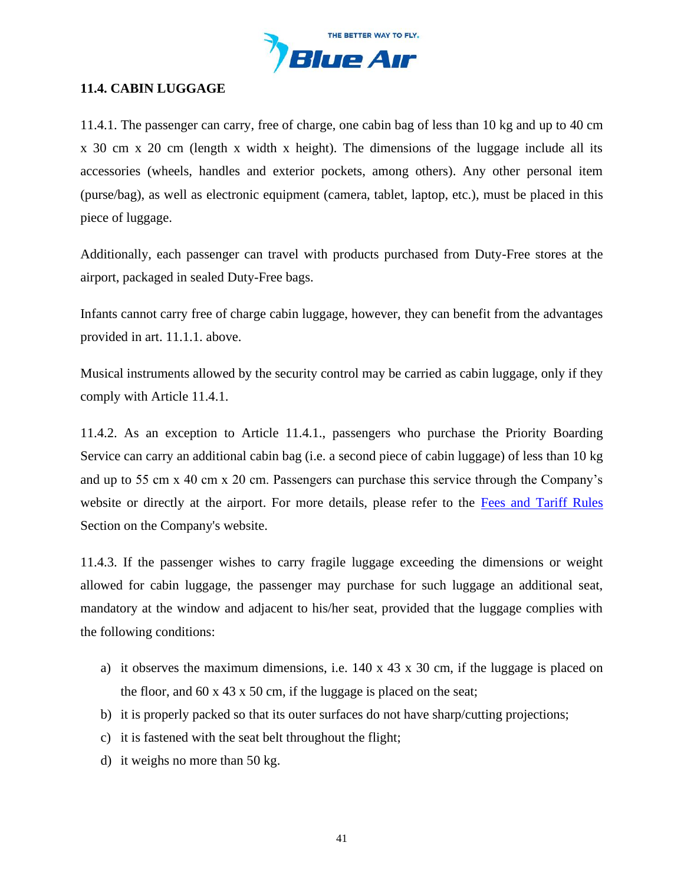## 11.4. CABIN LUGGAGE

11.4.1. The passenger can carry, free of charge, one cabin bag of less than 10 kg and up to 40 cm x 30 cm x 20 cm (length x width x height). The dimensions of the luggage include all its accessories (wheels, handles and exterior pockets, among others). Any other personal item (purse/bag), as well as electronic equipment (camera, tablet, laptop, etc.), must be placed in this piece of luggage.

Additionally, each passenger can travel with products purchased from Duty-Free stores at the airport, packaged in sealed Duty-Free bags.

Infants cannot carry free of charge cabin luggage, however, they can benefit from the advantages provided in art. 11.1.1. above.

Musical instruments allowed by the security control may be carried as cabin luggage, only if they comply with Article 11.4.1.

11.4.2. As an exception to Article 11.4.1., passengers who purchase the Priority Boarding Service can carry an additional cabin bag (i.e. a second piece of cabin luggage) of less than 10 kg and up to 55 cm x 40 cm x 20 cm. Passengers can purchase this service through the Company's website or directly at the airport. For more details, please refer to the Fees and Tariff Rules Section on the Company's website.

11.4.3. If the passenger wishes to carry fragile luggage exceeding the dimensions or weight allowed for cabin luggage, the passenger may purchase for such luggage an additional seat, mandatory at the window and adjacent to his/her seat, provided that the luggage complies with the following conditions:

a) it observes the maximum dimensions, i.e. 140 x 43 x 30 cm, if the luggage is placed on the floor, and 60 x 43 x 50 cm, if the luggage is placed on the seat;
b) it is properly packed so that its outer surfaces do not have sharp/cutting projections;
c) it is fastened with the seat belt throughout the flight;
d) it weighs no more than 50 kg.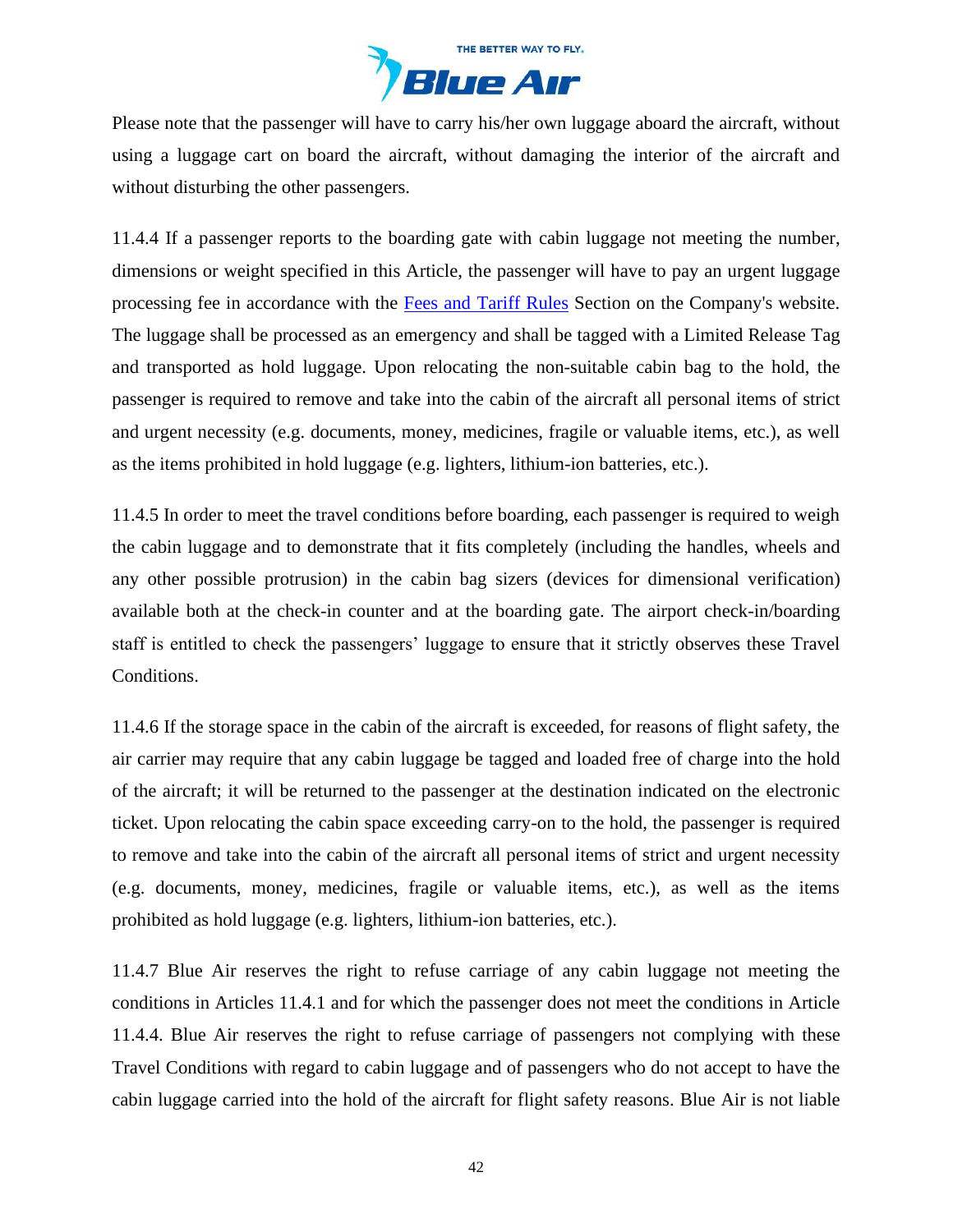Please note that the passenger will have to carry his/her own luggage aboard the aircraft, without using a luggage cart on board the aircraft, without damaging the interior of the aircraft and without disturbing the other passengers.

11.4.4 If a passenger reports to the boarding gate with cabin luggage not meeting the number, dimensions or weight specified in this Article, the passenger will have to pay an urgent luggage processing fee in accordance with the [Fees and Tariff Rules] Section on the Company's website. The luggage shall be processed as an emergency and shall be tagged with a Limited Release Tag and transported as hold luggage. Upon relocating the non-suitable cabin bag to the hold, the passenger is required to remove and take into the cabin of the aircraft all personal items of strict and urgent necessity (e.g. documents, money, medicines, fragile or valuable items, etc.), as well as the items prohibited in hold luggage (e.g. lighters, lithium-ion batteries, etc.).

11.4.5 In order to meet the travel conditions before boarding, each passenger is required to weigh the cabin luggage and to demonstrate that it fits completely (including the handles, wheels and any other possible protrusion) in the cabin bag sizers (devices for dimensional verification) available both at the check-in counter and at the boarding gate. The airport check-in/boarding staff is entitled to check the passengers' luggage to ensure that it strictly observes these Travel Conditions.

11.4.6 If the storage space in the cabin of the aircraft is exceeded, for reasons of flight safety, the air carrier may require that any cabin luggage be tagged and loaded free of charge into the hold of the aircraft; it will be returned to the passenger at the destination indicated on the electronic ticket. Upon relocating the cabin space exceeding carry-on to the hold, the passenger is required to remove and take into the cabin of the aircraft all personal items of strict and urgent necessity (e.g. documents, money, medicines, fragile or valuable items, etc.), as well as the items prohibited as hold luggage (e.g. lighters, lithium-ion batteries, etc.).

11.4.7 Blue Air reserves the right to refuse carriage of any cabin luggage not meeting the conditions in Articles 11.4.1 and for which the passenger does not meet the conditions in Article 11.4.4. Blue Air reserves the right to refuse carriage of passengers not complying with these Travel Conditions with regard to cabin luggage and of passengers who do not accept to have the cabin luggage carried into the hold of the aircraft for flight safety reasons. Blue Air is not liable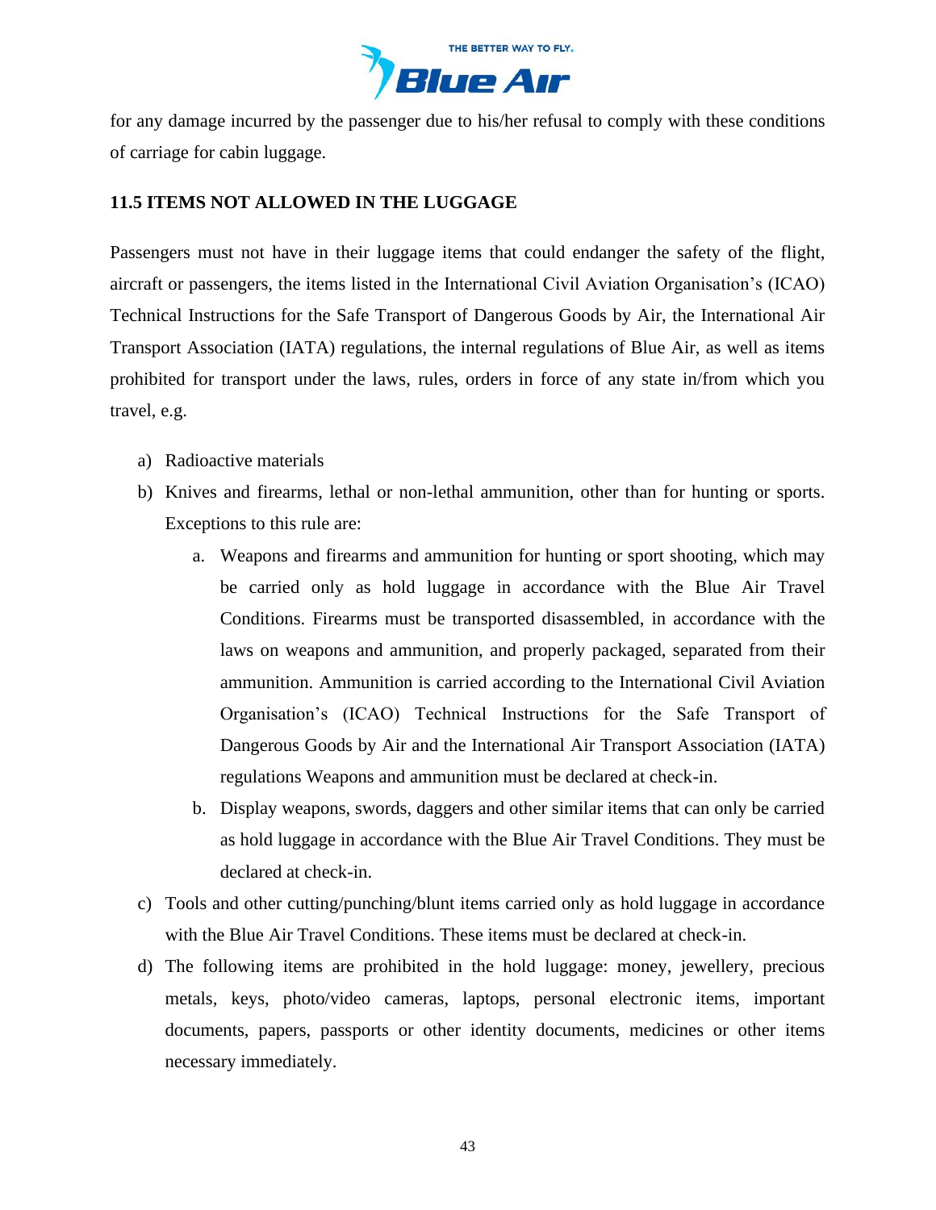for any damage incurred by the passenger due to his/her refusal to comply with these conditions of carriage for cabin luggage.

### 11.5 ITEMS NOT ALLOWED IN THE LUGGAGE

Passengers must not have in their luggage items that could endanger the safety of the flight, aircraft or passengers, the items listed in the International Civil Aviation Organisation's (ICAO) Technical Instructions for the Safe Transport of Dangerous Goods by Air, the International Air Transport Association (IATA) regulations, the internal regulations of Blue Air, as well as items prohibited for transport under the laws, rules, orders in force of any state in/from which you travel, e.g.

a) Radioactive materials

b) Knives and firearms, lethal or non-lethal ammunition, other than for hunting or sports. Exceptions to this rule are:

   a. Weapons and firearms and ammunition for hunting or sport shooting, which may be carried only as hold luggage in accordance with the Blue Air Travel Conditions. Firearms must be transported disassembled, in accordance with the laws on weapons and ammunition, and properly packaged, separated from their ammunition. Ammunition is carried according to the International Civil Aviation Organisation's (ICAO) Technical Instructions for the Safe Transport of Dangerous Goods by Air and the International Air Transport Association (IATA) regulations Weapons and ammunition must be declared at check-in.

   b. Display weapons, swords, daggers and other similar items that can only be carried as hold luggage in accordance with the Blue Air Travel Conditions. They must be declared at check-in.

c) Tools and other cutting/punching/blunt items carried only as hold luggage in accordance with the Blue Air Travel Conditions. These items must be declared at check-in.

d) The following items are prohibited in the hold luggage: money, jewellery, precious metals, keys, photo/video cameras, laptops, personal electronic items, important documents, papers, passports or other identity documents, medicines or other items necessary immediately.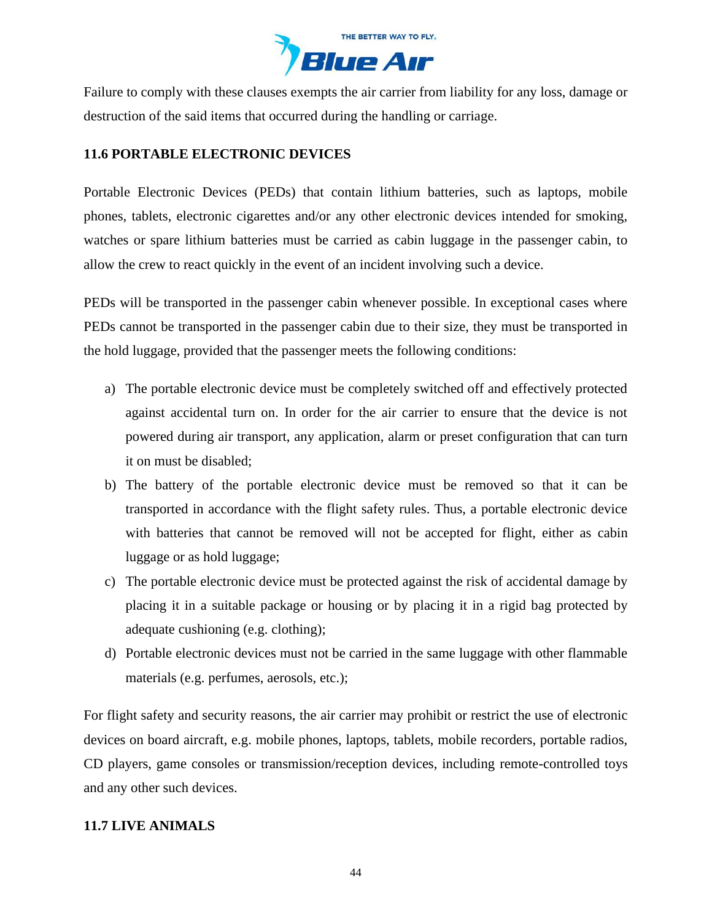Failure to comply with these clauses exempts the air carrier from liability for any loss, damage or destruction of the said items that occurred during the handling or carriage.

## 11.6 PORTABLE ELECTRONIC DEVICES

Portable Electronic Devices (PEDs) that contain lithium batteries, such as laptops, mobile phones, tablets, electronic cigarettes and/or any other electronic devices intended for smoking, watches or spare lithium batteries must be carried as cabin luggage in the passenger cabin, to allow the crew to react quickly in the event of an incident involving such a device.

PEDs will be transported in the passenger cabin whenever possible. In exceptional cases where PEDs cannot be transported in the passenger cabin due to their size, they must be transported in the hold luggage, provided that the passenger meets the following conditions:

a) The portable electronic device must be completely switched off and effectively protected against accidental turn on. In order for the air carrier to ensure that the device is not powered during air transport, any application, alarm or preset configuration that can turn it on must be disabled;
b) The battery of the portable electronic device must be removed so that it can be transported in accordance with the flight safety rules. Thus, a portable electronic device with batteries that cannot be removed will not be accepted for flight, either as cabin luggage or as hold luggage;
c) The portable electronic device must be protected against the risk of accidental damage by placing it in a suitable package or housing or by placing it in a rigid bag protected by adequate cushioning (e.g. clothing);
d) Portable electronic devices must not be carried in the same luggage with other flammable materials (e.g. perfumes, aerosols, etc.);

For flight safety and security reasons, the air carrier may prohibit or restrict the use of electronic devices on board aircraft, e.g. mobile phones, laptops, tablets, mobile recorders, portable radios, CD players, game consoles or transmission/reception devices, including remote-controlled toys and any other such devices.

## 11.7 LIVE ANIMALS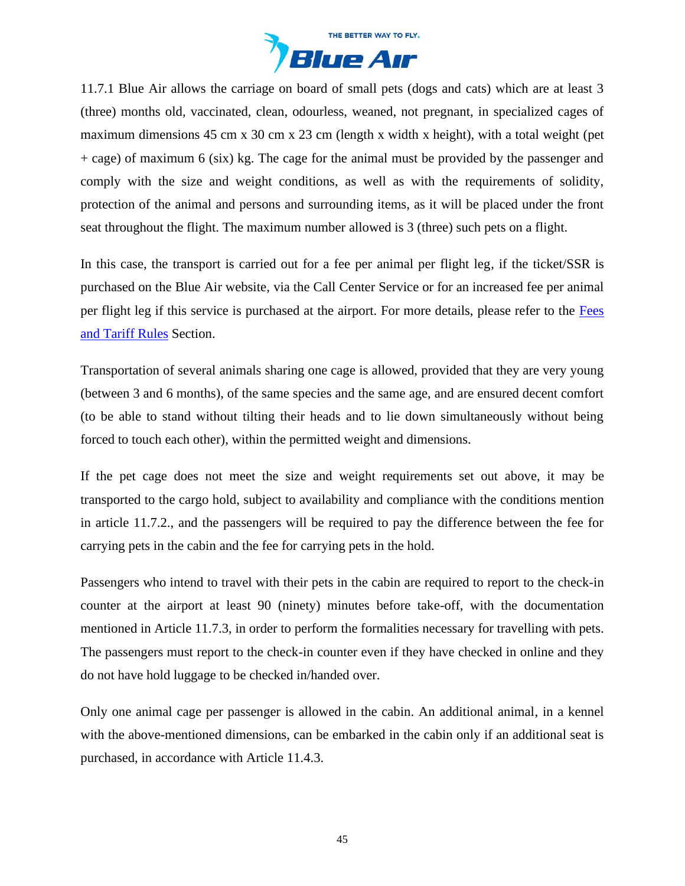11.7.1 Blue Air allows the carriage on board of small pets (dogs and cats) which are at least 3 (three) months old, vaccinated, clean, odourless, weaned, not pregnant, in specialized cages of maximum dimensions 45 cm x 30 cm x 23 cm (length x width x height), with a total weight (pet + cage) of maximum 6 (six) kg. The cage for the animal must be provided by the passenger and comply with the size and weight conditions, as well as with the requirements of solidity, protection of the animal and persons and surrounding items, as it will be placed under the front seat throughout the flight. The maximum number allowed is 3 (three) such pets on a flight.

In this case, the transport is carried out for a fee per animal per flight leg, if the ticket/SSR is purchased on the Blue Air website, via the Call Center Service or for an increased fee per animal per flight leg if this service is purchased at the airport. For more details, please refer to the [Fees and Tariff Rules] Section.

Transportation of several animals sharing one cage is allowed, provided that they are very young (between 3 and 6 months), of the same species and the same age, and are ensured decent comfort (to be able to stand without tilting their heads and to lie down simultaneously without being forced to touch each other), within the permitted weight and dimensions.

If the pet cage does not meet the size and weight requirements set out above, it may be transported to the cargo hold, subject to availability and compliance with the conditions mention in article 11.7.2., and the passengers will be required to pay the difference between the fee for carrying pets in the cabin and the fee for carrying pets in the hold.

Passengers who intend to travel with their pets in the cabin are required to report to the check-in counter at the airport at least 90 (ninety) minutes before take-off, with the documentation mentioned in Article 11.7.3, in order to perform the formalities necessary for travelling with pets. The passengers must report to the check-in counter even if they have checked in online and they do not have hold luggage to be checked in/handed over.

Only one animal cage per passenger is allowed in the cabin. An additional animal, in a kennel with the above-mentioned dimensions, can be embarked in the cabin only if an additional seat is purchased, in accordance with Article 11.4.3.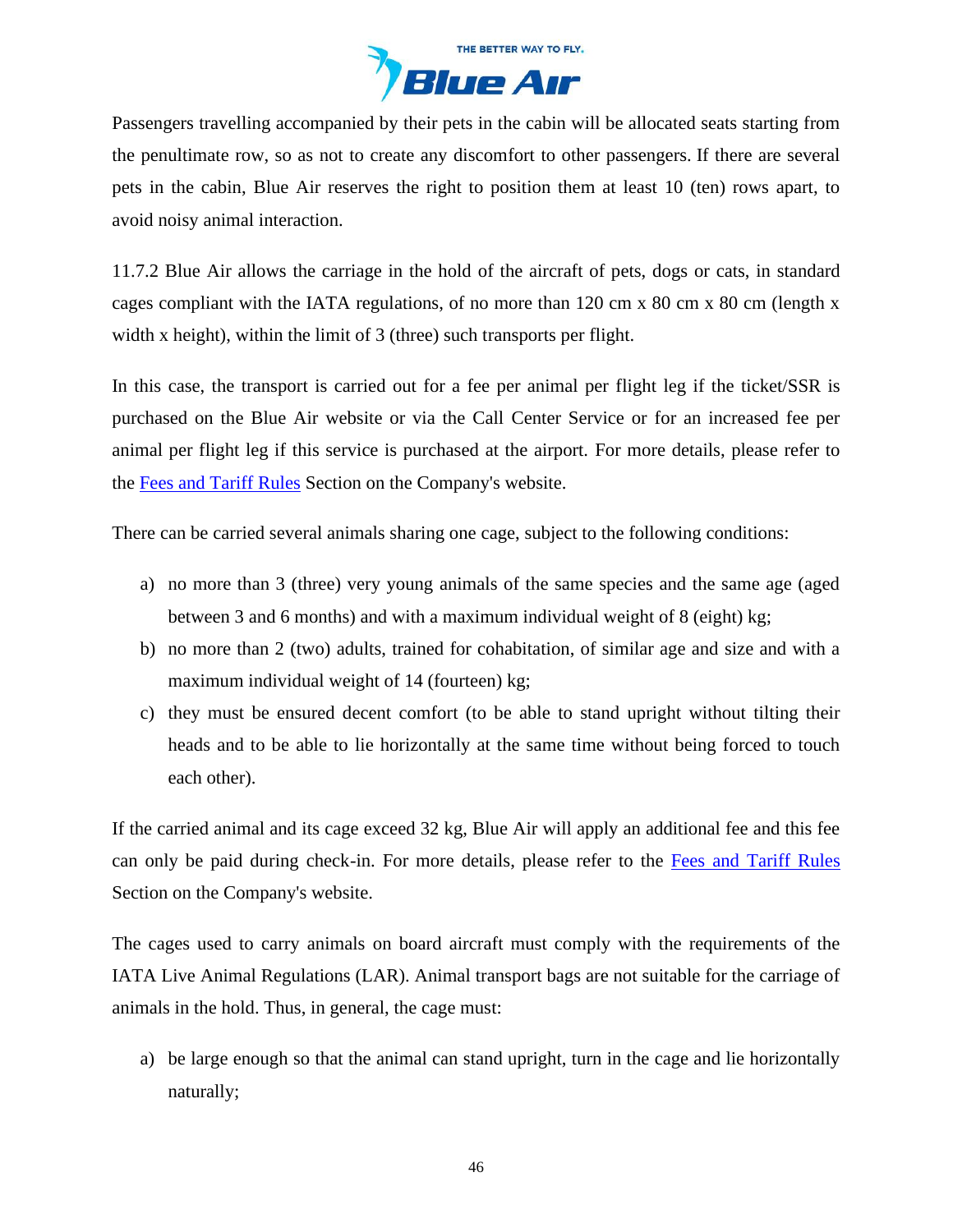Passengers travelling accompanied by their pets in the cabin will be allocated seats starting from the penultimate row, so as not to create any discomfort to other passengers. If there are several pets in the cabin, Blue Air reserves the right to position them at least 10 (ten) rows apart, to avoid noisy animal interaction.

11.7.2 Blue Air allows the carriage in the hold of the aircraft of pets, dogs or cats, in standard cages compliant with the IATA regulations, of no more than 120 cm x 80 cm x 80 cm (length x width x height), within the limit of 3 (three) such transports per flight.

In this case, the transport is carried out for a fee per animal per flight leg if the ticket/SSR is purchased on the Blue Air website or via the Call Center Service or for an increased fee per animal per flight leg if this service is purchased at the airport. For more details, please refer to the [Fees and Tariff Rules] Section on the Company's website.

There can be carried several animals sharing one cage, subject to the following conditions:

a) no more than 3 (three) very young animals of the same species and the same age (aged between 3 and 6 months) and with a maximum individual weight of 8 (eight) kg;
b) no more than 2 (two) adults, trained for cohabitation, of similar age and size and with a maximum individual weight of 14 (fourteen) kg;
c) they must be ensured decent comfort (to be able to stand upright without tilting their heads and to be able to lie horizontally at the same time without being forced to touch each other).

If the carried animal and its cage exceed 32 kg, Blue Air will apply an additional fee and this fee can only be paid during check-in. For more details, please refer to the [Fees and Tariff Rules] Section on the Company's website.

The cages used to carry animals on board aircraft must comply with the requirements of the IATA Live Animal Regulations (LAR). Animal transport bags are not suitable for the carriage of animals in the hold. Thus, in general, the cage must:

a) be large enough so that the animal can stand upright, turn in the cage and lie horizontally naturally;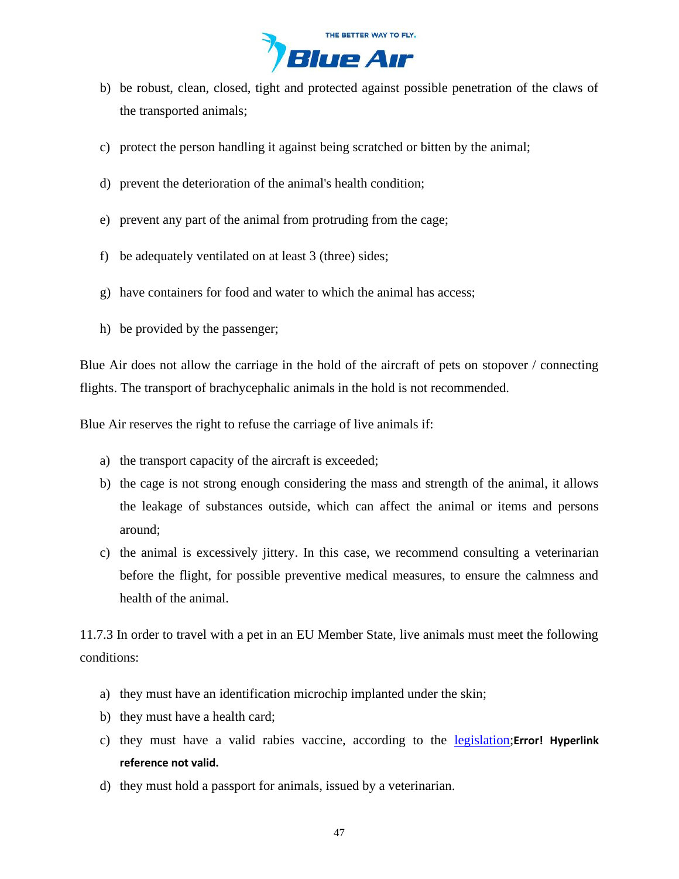b) be robust, clean, closed, tight and protected against possible penetration of the claws of the transported animals;

c) protect the person handling it against being scratched or bitten by the animal;

d) prevent the deterioration of the animal's health condition;

e) prevent any part of the animal from protruding from the cage;

f) be adequately ventilated on at least 3 (three) sides;

g) have containers for food and water to which the animal has access;

h) be provided by the passenger;

Blue Air does not allow the carriage in the hold of the aircraft of pets on stopover / connecting flights. The transport of brachycephalic animals in the hold is not recommended.

Blue Air reserves the right to refuse the carriage of live animals if:

a) the transport capacity of the aircraft is exceeded;
b) the cage is not strong enough considering the mass and strength of the animal, it allows the leakage of substances outside, which can affect the animal or items and persons around;
c) the animal is excessively jittery. In this case, we recommend consulting a veterinarian before the flight, for possible preventive medical measures, to ensure the calmness and health of the animal.

11.7.3 In order to travel with a pet in an EU Member State, live animals must meet the following conditions:

a) they must have an identification microchip implanted under the skin;
b) they must have a health card;
c) they must have a valid rabies vaccine, according to the legislation;**Error! Hyperlink reference not valid.**
d) they must hold a passport for animals, issued by a veterinarian.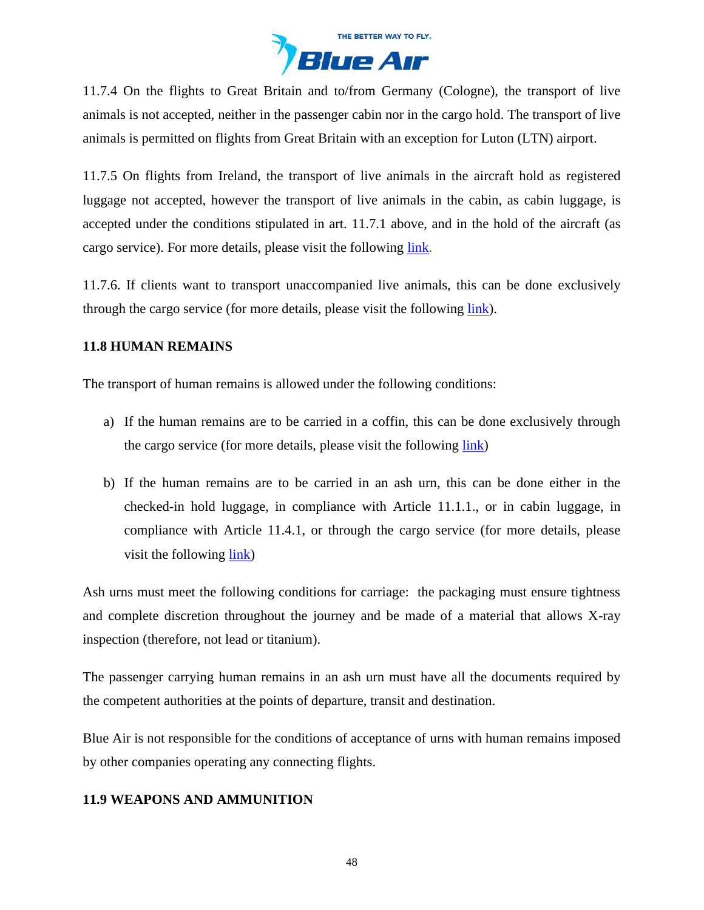11.7.4 On the flights to Great Britain and to/from Germany (Cologne), the transport of live animals is not accepted, neither in the passenger cabin nor in the cargo hold. The transport of live animals is permitted on flights from Great Britain with an exception for Luton (LTN) airport.

11.7.5 On flights from Ireland, the transport of live animals in the aircraft hold as registered luggage not accepted, however the transport of live animals in the cabin, as cabin luggage, is accepted under the conditions stipulated in art. 11.7.1 above, and in the hold of the aircraft (as cargo service). For more details, please visit the following link.

11.7.6. If clients want to transport unaccompanied live animals, this can be done exclusively through the cargo service (for more details, please visit the following link).

### 11.8 HUMAN REMAINS

The transport of human remains is allowed under the following conditions:

a) If the human remains are to be carried in a coffin, this can be done exclusively through the cargo service (for more details, please visit the following link)

b) If the human remains are to be carried in an ash urn, this can be done either in the checked-in hold luggage, in compliance with Article 11.1.1., or in cabin luggage, in compliance with Article 11.4.1, or through the cargo service (for more details, please visit the following link)

Ash urns must meet the following conditions for carriage: the packaging must ensure tightness and complete discretion throughout the journey and be made of a material that allows X-ray inspection (therefore, not lead or titanium).

The passenger carrying human remains in an ash urn must have all the documents required by the competent authorities at the points of departure, transit and destination.

Blue Air is not responsible for the conditions of acceptance of urns with human remains imposed by other companies operating any connecting flights.

### 11.9 WEAPONS AND AMMUNITION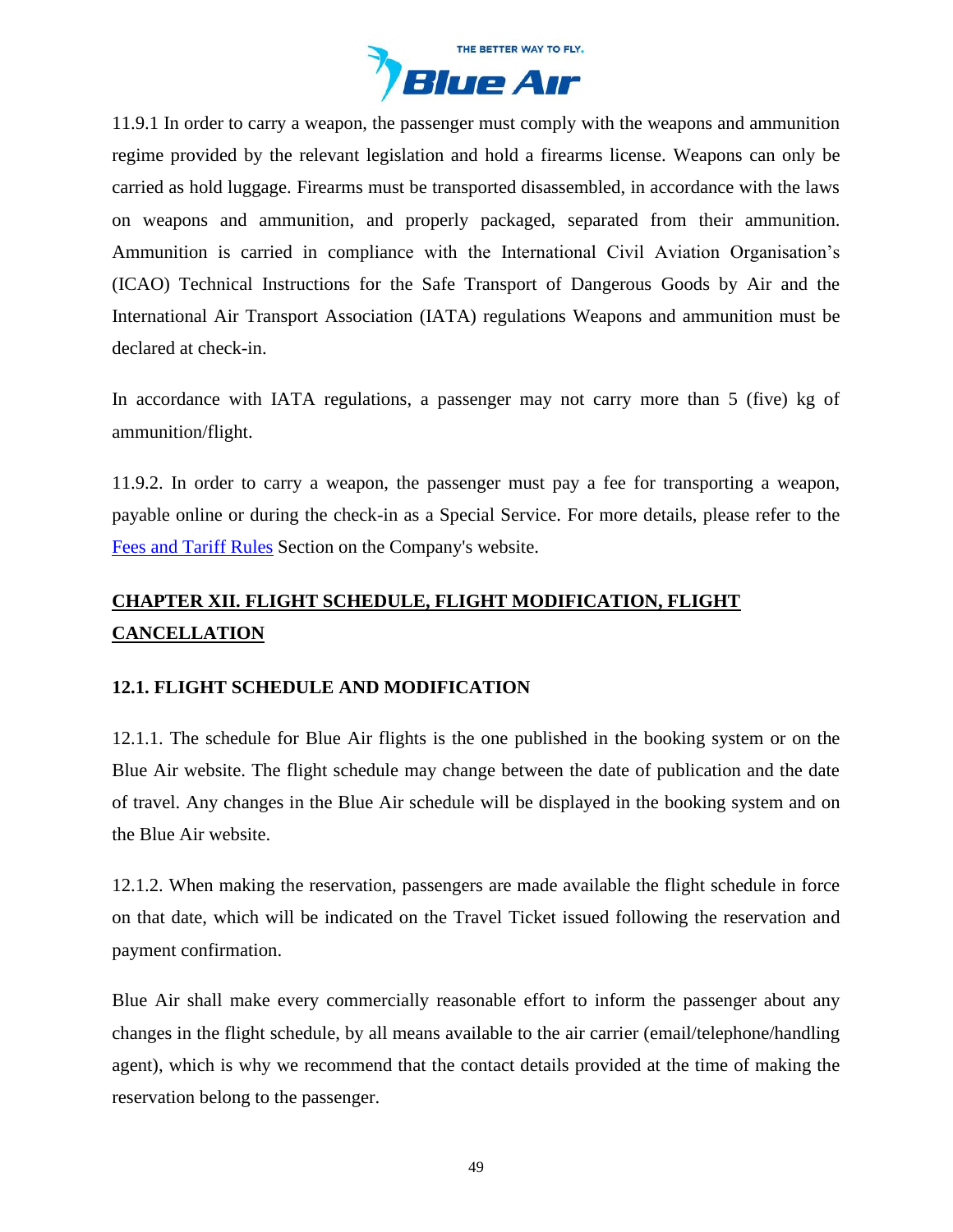11.9.1 In order to carry a weapon, the passenger must comply with the weapons and ammunition regime provided by the relevant legislation and hold a firearms license. Weapons can only be carried as hold luggage. Firearms must be transported disassembled, in accordance with the laws on weapons and ammunition, and properly packaged, separated from their ammunition. Ammunition is carried in compliance with the International Civil Aviation Organisation's (ICAO) Technical Instructions for the Safe Transport of Dangerous Goods by Air and the International Air Transport Association (IATA) regulations Weapons and ammunition must be declared at check-in.

In accordance with IATA regulations, a passenger may not carry more than 5 (five) kg of ammunition/flight.

11.9.2. In order to carry a weapon, the passenger must pay a fee for transporting a weapon, payable online or during the check-in as a Special Service. For more details, please refer to the Fees and Tariff Rules Section on the Company's website.

## CHAPTER XII. FLIGHT SCHEDULE, FLIGHT MODIFICATION, FLIGHT CANCELLATION

### 12.1. FLIGHT SCHEDULE AND MODIFICATION

12.1.1. The schedule for Blue Air flights is the one published in the booking system or on the Blue Air website. The flight schedule may change between the date of publication and the date of travel. Any changes in the Blue Air schedule will be displayed in the booking system and on the Blue Air website.

12.1.2. When making the reservation, passengers are made available the flight schedule in force on that date, which will be indicated on the Travel Ticket issued following the reservation and payment confirmation.

Blue Air shall make every commercially reasonable effort to inform the passenger about any changes in the flight schedule, by all means available to the air carrier (email/telephone/handling agent), which is why we recommend that the contact details provided at the time of making the reservation belong to the passenger.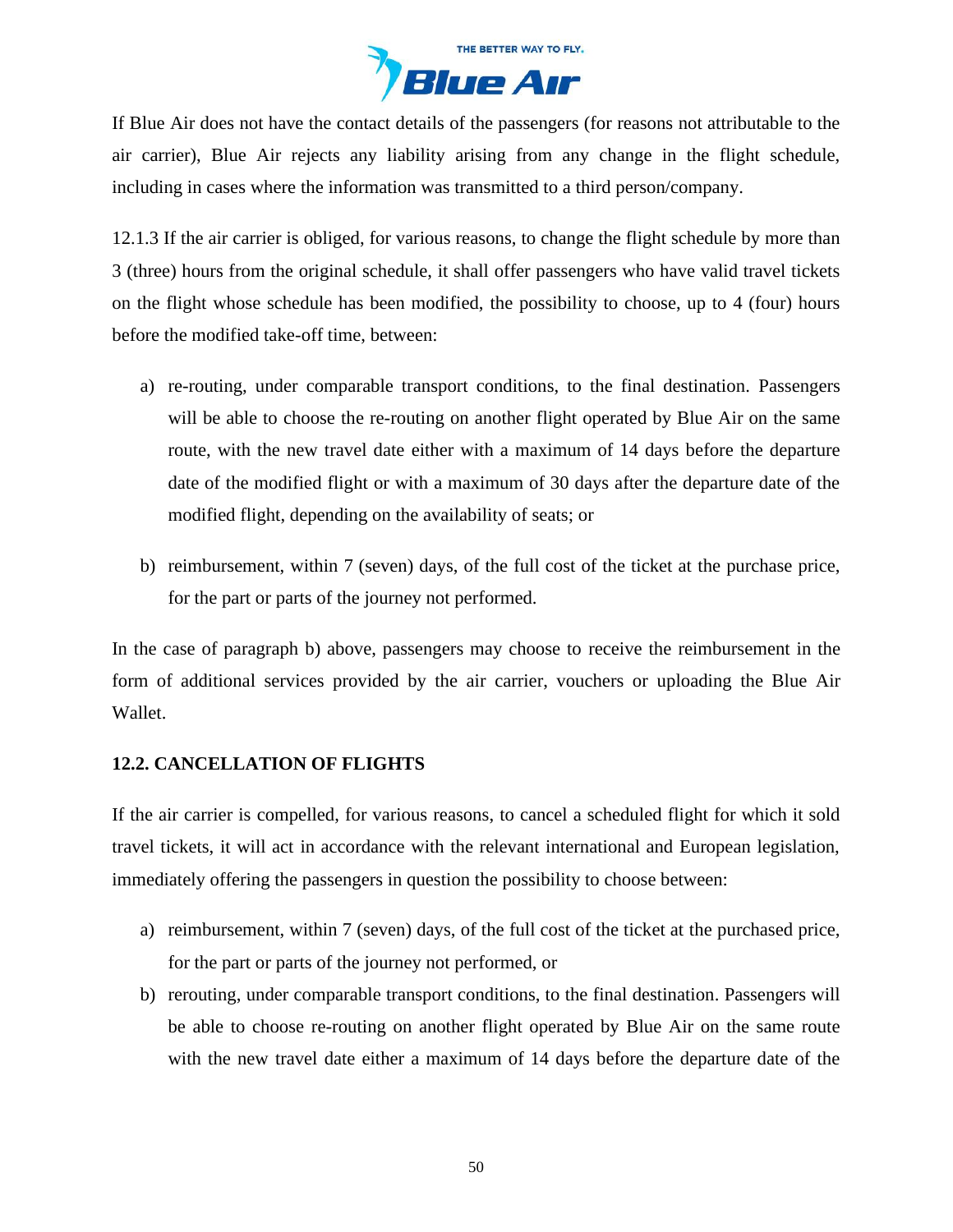If Blue Air does not have the contact details of the passengers (for reasons not attributable to the air carrier), Blue Air rejects any liability arising from any change in the flight schedule, including in cases where the information was transmitted to a third person/company.

12.1.3 If the air carrier is obliged, for various reasons, to change the flight schedule by more than 3 (three) hours from the original schedule, it shall offer passengers who have valid travel tickets on the flight whose schedule has been modified, the possibility to choose, up to 4 (four) hours before the modified take-off time, between:

a) re-routing, under comparable transport conditions, to the final destination. Passengers will be able to choose the re-routing on another flight operated by Blue Air on the same route, with the new travel date either with a maximum of 14 days before the departure date of the modified flight or with a maximum of 30 days after the departure date of the modified flight, depending on the availability of seats; or

b) reimbursement, within 7 (seven) days, of the full cost of the ticket at the purchase price, for the part or parts of the journey not performed.

In the case of paragraph b) above, passengers may choose to receive the reimbursement in the form of additional services provided by the air carrier, vouchers or uploading the Blue Air Wallet.

### 12.2. CANCELLATION OF FLIGHTS

If the air carrier is compelled, for various reasons, to cancel a scheduled flight for which it sold travel tickets, it will act in accordance with the relevant international and European legislation, immediately offering the passengers in question the possibility to choose between:

a) reimbursement, within 7 (seven) days, of the full cost of the ticket at the purchased price, for the part or parts of the journey not performed, or
b) rerouting, under comparable transport conditions, to the final destination. Passengers will be able to choose re-routing on another flight operated by Blue Air on the same route with the new travel date either a maximum of 14 days before the departure date of the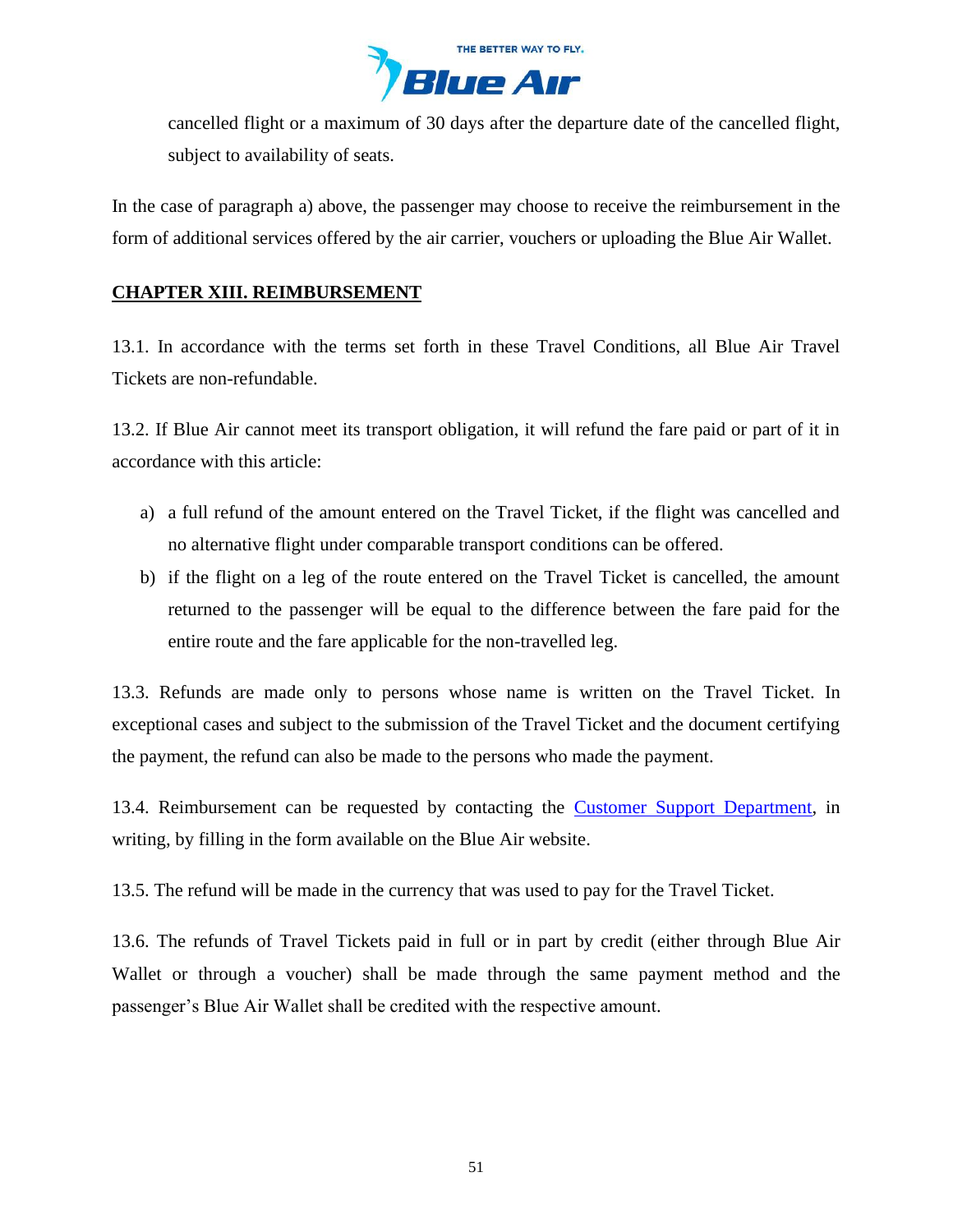cancelled flight or a maximum of 30 days after the departure date of the cancelled flight, subject to availability of seats.

In the case of paragraph a) above, the passenger may choose to receive the reimbursement in the form of additional services offered by the air carrier, vouchers or uploading the Blue Air Wallet.

## CHAPTER XIII. REIMBURSEMENT

13.1. In accordance with the terms set forth in these Travel Conditions, all Blue Air Travel Tickets are non-refundable.

13.2. If Blue Air cannot meet its transport obligation, it will refund the fare paid or part of it in accordance with this article:

a) a full refund of the amount entered on the Travel Ticket, if the flight was cancelled and no alternative flight under comparable transport conditions can be offered.
b) if the flight on a leg of the route entered on the Travel Ticket is cancelled, the amount returned to the passenger will be equal to the difference between the fare paid for the entire route and the fare applicable for the non-travelled leg.

13.3. Refunds are made only to persons whose name is written on the Travel Ticket. In exceptional cases and subject to the submission of the Travel Ticket and the document certifying the payment, the refund can also be made to the persons who made the payment.

13.4. Reimbursement can be requested by contacting the Customer Support Department, in writing, by filling in the form available on the Blue Air website.

13.5. The refund will be made in the currency that was used to pay for the Travel Ticket.

13.6. The refunds of Travel Tickets paid in full or in part by credit (either through Blue Air Wallet or through a voucher) shall be made through the same payment method and the passenger's Blue Air Wallet shall be credited with the respective amount.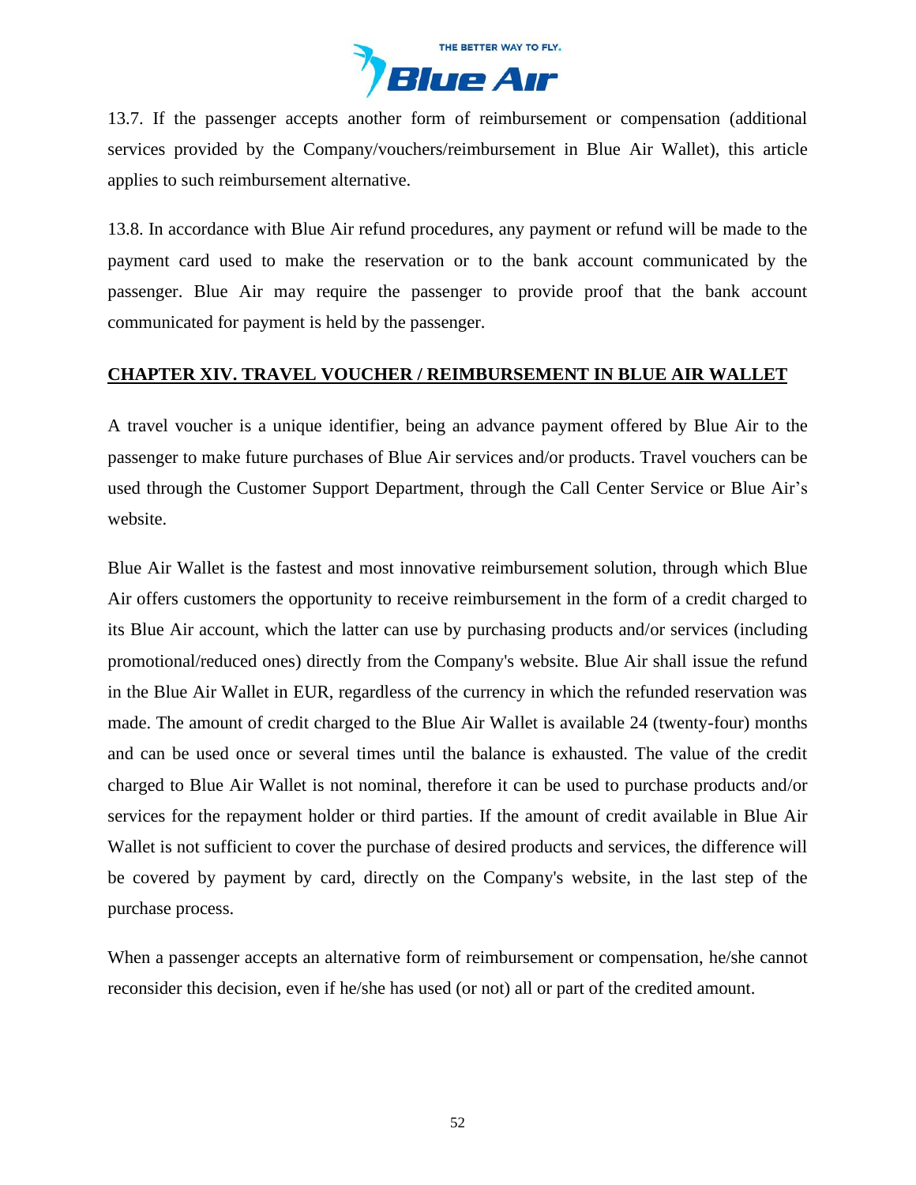13.7. If the passenger accepts another form of reimbursement or compensation (additional services provided by the Company/vouchers/reimbursement in Blue Air Wallet), this article applies to such reimbursement alternative.

13.8. In accordance with Blue Air refund procedures, any payment or refund will be made to the payment card used to make the reservation or to the bank account communicated by the passenger. Blue Air may require the passenger to provide proof that the bank account communicated for payment is held by the passenger.

## CHAPTER XIV. TRAVEL VOUCHER / REIMBURSEMENT IN BLUE AIR WALLET

A travel voucher is a unique identifier, being an advance payment offered by Blue Air to the passenger to make future purchases of Blue Air services and/or products. Travel vouchers can be used through the Customer Support Department, through the Call Center Service or Blue Air's website.

Blue Air Wallet is the fastest and most innovative reimbursement solution, through which Blue Air offers customers the opportunity to receive reimbursement in the form of a credit charged to its Blue Air account, which the latter can use by purchasing products and/or services (including promotional/reduced ones) directly from the Company's website. Blue Air shall issue the refund in the Blue Air Wallet in EUR, regardless of the currency in which the refunded reservation was made. The amount of credit charged to the Blue Air Wallet is available 24 (twenty-four) months and can be used once or several times until the balance is exhausted. The value of the credit charged to Blue Air Wallet is not nominal, therefore it can be used to purchase products and/or services for the repayment holder or third parties. If the amount of credit available in Blue Air Wallet is not sufficient to cover the purchase of desired products and services, the difference will be covered by payment by card, directly on the Company's website, in the last step of the purchase process.

When a passenger accepts an alternative form of reimbursement or compensation, he/she cannot reconsider this decision, even if he/she has used (or not) all or part of the credited amount.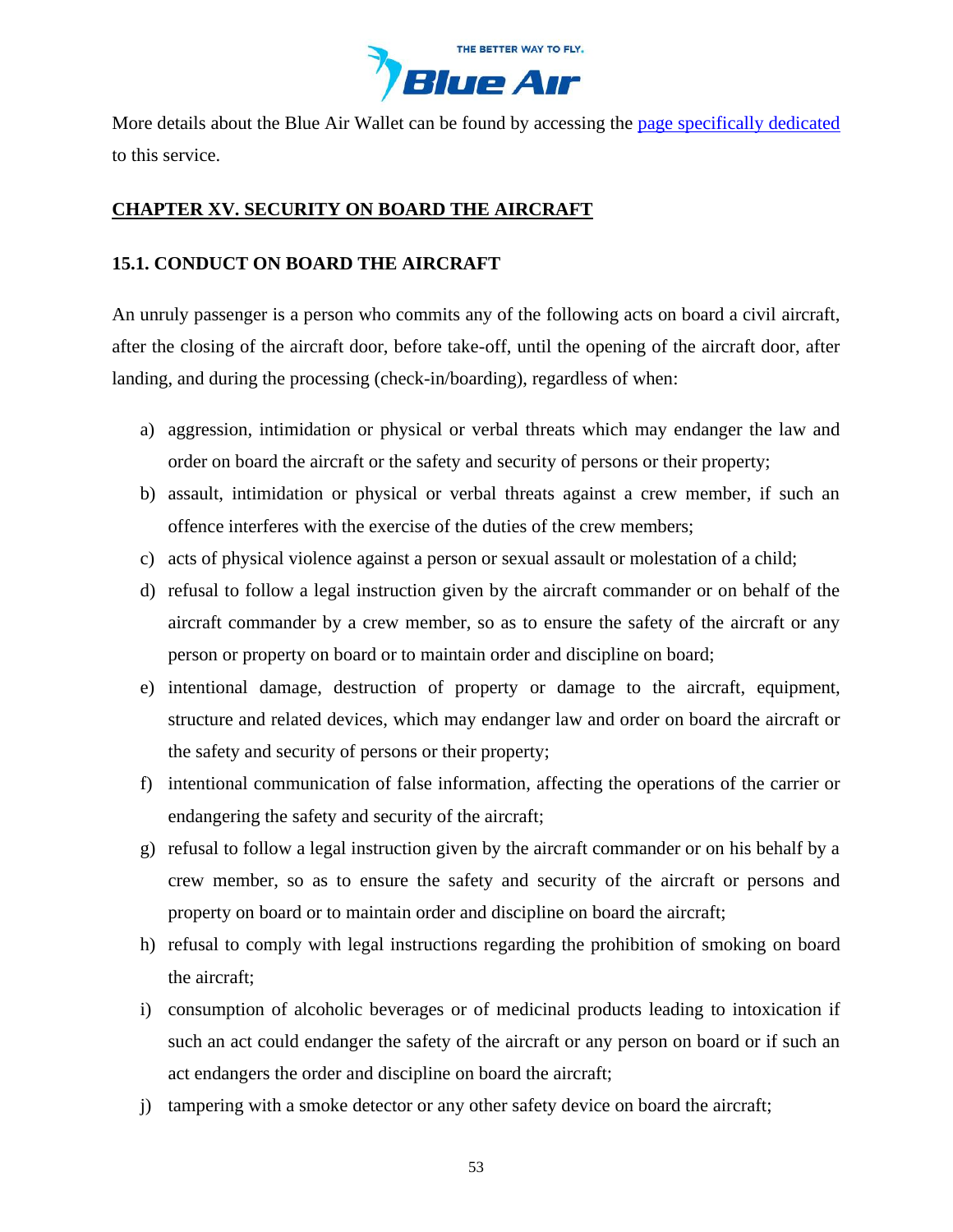More details about the Blue Air Wallet can be found by accessing the [page specifically dedicated] to this service.

## CHAPTER XV. SECURITY ON BOARD THE AIRCRAFT

### 15.1. CONDUCT ON BOARD THE AIRCRAFT

An unruly passenger is a person who commits any of the following acts on board a civil aircraft, after the closing of the aircraft door, before take-off, until the opening of the aircraft door, after landing, and during the processing (check-in/boarding), regardless of when:

a) aggression, intimidation or physical or verbal threats which may endanger the law and order on board the aircraft or the safety and security of persons or their property;
b) assault, intimidation or physical or verbal threats against a crew member, if such an offence interferes with the exercise of the duties of the crew members;
c) acts of physical violence against a person or sexual assault or molestation of a child;
d) refusal to follow a legal instruction given by the aircraft commander or on behalf of the aircraft commander by a crew member, so as to ensure the safety of the aircraft or any person or property on board or to maintain order and discipline on board;
e) intentional damage, destruction of property or damage to the aircraft, equipment, structure and related devices, which may endanger law and order on board the aircraft or the safety and security of persons or their property;
f) intentional communication of false information, affecting the operations of the carrier or endangering the safety and security of the aircraft;
g) refusal to follow a legal instruction given by the aircraft commander or on his behalf by a crew member, so as to ensure the safety and security of the aircraft or persons and property on board or to maintain order and discipline on board the aircraft;
h) refusal to comply with legal instructions regarding the prohibition of smoking on board the aircraft;
i) consumption of alcoholic beverages or of medicinal products leading to intoxication if such an act could endanger the safety of the aircraft or any person on board or if such an act endangers the order and discipline on board the aircraft;
j) tampering with a smoke detector or any other safety device on board the aircraft;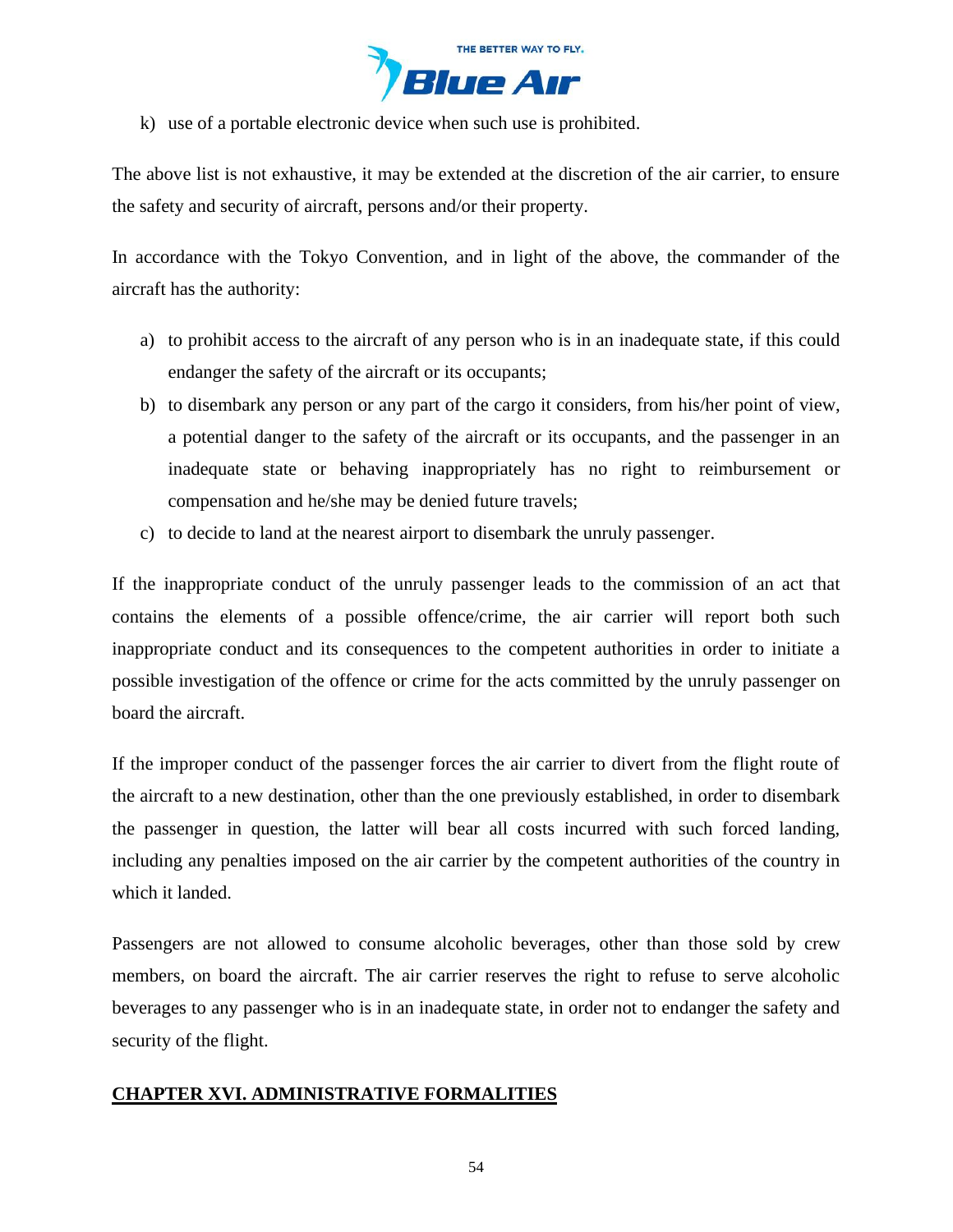k) use of a portable electronic device when such use is prohibited.

The above list is not exhaustive, it may be extended at the discretion of the air carrier, to ensure the safety and security of aircraft, persons and/or their property.

In accordance with the Tokyo Convention, and in light of the above, the commander of the aircraft has the authority:

a) to prohibit access to the aircraft of any person who is in an inadequate state, if this could endanger the safety of the aircraft or its occupants;
b) to disembark any person or any part of the cargo it considers, from his/her point of view, a potential danger to the safety of the aircraft or its occupants, and the passenger in an inadequate state or behaving inappropriately has no right to reimbursement or compensation and he/she may be denied future travels;
c) to decide to land at the nearest airport to disembark the unruly passenger.

If the inappropriate conduct of the unruly passenger leads to the commission of an act that contains the elements of a possible offence/crime, the air carrier will report both such inappropriate conduct and its consequences to the competent authorities in order to initiate a possible investigation of the offence or crime for the acts committed by the unruly passenger on board the aircraft.

If the improper conduct of the passenger forces the air carrier to divert from the flight route of the aircraft to a new destination, other than the one previously established, in order to disembark the passenger in question, the latter will bear all costs incurred with such forced landing, including any penalties imposed on the air carrier by the competent authorities of the country in which it landed.

Passengers are not allowed to consume alcoholic beverages, other than those sold by crew members, on board the aircraft. The air carrier reserves the right to refuse to serve alcoholic beverages to any passenger who is in an inadequate state, in order not to endanger the safety and security of the flight.

## CHAPTER XVI. ADMINISTRATIVE FORMALITIES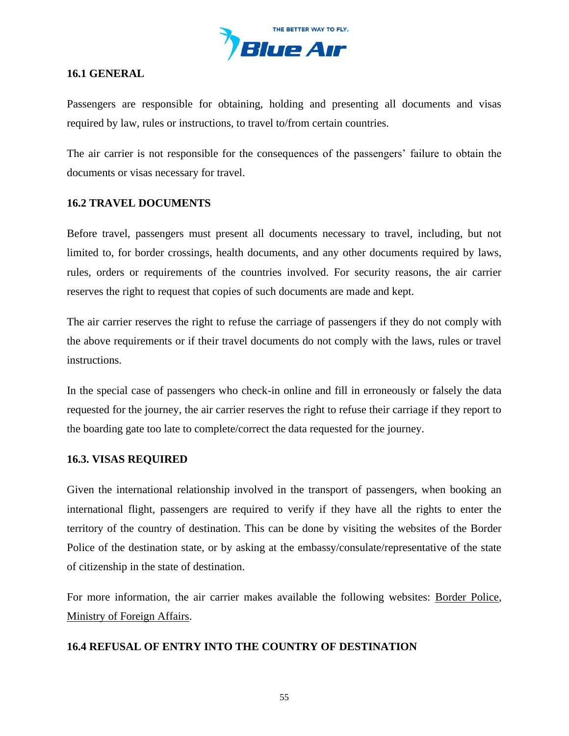## 16.1 GENERAL

Passengers are responsible for obtaining, holding and presenting all documents and visas required by law, rules or instructions, to travel to/from certain countries.

The air carrier is not responsible for the consequences of the passengers' failure to obtain the documents or visas necessary for travel.

## 16.2 TRAVEL DOCUMENTS

Before travel, passengers must present all documents necessary to travel, including, but not limited to, for border crossings, health documents, and any other documents required by laws, rules, orders or requirements of the countries involved. For security reasons, the air carrier reserves the right to request that copies of such documents are made and kept.

The air carrier reserves the right to refuse the carriage of passengers if they do not comply with the above requirements or if their travel documents do not comply with the laws, rules or travel instructions.

In the special case of passengers who check-in online and fill in erroneously or falsely the data requested for the journey, the air carrier reserves the right to refuse their carriage if they report to the boarding gate too late to complete/correct the data requested for the journey.

## 16.3. VISAS REQUIRED

Given the international relationship involved in the transport of passengers, when booking an international flight, passengers are required to verify if they have all the rights to enter the territory of the country of destination. This can be done by visiting the websites of the Border Police of the destination state, or by asking at the embassy/consulate/representative of the state of citizenship in the state of destination.

For more information, the air carrier makes available the following websites: Border Police, Ministry of Foreign Affairs.

## 16.4 REFUSAL OF ENTRY INTO THE COUNTRY OF DESTINATION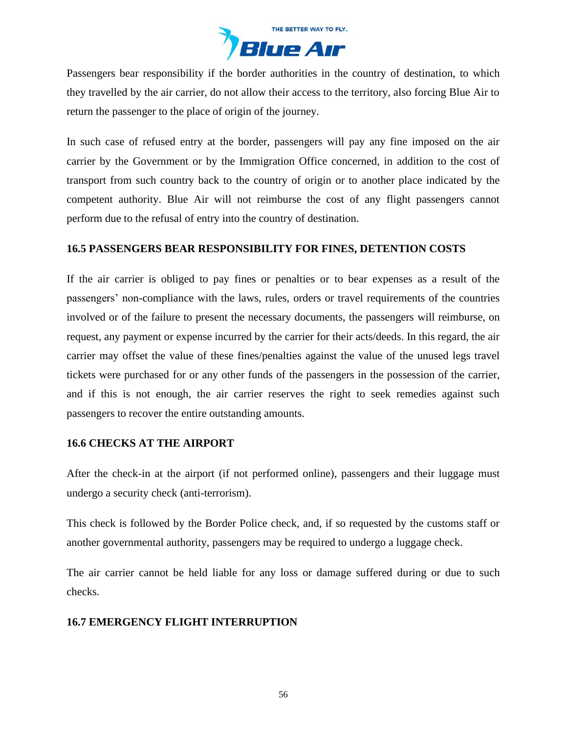Passengers bear responsibility if the border authorities in the country of destination, to which they travelled by the air carrier, do not allow their access to the territory, also forcing Blue Air to return the passenger to the place of origin of the journey.

In such case of refused entry at the border, passengers will pay any fine imposed on the air carrier by the Government or by the Immigration Office concerned, in addition to the cost of transport from such country back to the country of origin or to another place indicated by the competent authority. Blue Air will not reimburse the cost of any flight passengers cannot perform due to the refusal of entry into the country of destination.

### 16.5 PASSENGERS BEAR RESPONSIBILITY FOR FINES, DETENTION COSTS

If the air carrier is obliged to pay fines or penalties or to bear expenses as a result of the passengers' non-compliance with the laws, rules, orders or travel requirements of the countries involved or of the failure to present the necessary documents, the passengers will reimburse, on request, any payment or expense incurred by the carrier for their acts/deeds. In this regard, the air carrier may offset the value of these fines/penalties against the value of the unused legs travel tickets were purchased for or any other funds of the passengers in the possession of the carrier, and if this is not enough, the air carrier reserves the right to seek remedies against such passengers to recover the entire outstanding amounts.

### 16.6 CHECKS AT THE AIRPORT

After the check-in at the airport (if not performed online), passengers and their luggage must undergo a security check (anti-terrorism).

This check is followed by the Border Police check, and, if so requested by the customs staff or another governmental authority, passengers may be required to undergo a luggage check.

The air carrier cannot be held liable for any loss or damage suffered during or due to such checks.

### 16.7 EMERGENCY FLIGHT INTERRUPTION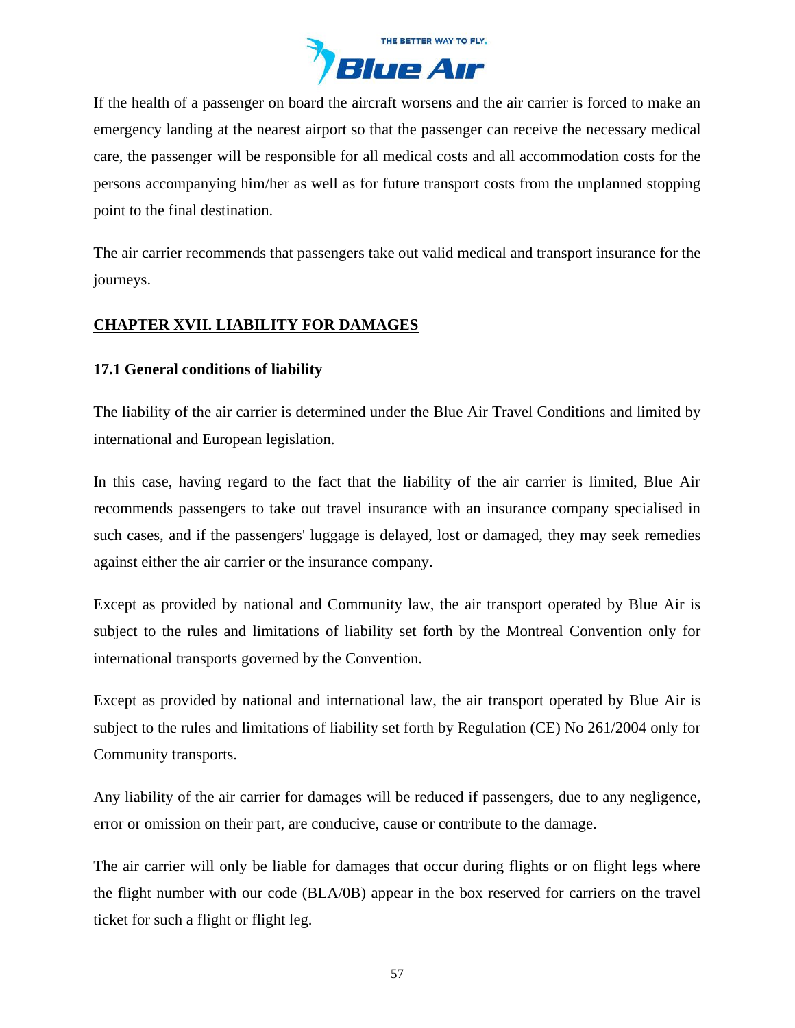If the health of a passenger on board the aircraft worsens and the air carrier is forced to make an emergency landing at the nearest airport so that the passenger can receive the necessary medical care, the passenger will be responsible for all medical costs and all accommodation costs for the persons accompanying him/her as well as for future transport costs from the unplanned stopping point to the final destination.

The air carrier recommends that passengers take out valid medical and transport insurance for the journeys.

## CHAPTER XVII. LIABILITY FOR DAMAGES

### 17.1 General conditions of liability

The liability of the air carrier is determined under the Blue Air Travel Conditions and limited by international and European legislation.

In this case, having regard to the fact that the liability of the air carrier is limited, Blue Air recommends passengers to take out travel insurance with an insurance company specialised in such cases, and if the passengers' luggage is delayed, lost or damaged, they may seek remedies against either the air carrier or the insurance company.

Except as provided by national and Community law, the air transport operated by Blue Air is subject to the rules and limitations of liability set forth by the Montreal Convention only for international transports governed by the Convention.

Except as provided by national and international law, the air transport operated by Blue Air is subject to the rules and limitations of liability set forth by Regulation (CE) No 261/2004 only for Community transports.

Any liability of the air carrier for damages will be reduced if passengers, due to any negligence, error or omission on their part, are conducive, cause or contribute to the damage.

The air carrier will only be liable for damages that occur during flights or on flight legs where the flight number with our code (BLA/0B) appear in the box reserved for carriers on the travel ticket for such a flight or flight leg.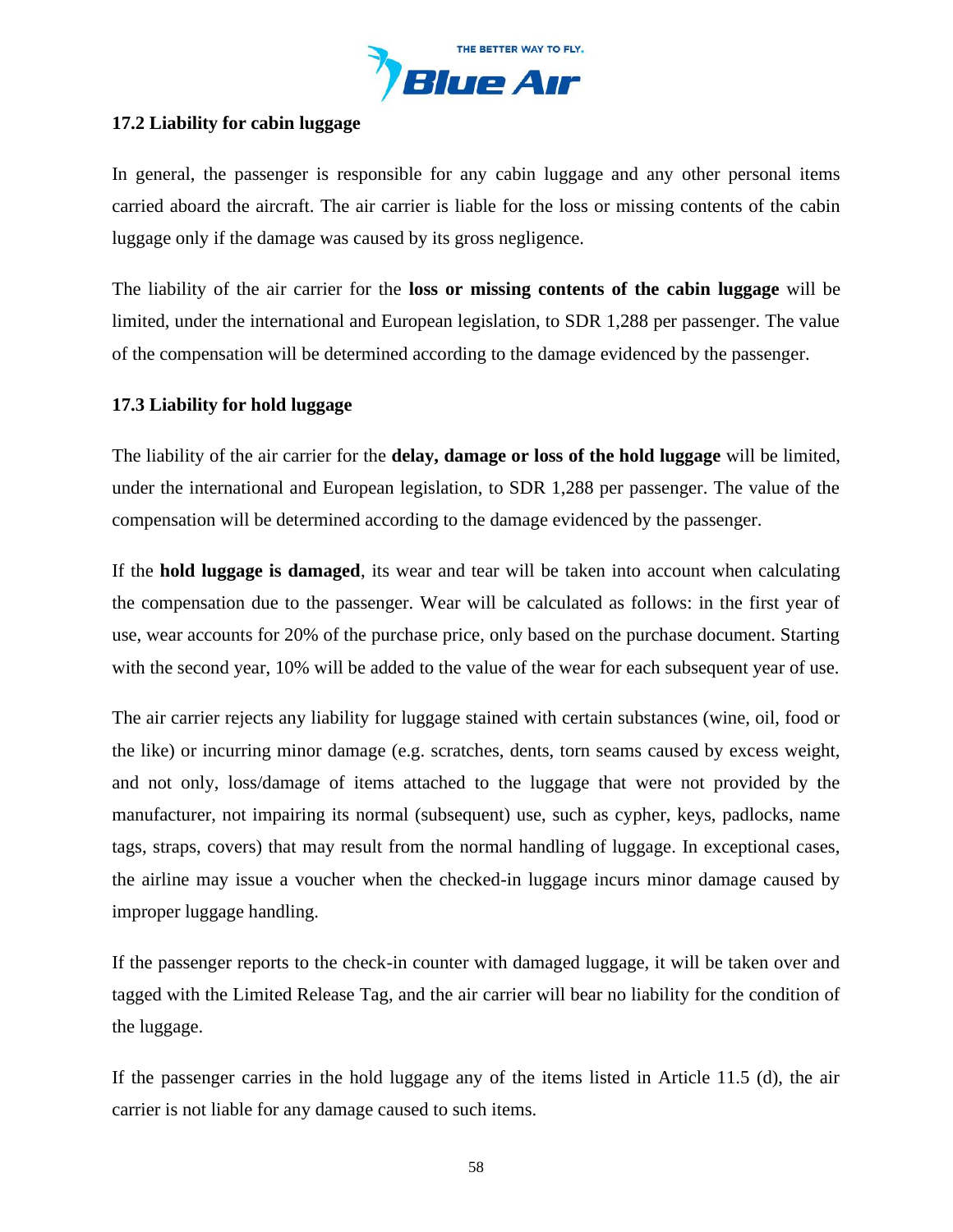### 17.2 Liability for cabin luggage

In general, the passenger is responsible for any cabin luggage and any other personal items carried aboard the aircraft. The air carrier is liable for the loss or missing contents of the cabin luggage only if the damage was caused by its gross negligence.

The liability of the air carrier for the **loss or missing contents of the cabin luggage** will be limited, under the international and European legislation, to SDR 1,288 per passenger. The value of the compensation will be determined according to the damage evidenced by the passenger.

### 17.3 Liability for hold luggage

The liability of the air carrier for the **delay, damage or loss of the hold luggage** will be limited, under the international and European legislation, to SDR 1,288 per passenger. The value of the compensation will be determined according to the damage evidenced by the passenger.

If the **hold luggage is damaged**, its wear and tear will be taken into account when calculating the compensation due to the passenger. Wear will be calculated as follows: in the first year of use, wear accounts for 20% of the purchase price, only based on the purchase document. Starting with the second year, 10% will be added to the value of the wear for each subsequent year of use.

The air carrier rejects any liability for luggage stained with certain substances (wine, oil, food or the like) or incurring minor damage (e.g. scratches, dents, torn seams caused by excess weight, and not only, loss/damage of items attached to the luggage that were not provided by the manufacturer, not impairing its normal (subsequent) use, such as cypher, keys, padlocks, name tags, straps, covers) that may result from the normal handling of luggage. In exceptional cases, the airline may issue a voucher when the checked-in luggage incurs minor damage caused by improper luggage handling.

If the passenger reports to the check-in counter with damaged luggage, it will be taken over and tagged with the Limited Release Tag, and the air carrier will bear no liability for the condition of the luggage.

If the passenger carries in the hold luggage any of the items listed in Article 11.5 (d), the air carrier is not liable for any damage caused to such items.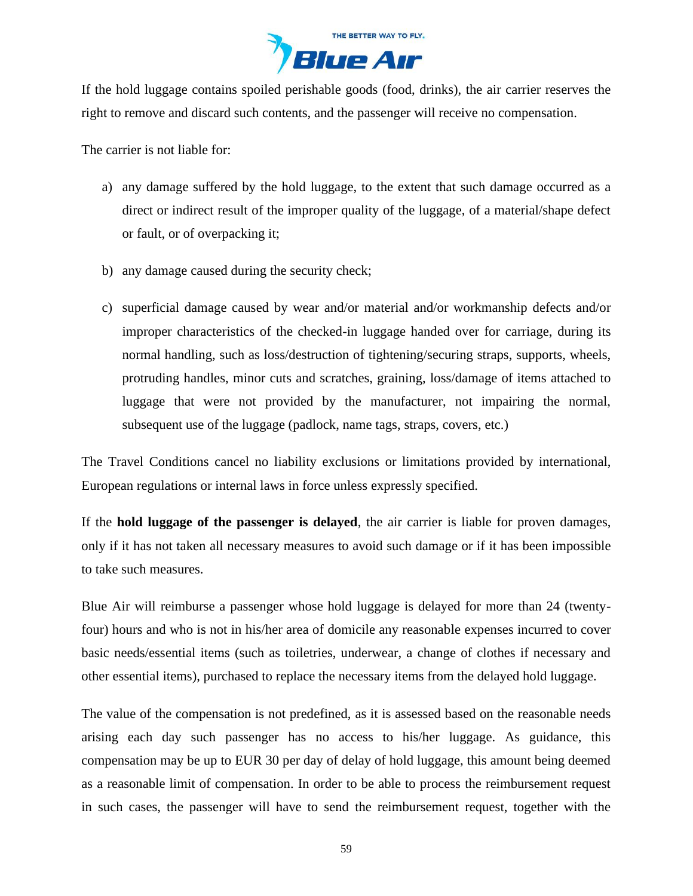If the hold luggage contains spoiled perishable goods (food, drinks), the air carrier reserves the right to remove and discard such contents, and the passenger will receive no compensation.

The carrier is not liable for:

a) any damage suffered by the hold luggage, to the extent that such damage occurred as a direct or indirect result of the improper quality of the luggage, of a material/shape defect or fault, or of overpacking it;

b) any damage caused during the security check;

c) superficial damage caused by wear and/or material and/or workmanship defects and/or improper characteristics of the checked-in luggage handed over for carriage, during its normal handling, such as loss/destruction of tightening/securing straps, supports, wheels, protruding handles, minor cuts and scratches, graining, loss/damage of items attached to luggage that were not provided by the manufacturer, not impairing the normal, subsequent use of the luggage (padlock, name tags, straps, covers, etc.)

The Travel Conditions cancel no liability exclusions or limitations provided by international, European regulations or internal laws in force unless expressly specified.

If the **hold luggage of the passenger is delayed**, the air carrier is liable for proven damages, only if it has not taken all necessary measures to avoid such damage or if it has been impossible to take such measures.

Blue Air will reimburse a passenger whose hold luggage is delayed for more than 24 (twenty-four) hours and who is not in his/her area of domicile any reasonable expenses incurred to cover basic needs/essential items (such as toiletries, underwear, a change of clothes if necessary and other essential items), purchased to replace the necessary items from the delayed hold luggage.

The value of the compensation is not predefined, as it is assessed based on the reasonable needs arising each day such passenger has no access to his/her luggage. As guidance, this compensation may be up to EUR 30 per day of delay of hold luggage, this amount being deemed as a reasonable limit of compensation. In order to be able to process the reimbursement request in such cases, the passenger will have to send the reimbursement request, together with the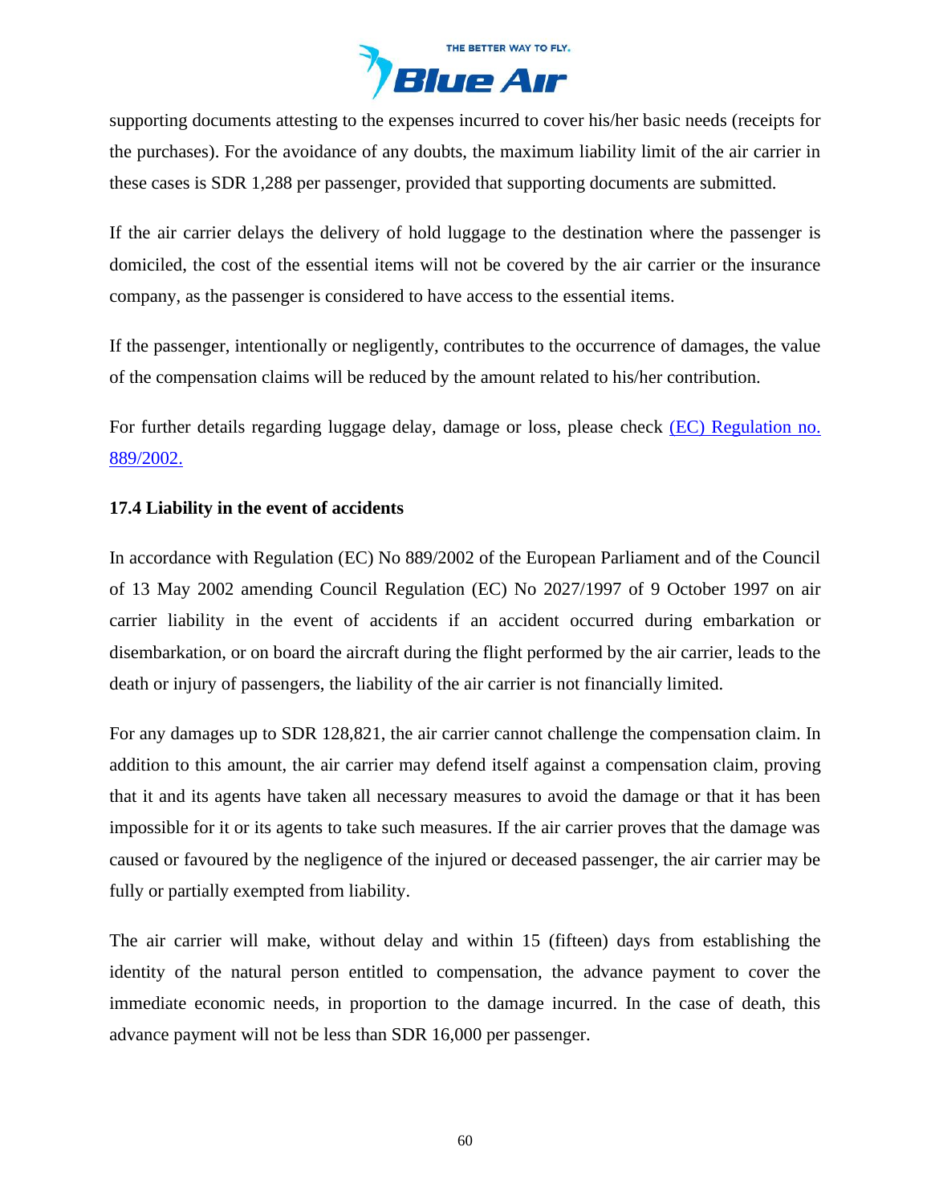supporting documents attesting to the expenses incurred to cover his/her basic needs (receipts for the purchases). For the avoidance of any doubts, the maximum liability limit of the air carrier in these cases is SDR 1,288 per passenger, provided that supporting documents are submitted.

If the air carrier delays the delivery of hold luggage to the destination where the passenger is domiciled, the cost of the essential items will not be covered by the air carrier or the insurance company, as the passenger is considered to have access to the essential items.

If the passenger, intentionally or negligently, contributes to the occurrence of damages, the value of the compensation claims will be reduced by the amount related to his/her contribution.

For further details regarding luggage delay, damage or loss, please check [(EC) Regulation no. 889/2002.]()

### 17.4 Liability in the event of accidents

In accordance with Regulation (EC) No 889/2002 of the European Parliament and of the Council of 13 May 2002 amending Council Regulation (EC) No 2027/1997 of 9 October 1997 on air carrier liability in the event of accidents if an accident occurred during embarkation or disembarkation, or on board the aircraft during the flight performed by the air carrier, leads to the death or injury of passengers, the liability of the air carrier is not financially limited.

For any damages up to SDR 128,821, the air carrier cannot challenge the compensation claim. In addition to this amount, the air carrier may defend itself against a compensation claim, proving that it and its agents have taken all necessary measures to avoid the damage or that it has been impossible for it or its agents to take such measures. If the air carrier proves that the damage was caused or favoured by the negligence of the injured or deceased passenger, the air carrier may be fully or partially exempted from liability.

The air carrier will make, without delay and within 15 (fifteen) days from establishing the identity of the natural person entitled to compensation, the advance payment to cover the immediate economic needs, in proportion to the damage incurred. In the case of death, this advance payment will not be less than SDR 16,000 per passenger.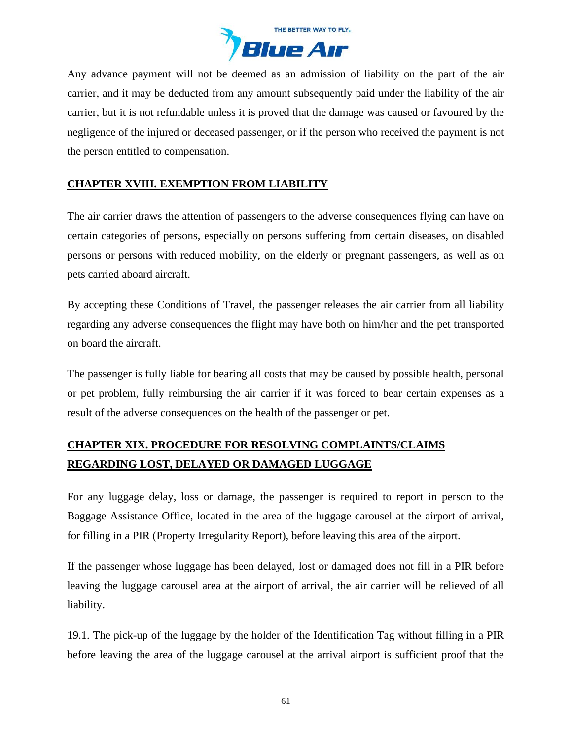Any advance payment will not be deemed as an admission of liability on the part of the air carrier, and it may be deducted from any amount subsequently paid under the liability of the air carrier, but it is not refundable unless it is proved that the damage was caused or favoured by the negligence of the injured or deceased passenger, or if the person who received the payment is not the person entitled to compensation.

## CHAPTER XVIII. EXEMPTION FROM LIABILITY

The air carrier draws the attention of passengers to the adverse consequences flying can have on certain categories of persons, especially on persons suffering from certain diseases, on disabled persons or persons with reduced mobility, on the elderly or pregnant passengers, as well as on pets carried aboard aircraft.

By accepting these Conditions of Travel, the passenger releases the air carrier from all liability regarding any adverse consequences the flight may have both on him/her and the pet transported on board the aircraft.

The passenger is fully liable for bearing all costs that may be caused by possible health, personal or pet problem, fully reimbursing the air carrier if it was forced to bear certain expenses as a result of the adverse consequences on the health of the passenger or pet.

## CHAPTER XIX. PROCEDURE FOR RESOLVING COMPLAINTS/CLAIMS REGARDING LOST, DELAYED OR DAMAGED LUGGAGE

For any luggage delay, loss or damage, the passenger is required to report in person to the Baggage Assistance Office, located in the area of the luggage carousel at the airport of arrival, for filling in a PIR (Property Irregularity Report), before leaving this area of the airport.

If the passenger whose luggage has been delayed, lost or damaged does not fill in a PIR before leaving the luggage carousel area at the airport of arrival, the air carrier will be relieved of all liability.

19.1. The pick-up of the luggage by the holder of the Identification Tag without filling in a PIR before leaving the area of the luggage carousel at the arrival airport is sufficient proof that the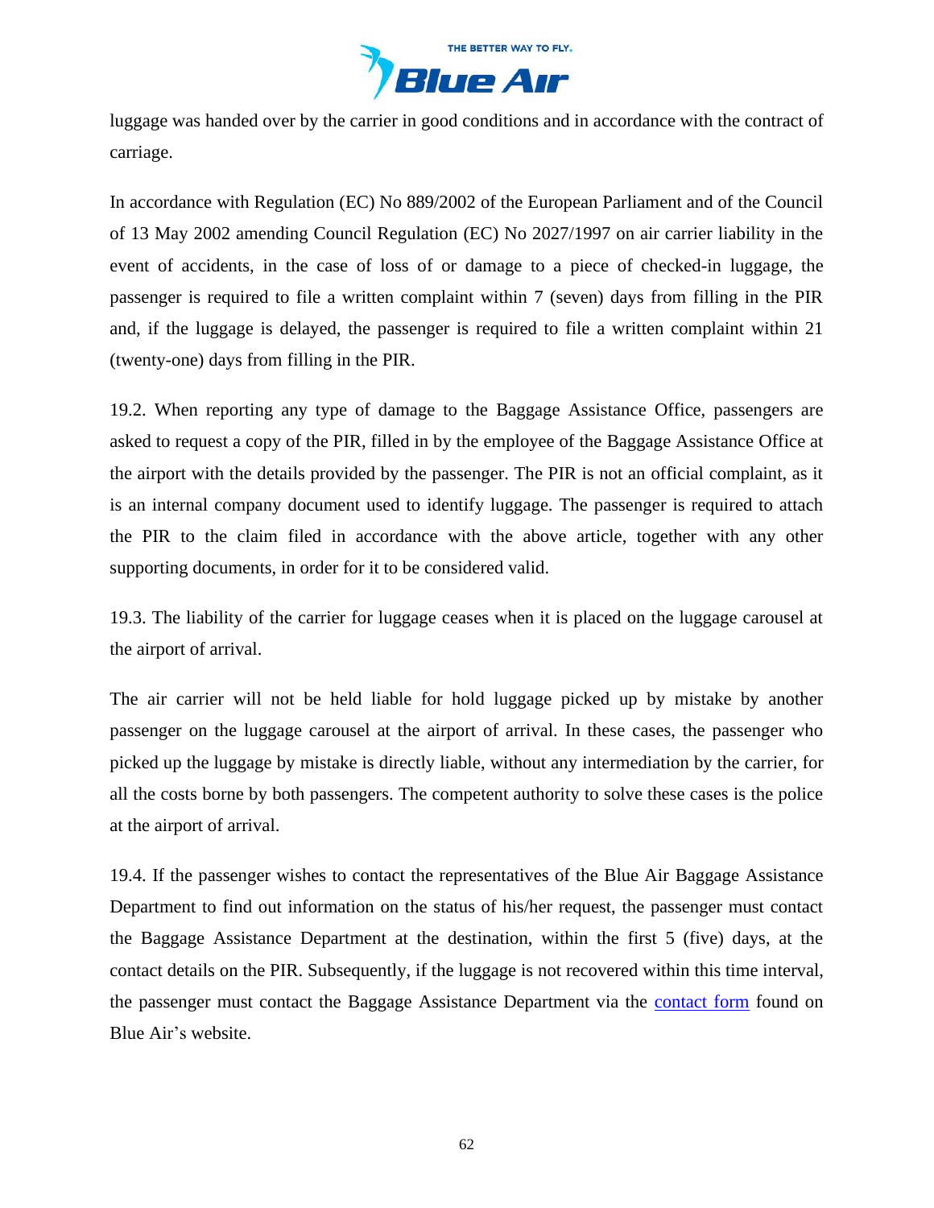luggage was handed over by the carrier in good conditions and in accordance with the contract of carriage.

In accordance with Regulation (EC) No 889/2002 of the European Parliament and of the Council of 13 May 2002 amending Council Regulation (EC) No 2027/1997 on air carrier liability in the event of accidents, in the case of loss of or damage to a piece of checked-in luggage, the passenger is required to file a written complaint within 7 (seven) days from filling in the PIR and, if the luggage is delayed, the passenger is required to file a written complaint within 21 (twenty-one) days from filling in the PIR.

19.2. When reporting any type of damage to the Baggage Assistance Office, passengers are asked to request a copy of the PIR, filled in by the employee of the Baggage Assistance Office at the airport with the details provided by the passenger. The PIR is not an official complaint, as it is an internal company document used to identify luggage. The passenger is required to attach the PIR to the claim filed in accordance with the above article, together with any other supporting documents, in order for it to be considered valid.

19.3. The liability of the carrier for luggage ceases when it is placed on the luggage carousel at the airport of arrival.

The air carrier will not be held liable for hold luggage picked up by mistake by another passenger on the luggage carousel at the airport of arrival. In these cases, the passenger who picked up the luggage by mistake is directly liable, without any intermediation by the carrier, for all the costs borne by both passengers. The competent authority to solve these cases is the police at the airport of arrival.

19.4. If the passenger wishes to contact the representatives of the Blue Air Baggage Assistance Department to find out information on the status of his/her request, the passenger must contact the Baggage Assistance Department at the destination, within the first 5 (five) days, at the contact details on the PIR. Subsequently, if the luggage is not recovered within this time interval, the passenger must contact the Baggage Assistance Department via the contact form found on Blue Air's website.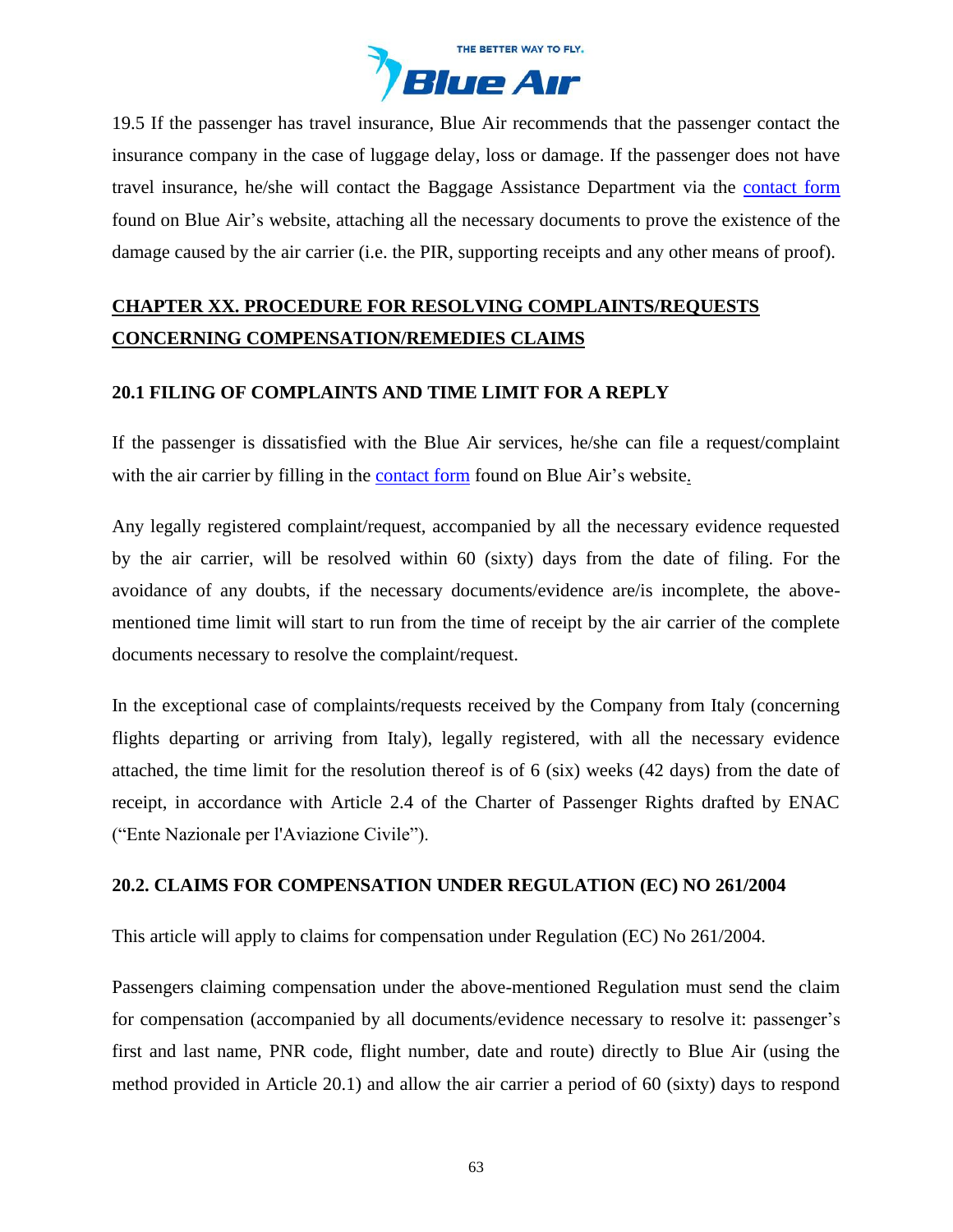19.5 If the passenger has travel insurance, Blue Air recommends that the passenger contact the insurance company in the case of luggage delay, loss or damage. If the passenger does not have travel insurance, he/she will contact the Baggage Assistance Department via the contact form found on Blue Air's website, attaching all the necessary documents to prove the existence of the damage caused by the air carrier (i.e. the PIR, supporting receipts and any other means of proof).

## CHAPTER XX. PROCEDURE FOR RESOLVING COMPLAINTS/REQUESTS CONCERNING COMPENSATION/REMEDIES CLAIMS

### 20.1 FILING OF COMPLAINTS AND TIME LIMIT FOR A REPLY

If the passenger is dissatisfied with the Blue Air services, he/she can file a request/complaint with the air carrier by filling in the contact form found on Blue Air's website.

Any legally registered complaint/request, accompanied by all the necessary evidence requested by the air carrier, will be resolved within 60 (sixty) days from the date of filing. For the avoidance of any doubts, if the necessary documents/evidence are/is incomplete, the above-mentioned time limit will start to run from the time of receipt by the air carrier of the complete documents necessary to resolve the complaint/request.

In the exceptional case of complaints/requests received by the Company from Italy (concerning flights departing or arriving from Italy), legally registered, with all the necessary evidence attached, the time limit for the resolution thereof is of 6 (six) weeks (42 days) from the date of receipt, in accordance with Article 2.4 of the Charter of Passenger Rights drafted by ENAC ("Ente Nazionale per l'Aviazione Civile").

### 20.2. CLAIMS FOR COMPENSATION UNDER REGULATION (EC) NO 261/2004

This article will apply to claims for compensation under Regulation (EC) No 261/2004.

Passengers claiming compensation under the above-mentioned Regulation must send the claim for compensation (accompanied by all documents/evidence necessary to resolve it: passenger's first and last name, PNR code, flight number, date and route) directly to Blue Air (using the method provided in Article 20.1) and allow the air carrier a period of 60 (sixty) days to respond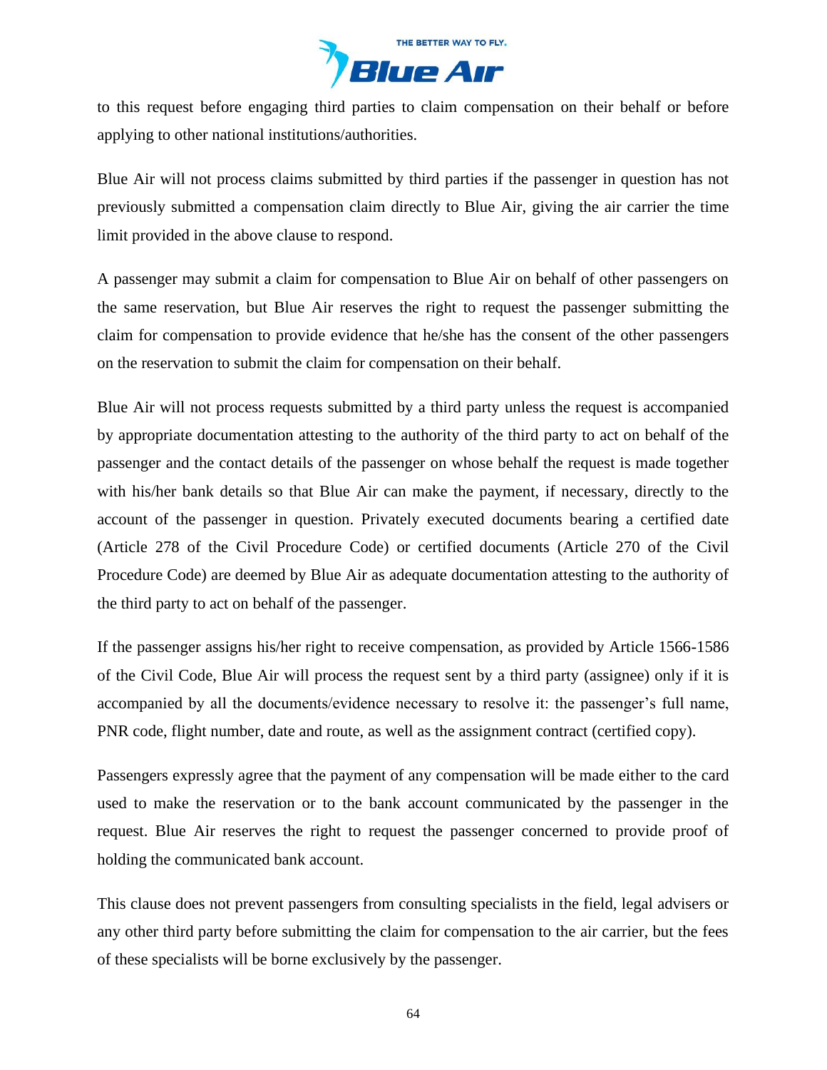to this request before engaging third parties to claim compensation on their behalf or before applying to other national institutions/authorities.

Blue Air will not process claims submitted by third parties if the passenger in question has not previously submitted a compensation claim directly to Blue Air, giving the air carrier the time limit provided in the above clause to respond.

A passenger may submit a claim for compensation to Blue Air on behalf of other passengers on the same reservation, but Blue Air reserves the right to request the passenger submitting the claim for compensation to provide evidence that he/she has the consent of the other passengers on the reservation to submit the claim for compensation on their behalf.

Blue Air will not process requests submitted by a third party unless the request is accompanied by appropriate documentation attesting to the authority of the third party to act on behalf of the passenger and the contact details of the passenger on whose behalf the request is made together with his/her bank details so that Blue Air can make the payment, if necessary, directly to the account of the passenger in question. Privately executed documents bearing a certified date (Article 278 of the Civil Procedure Code) or certified documents (Article 270 of the Civil Procedure Code) are deemed by Blue Air as adequate documentation attesting to the authority of the third party to act on behalf of the passenger.

If the passenger assigns his/her right to receive compensation, as provided by Article 1566-1586 of the Civil Code, Blue Air will process the request sent by a third party (assignee) only if it is accompanied by all the documents/evidence necessary to resolve it: the passenger's full name, PNR code, flight number, date and route, as well as the assignment contract (certified copy).

Passengers expressly agree that the payment of any compensation will be made either to the card used to make the reservation or to the bank account communicated by the passenger in the request. Blue Air reserves the right to request the passenger concerned to provide proof of holding the communicated bank account.

This clause does not prevent passengers from consulting specialists in the field, legal advisers or any other third party before submitting the claim for compensation to the air carrier, but the fees of these specialists will be borne exclusively by the passenger.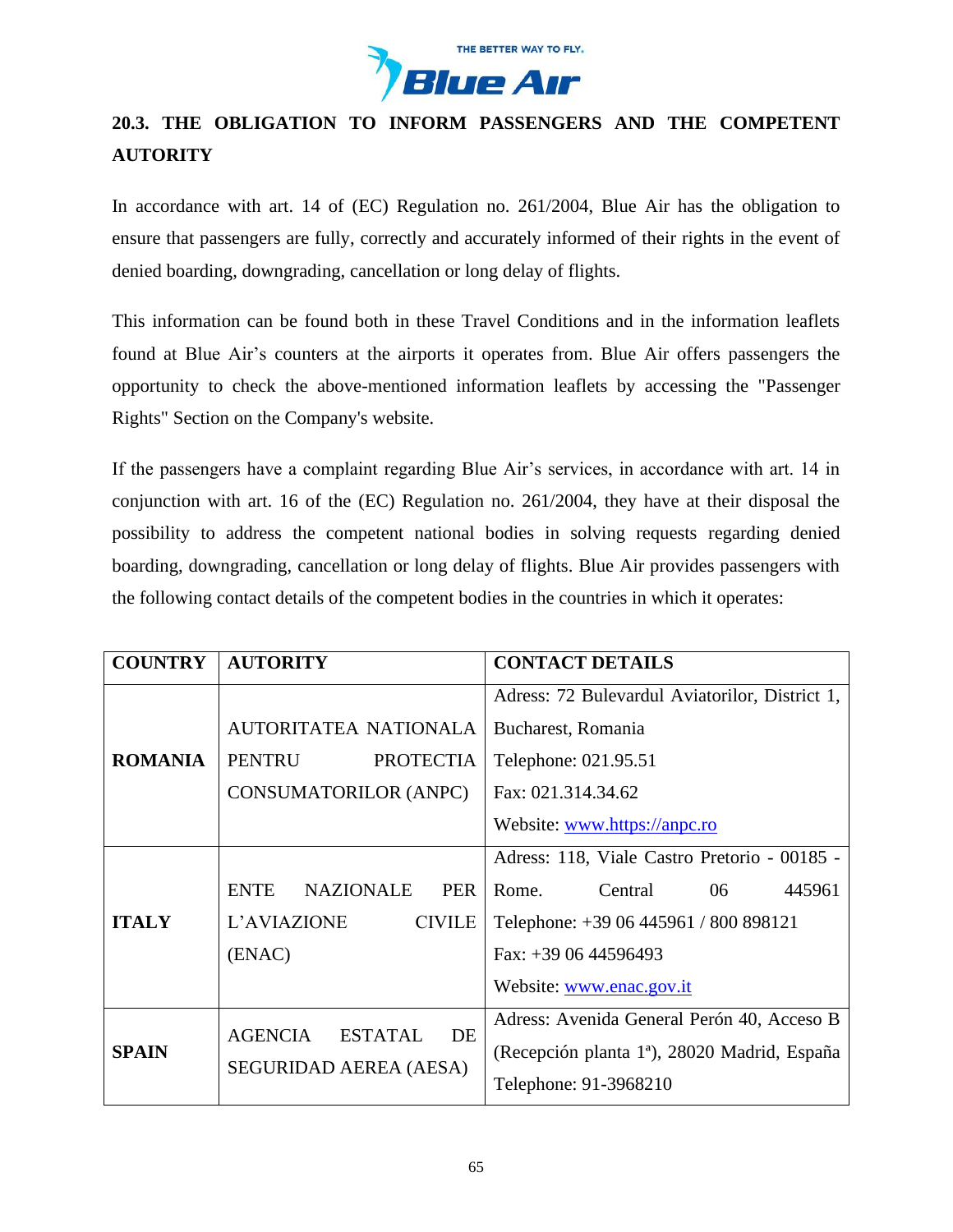## 20.3. THE OBLIGATION TO INFORM PASSENGERS AND THE COMPETENT AUTORITY

In accordance with art. 14 of (EC) Regulation no. 261/2004, Blue Air has the obligation to ensure that passengers are fully, correctly and accurately informed of their rights in the event of denied boarding, downgrading, cancellation or long delay of flights.

This information can be found both in these Travel Conditions and in the information leaflets found at Blue Air's counters at the airports it operates from. Blue Air offers passengers the opportunity to check the above-mentioned information leaflets by accessing the "Passenger Rights" Section on the Company's website.

If the passengers have a complaint regarding Blue Air's services, in accordance with art. 14 in conjunction with art. 16 of the (EC) Regulation no. 261/2004, they have at their disposal the possibility to address the competent national bodies in solving requests regarding denied boarding, downgrading, cancellation or long delay of flights. Blue Air provides passengers with the following contact details of the competent bodies in the countries in which it operates:

| COUNTRY | AUTORITY | CONTACT DETAILS |
|---|---|---|
| **ROMANIA** | AUTORITATEA NATIONALA PENTRU PROTECTIA CONSUMATORILOR (ANPC) | Adress: 72 Bulevardul Aviatorilor, District 1, Bucharest, Romania<br>Telephone: 021.95.51<br>Fax: 021.314.34.62<br>Website: www.https://anpc.ro |
| **ITALY** | ENTE NAZIONALE PER L'AVIAZIONE CIVILE (ENAC) | Adress: 118, Viale Castro Pretorio - 00185 - Rome. Central 06 445961<br>Telephone: +39 06 445961 / 800 898121<br>Fax: +39 06 44596493<br>Website: www.enac.gov.it |
| **SPAIN** | AGENCIA ESTATAL DE SEGURIDAD AEREA (AESA) | Adress: Avenida General Perón 40, Acceso B (Recepción planta 1ª), 28020 Madrid, España<br>Telephone: 91-3968210 |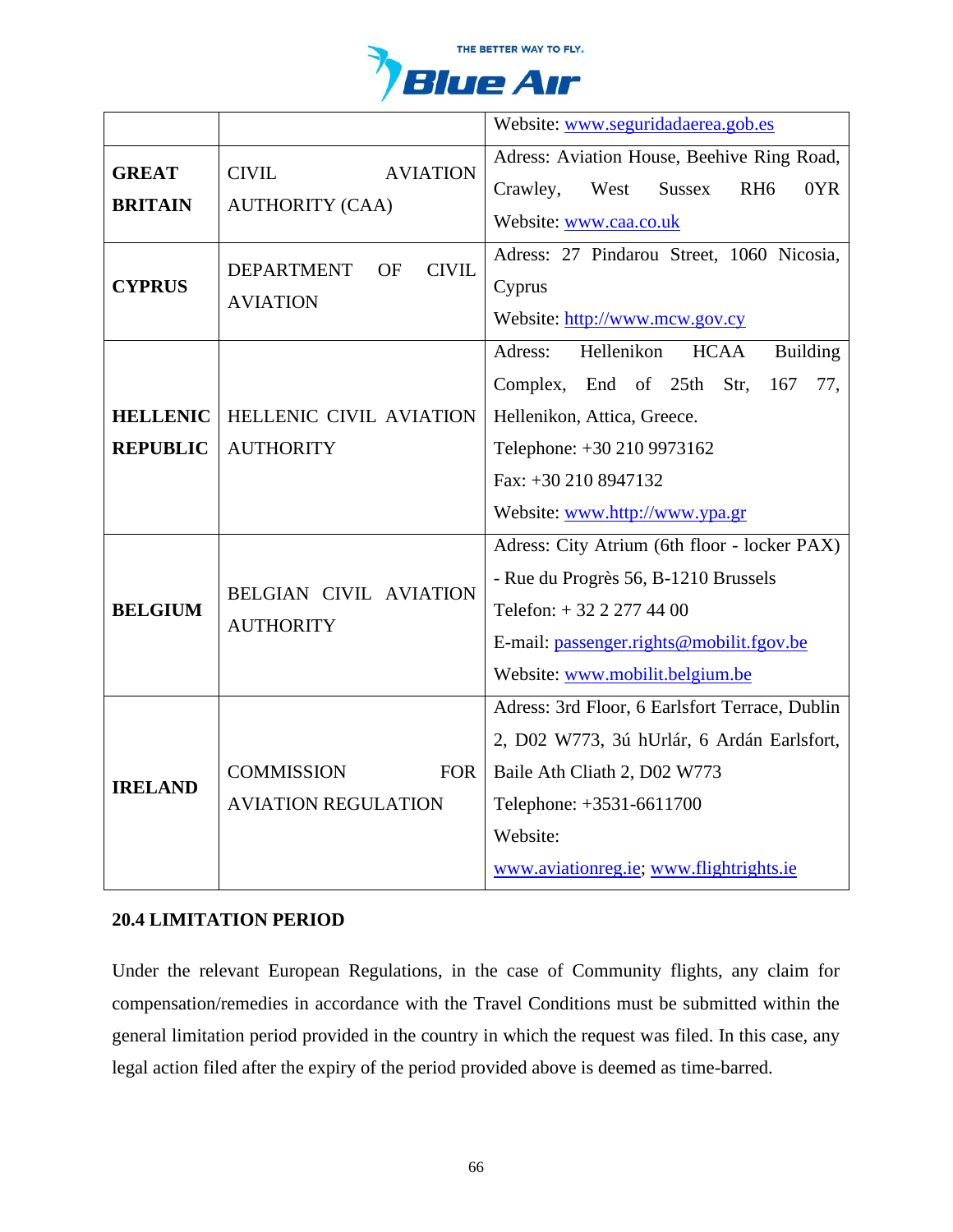| | | |
|---|---|---|
| | | Website: www.seguridadaerea.gob.es |
| **GREAT BRITAIN** | CIVIL AVIATION AUTHORITY (CAA) | Adress: Aviation House, Beehive Ring Road, Crawley, West Sussex RH6 0YR<br>Website: www.caa.co.uk |
| **CYPRUS** | DEPARTMENT OF CIVIL AVIATION | Adress: 27 Pindarou Street, 1060 Nicosia, Cyprus<br>Website: http://www.mcw.gov.cy |
| **HELLENIC REPUBLIC** | HELLENIC CIVIL AVIATION AUTHORITY | Adress: Hellenikon HCAA Building Complex, End of 25th Str, 167 77, Hellenikon, Attica, Greece.<br>Telephone: +30 210 9973162<br>Fax: +30 210 8947132<br>Website: www.http://www.ypa.gr |
| **BELGIUM** | BELGIAN CIVIL AVIATION AUTHORITY | Adress: City Atrium (6th floor - locker PAX) - Rue du Progrès 56, B-1210 Brussels<br>Telefon: + 32 2 277 44 00<br>E-mail: passenger.rights@mobilit.fgov.be<br>Website: www.mobilit.belgium.be |
| **IRELAND** | COMMISSION FOR AVIATION REGULATION | Adress: 3rd Floor, 6 Earlsfort Terrace, Dublin 2, D02 W773, 3ú hUrlár, 6 Ardán Earlsfort, Baile Ath Cliath 2, D02 W773<br>Telephone: +3531-6611700<br>Website: www.aviationreg.ie; www.flightrights.ie |

### 20.4 LIMITATION PERIOD

Under the relevant European Regulations, in the case of Community flights, any claim for compensation/remedies in accordance with the Travel Conditions must be submitted within the general limitation period provided in the country in which the request was filed. In this case, any legal action filed after the expiry of the period provided above is deemed as time-barred.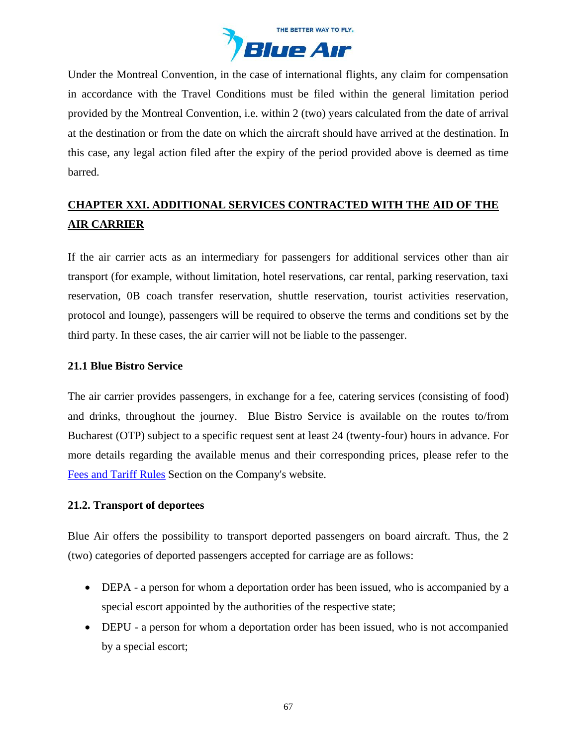Under the Montreal Convention, in the case of international flights, any claim for compensation in accordance with the Travel Conditions must be filed within the general limitation period provided by the Montreal Convention, i.e. within 2 (two) years calculated from the date of arrival at the destination or from the date on which the aircraft should have arrived at the destination. In this case, any legal action filed after the expiry of the period provided above is deemed as time barred.

## CHAPTER XXI. ADDITIONAL SERVICES CONTRACTED WITH THE AID OF THE AIR CARRIER

If the air carrier acts as an intermediary for passengers for additional services other than air transport (for example, without limitation, hotel reservations, car rental, parking reservation, taxi reservation, 0B coach transfer reservation, shuttle reservation, tourist activities reservation, protocol and lounge), passengers will be required to observe the terms and conditions set by the third party. In these cases, the air carrier will not be liable to the passenger.

### 21.1 Blue Bistro Service

The air carrier provides passengers, in exchange for a fee, catering services (consisting of food) and drinks, throughout the journey. Blue Bistro Service is available on the routes to/from Bucharest (OTP) subject to a specific request sent at least 24 (twenty-four) hours in advance. For more details regarding the available menus and their corresponding prices, please refer to the Fees and Tariff Rules Section on the Company's website.

### 21.2. Transport of deportees

Blue Air offers the possibility to transport deported passengers on board aircraft. Thus, the 2 (two) categories of deported passengers accepted for carriage are as follows:

- DEPA - a person for whom a deportation order has been issued, who is accompanied by a special escort appointed by the authorities of the respective state;
- DEPU - a person for whom a deportation order has been issued, who is not accompanied by a special escort;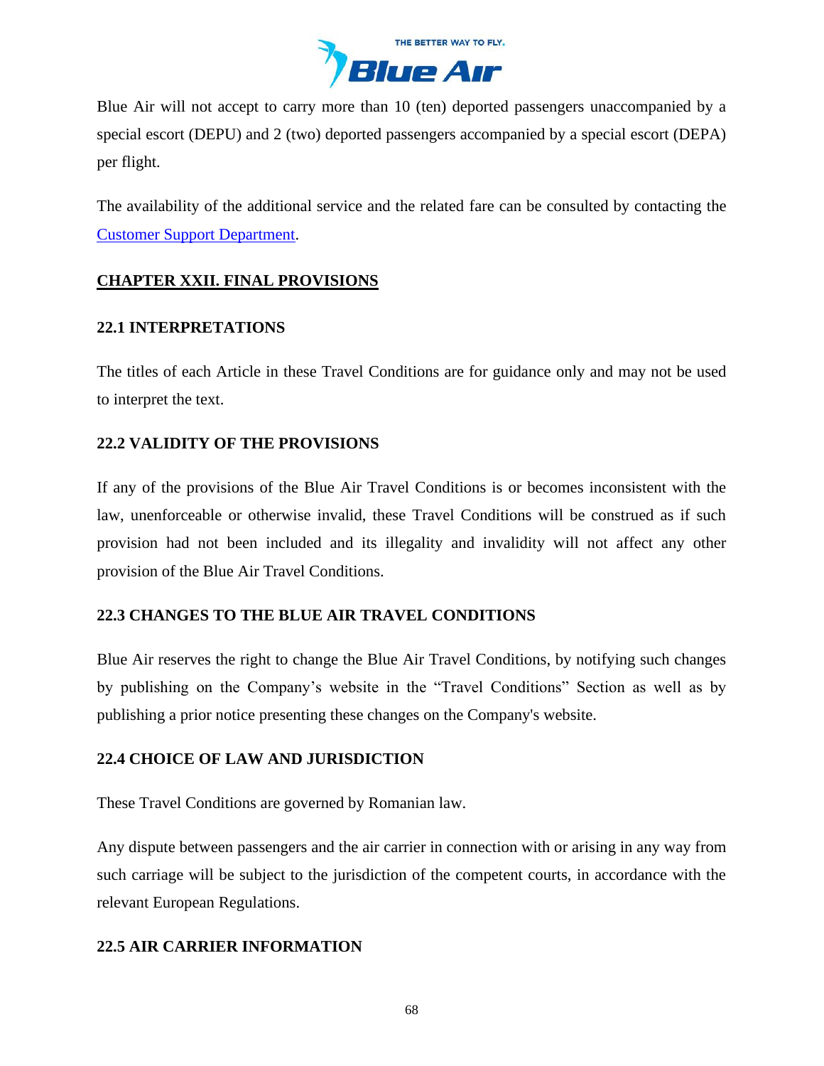Blue Air will not accept to carry more than 10 (ten) deported passengers unaccompanied by a special escort (DEPU) and 2 (two) deported passengers accompanied by a special escort (DEPA) per flight.

The availability of the additional service and the related fare can be consulted by contacting the Customer Support Department.

## CHAPTER XXII. FINAL PROVISIONS

### 22.1 INTERPRETATIONS

The titles of each Article in these Travel Conditions are for guidance only and may not be used to interpret the text.

### 22.2 VALIDITY OF THE PROVISIONS

If any of the provisions of the Blue Air Travel Conditions is or becomes inconsistent with the law, unenforceable or otherwise invalid, these Travel Conditions will be construed as if such provision had not been included and its illegality and invalidity will not affect any other provision of the Blue Air Travel Conditions.

### 22.3 CHANGES TO THE BLUE AIR TRAVEL CONDITIONS

Blue Air reserves the right to change the Blue Air Travel Conditions, by notifying such changes by publishing on the Company's website in the "Travel Conditions" Section as well as by publishing a prior notice presenting these changes on the Company's website.

### 22.4 CHOICE OF LAW AND JURISDICTION

These Travel Conditions are governed by Romanian law.

Any dispute between passengers and the air carrier in connection with or arising in any way from such carriage will be subject to the jurisdiction of the competent courts, in accordance with the relevant European Regulations.

### 22.5 AIR CARRIER INFORMATION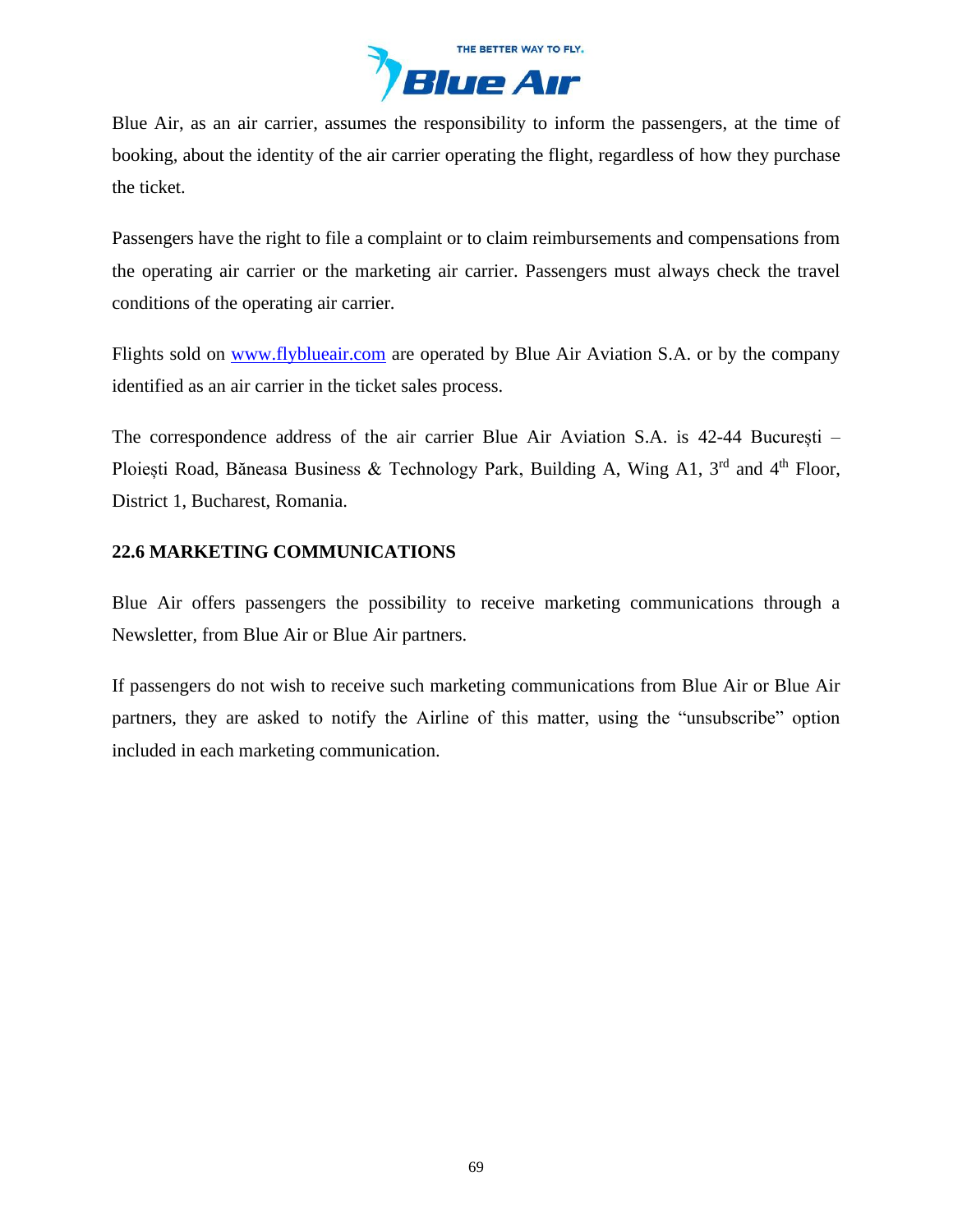Blue Air, as an air carrier, assumes the responsibility to inform the passengers, at the time of booking, about the identity of the air carrier operating the flight, regardless of how they purchase the ticket.

Passengers have the right to file a complaint or to claim reimbursements and compensations from the operating air carrier or the marketing air carrier. Passengers must always check the travel conditions of the operating air carrier.

Flights sold on www.flyblueair.com are operated by Blue Air Aviation S.A. or by the company identified as an air carrier in the ticket sales process.

The correspondence address of the air carrier Blue Air Aviation S.A. is 42-44 București – Ploiești Road, Băneasa Business & Technology Park, Building A, Wing A1, 3rd and 4th Floor, District 1, Bucharest, Romania.

### 22.6 MARKETING COMMUNICATIONS

Blue Air offers passengers the possibility to receive marketing communications through a Newsletter, from Blue Air or Blue Air partners.

If passengers do not wish to receive such marketing communications from Blue Air or Blue Air partners, they are asked to notify the Airline of this matter, using the "unsubscribe" option included in each marketing communication.